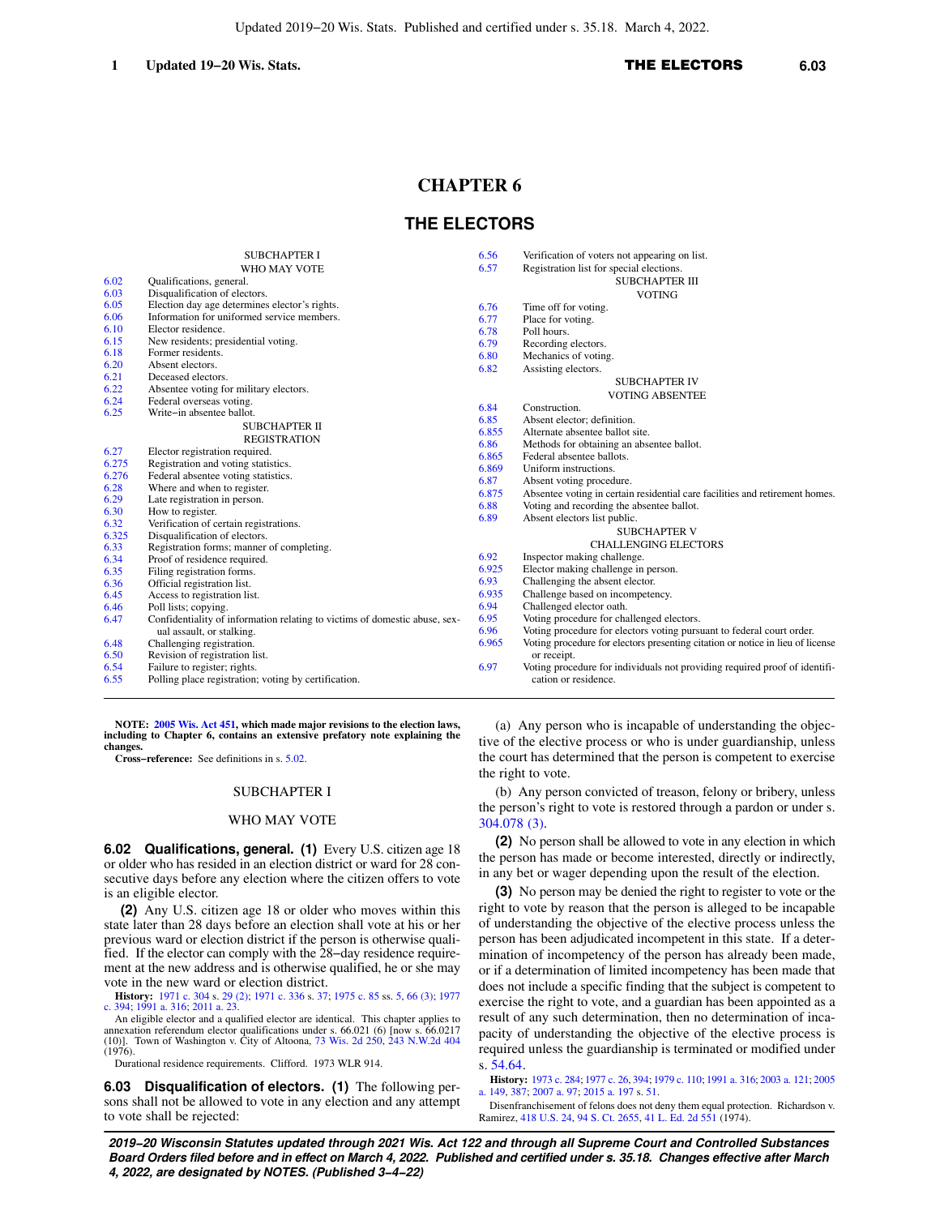# CHAPTER 6

# THE ELECTORS

| | |
|---|---|
| | SUBCHAPTER I |
| | WHO MAY VOTE |
| 6.02 | Qualifications, general. |
| 6.03 | Disqualification of electors. |
| 6.05 | Election day age determines elector's rights. |
| 6.06 | Information for uniformed service members. |
| 6.10 | Elector residence. |
| 6.15 | New residents; presidential voting. |
| 6.18 | Former residents. |
| 6.20 | Absent electors. |
| 6.21 | Deceased electors. |
| 6.22 | Absentee voting for military electors. |
| 6.24 | Federal overseas voting. |
| 6.25 | Write–in absentee ballot. |
| | SUBCHAPTER II |
| | REGISTRATION |
| 6.27 | Elector registration required. |
| 6.275 | Registration and voting statistics. |
| 6.276 | Federal absentee voting statistics. |
| 6.28 | Where and when to register. |
| 6.29 | Late registration in person. |
| 6.30 | How to register. |
| 6.32 | Verification of certain registrations. |
| 6.325 | Disqualification of electors. |
| 6.33 | Registration forms; manner of completing. |
| 6.34 | Proof of residence required. |
| 6.35 | Filing registration forms. |
| 6.36 | Official registration list. |
| 6.45 | Access to registration list. |
| 6.46 | Poll lists; copying. |
| 6.47 | Confidentiality of information relating to victims of domestic abuse, sexual assault, or stalking. |
| 6.48 | Challenging registration. |
| 6.50 | Revision of registration list. |
| 6.54 | Failure to register; rights. |
| 6.55 | Polling place registration; voting by certification. |
| 6.56 | Verification of voters not appearing on list. |
| 6.57 | Registration list for special elections. |
| | SUBCHAPTER III |
| | VOTING |
| 6.76 | Time off for voting. |
| 6.77 | Place for voting. |
| 6.78 | Poll hours. |
| 6.79 | Recording electors. |
| 6.80 | Mechanics of voting. |
| 6.82 | Assisting electors. |
| | SUBCHAPTER IV |
| | VOTING ABSENTEE |
| 6.84 | Construction. |
| 6.85 | Absent elector; definition. |
| 6.855 | Alternate absentee ballot site. |
| 6.86 | Methods for obtaining an absentee ballot. |
| 6.865 | Federal absentee ballots. |
| 6.869 | Uniform instructions. |
| 6.87 | Absent voting procedure. |
| 6.875 | Absentee voting in certain residential care facilities and retirement homes. |
| 6.88 | Voting and recording the absentee ballot. |
| 6.89 | Absent electors list public. |
| | SUBCHAPTER V |
| | CHALLENGING ELECTORS |
| 6.92 | Inspector making challenge. |
| 6.925 | Elector making challenge in person. |
| 6.93 | Challenging the absent elector. |
| 6.935 | Challenge based on incompetency. |
| 6.94 | Challenged elector oath. |
| 6.95 | Voting procedure for challenged electors. |
| 6.96 | Voting procedure for electors voting pursuant to federal court order. |
| 6.965 | Voting procedure for electors presenting citation or notice in lieu of license or receipt. |
| 6.97 | Voting procedure for individuals not providing required proof of identification or residence. |

**NOTE: 2005 Wis. Act 451, which made major revisions to the election laws, including to Chapter 6, contains an extensive prefatory note explaining the changes.**

**Cross–reference:** See definitions in s. 5.02.

## SUBCHAPTER I

## WHO MAY VOTE

**6.02 Qualifications, general. (1)** Every U.S. citizen age 18 or older who has resided in an election district or ward for 28 consecutive days before any election where the citizen offers to vote is an eligible elector.

**(2)** Any U.S. citizen age 18 or older who moves within this state later than 28 days before an election shall vote at his or her previous ward or election district if the person is otherwise qualified. If the elector can comply with the 28–day residence requirement at the new address and is otherwise qualified, he or she may vote in the new ward or election district.

**History:** 1971 c. 304 s. 29 (2); 1971 c. 336 s. 37; 1975 c. 85 ss. 5, 66 (3); 1977 c. 394; 1991 a. 316; 2011 a. 23.

An eligible elector and a qualified elector are identical. This chapter applies to annexation referendum elector qualifications under s. 66.021 (6) [now s. 66.0217 (10)]. Town of Washington v. City of Altoona, 73 Wis. 2d 250, 243 N.W.2d 404 (1976).

Durational residence requirements. Clifford. 1973 WLR 914.

**6.03 Disqualification of electors. (1)** The following persons shall not be allowed to vote in any election and any attempt to vote shall be rejected:

(a) Any person who is incapable of understanding the objective of the elective process or who is under guardianship, unless the court has determined that the person is competent to exercise the right to vote.

(b) Any person convicted of treason, felony or bribery, unless the person's right to vote is restored through a pardon or under s. 304.078 (3).

**(2)** No person shall be allowed to vote in any election in which the person has made or become interested, directly or indirectly, in any bet or wager depending upon the result of the election.

**(3)** No person may be denied the right to register to vote or the right to vote by reason that the person is alleged to be incapable of understanding the objective of the elective process unless the person has been adjudicated incompetent in this state. If a determination of incompetency of the person has already been made, or if a determination of limited incompetency has been made that does not include a specific finding that the subject is competent to exercise the right to vote, and a guardian has been appointed as a result of any such determination, then no determination of incapacity of understanding the objective of the elective process is required unless the guardianship is terminated or modified under s. 54.64.

**History:** 1973 c. 284; 1977 c. 26, 394; 1979 c. 110; 1991 a. 316; 2003 a. 121; 2005 a. 149, 387; 2007 a. 97; 2015 a. 197 s. 51.

Disenfranchisement of felons does not deny them equal protection. Richardson v. Ramirez, 418 U.S. 24, 94 S. Ct. 2655, 41 L. Ed. 2d 551 (1974).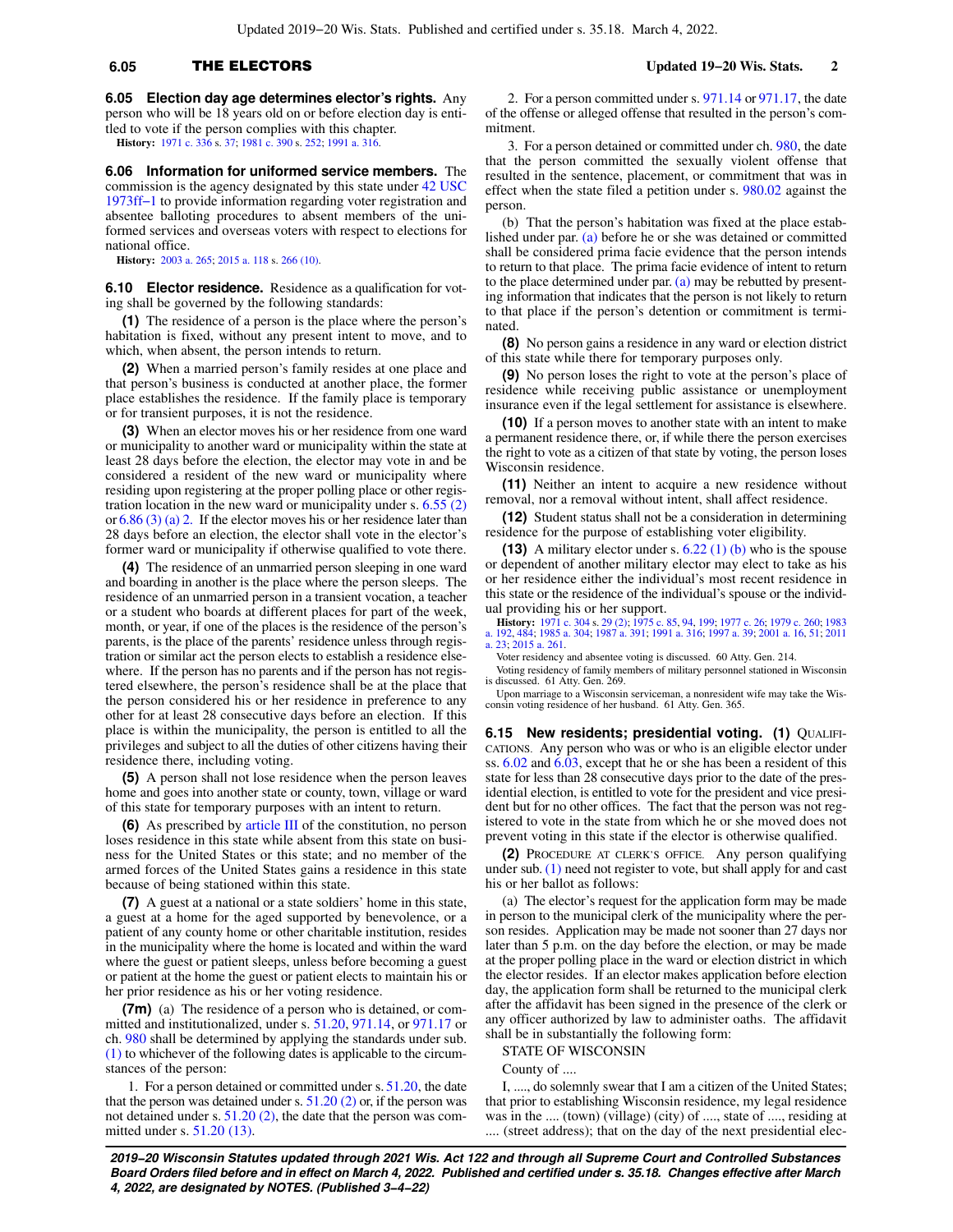**6.05 Election day age determines elector's rights.** Any person who will be 18 years old on or before election day is entitled to vote if the person complies with this chapter.

**History:** 1971 c. 336 s. 37; 1981 c. 390 s. 252; 1991 a. 316.

**6.06 Information for uniformed service members.** The commission is the agency designated by this state under 42 USC 1973ff-1 to provide information regarding voter registration and absentee balloting procedures to absent members of the uniformed services and overseas voters with respect to elections for national office.

**History:** 2003 a. 265; 2015 a. 118 s. 266 (10).

**6.10 Elector residence.** Residence as a qualification for voting shall be governed by the following standards:

**(1)** The residence of a person is the place where the person's habitation is fixed, without any present intent to move, and to which, when absent, the person intends to return.

**(2)** When a married person's family resides at one place and that person's business is conducted at another place, the former place establishes the residence. If the family place is temporary or for transient purposes, it is not the residence.

**(3)** When an elector moves his or her residence from one ward or municipality to another ward or municipality within the state at least 28 days before the election, the elector may vote in and be considered a resident of the new ward or municipality where residing upon registering at the proper polling place or other registration location in the new ward or municipality under s. 6.55 (2) or 6.86 (3) (a) 2. If the elector moves his or her residence later than 28 days before an election, the elector shall vote in the elector's former ward or municipality if otherwise qualified to vote there.

**(4)** The residence of an unmarried person sleeping in one ward and boarding in another is the place where the person sleeps. The residence of an unmarried person in a transient vocation, a teacher or a student who boards at different places for part of the week, month, or year, if one of the places is the residence of the person's parents, is the place of the parents' residence unless through registration or similar act the person elects to establish a residence elsewhere. If the person has no parents and if the person has not registered elsewhere, the person's residence shall be at the place that the person considered his or her residence in preference to any other for at least 28 consecutive days before an election. If this place is within the municipality, the person is entitled to all the privileges and subject to all the duties of other citizens having their residence there, including voting.

**(5)** A person shall not lose residence when the person leaves home and goes into another state or county, town, village or ward of this state for temporary purposes with an intent to return.

**(6)** As prescribed by article III of the constitution, no person loses residence in this state while absent from this state on business for the United States or this state; and no member of the armed forces of the United States gains a residence in this state because of being stationed within this state.

**(7)** A guest at a national or a state soldiers' home in this state, a guest at a home for the aged supported by benevolence, or a patient of any county home or other charitable institution, resides in the municipality where the home is located and within the ward where the guest or patient sleeps, unless before becoming a guest or patient at the home the guest or patient elects to maintain his or her prior residence as his or her voting residence.

**(7m)** (a) The residence of a person who is detained, or committed and institutionalized, under s. 51.20, 971.14, or 971.17 or ch. 980 shall be determined by applying the standards under sub. (1) to whichever of the following dates is applicable to the circumstances of the person:

1. For a person detained or committed under s. 51.20, the date that the person was detained under s. 51.20 (2) or, if the person was not detained under s. 51.20 (2), the date that the person was committed under s. 51.20 (13).

2. For a person committed under s. 971.14 or 971.17, the date of the offense or alleged offense that resulted in the person's commitment.

3. For a person detained or committed under ch. 980, the date that the person committed the sexually violent offense that resulted in the sentence, placement, or commitment that was in effect when the state filed a petition under s. 980.02 against the person.

(b) That the person's habitation was fixed at the place established under par. (a) before he or she was detained or committed shall be considered prima facie evidence that the person intends to return to that place. The prima facie evidence of intent to return to the place determined under par. (a) may be rebutted by presenting information that indicates that the person is not likely to return to that place if the person's detention or commitment is terminated.

**(8)** No person gains a residence in any ward or election district of this state while there for temporary purposes only.

**(9)** No person loses the right to vote at the person's place of residence while receiving public assistance or unemployment insurance even if the legal settlement for assistance is elsewhere.

**(10)** If a person moves to another state with an intent to make a permanent residence there, or, if while there the person exercises the right to vote as a citizen of that state by voting, the person loses Wisconsin residence.

**(11)** Neither an intent to acquire a new residence without removal, nor a removal without intent, shall affect residence.

**(12)** Student status shall not be a consideration in determining residence for the purpose of establishing voter eligibility.

**(13)** A military elector under s. 6.22 (1) (b) who is the spouse or dependent of another military elector may elect to take as his or her residence either the individual's most recent residence in this state or the residence of the individual's spouse or the individual providing his or her support.

**History:** 1971 c. 304 s. 29 (2); 1975 c. 85, 94, 199; 1977 c. 26; 1979 c. 260; 1983 a. 192, 484; 1985 a. 304; 1987 a. 391; 1991 a. 316; 1997 a. 39; 2001 a. 16, 51; 2011 a. 23; 2015 a. 261.

Voter residency and absentee voting is discussed. 60 Atty. Gen. 214.

Voting residency of family members of military personnel stationed in Wisconsin is discussed. 61 Atty. Gen. 269.

Upon marriage to a Wisconsin serviceman, a nonresident wife may take the Wisconsin voting residence of her husband. 61 Atty. Gen. 365.

**6.15 New residents; presidential voting. (1)** QUALIFICATIONS. Any person who was or who is an eligible elector under ss. 6.02 and 6.03, except that he or she has been a resident of this state for less than 28 consecutive days prior to the date of the presidential election, is entitled to vote for the president and vice president but for no other offices. The fact that the person was not registered to vote in the state from which he or she moved does not prevent voting in this state if the elector is otherwise qualified.

**(2)** PROCEDURE AT CLERK'S OFFICE. Any person qualifying under sub. (1) need not register to vote, but shall apply for and cast his or her ballot as follows:

(a) The elector's request for the application form may be made in person to the municipal clerk of the municipality where the person resides. Application may be made not sooner than 27 days nor later than 5 p.m. on the day before the election, or may be made at the proper polling place in the ward or election district in which the elector resides. If an elector makes application before election day, the application form shall be returned to the municipal clerk after the affidavit has been signed in the presence of the clerk or any officer authorized by law to administer oaths. The affidavit shall be in substantially the following form:

STATE OF WISCONSIN

County of ....

I, ...., do solemnly swear that I am a citizen of the United States; that prior to establishing Wisconsin residence, my legal residence was in the .... (town) (village) (city) of ...., state of ...., residing at .... (street address); that on the day of the next presidential elec-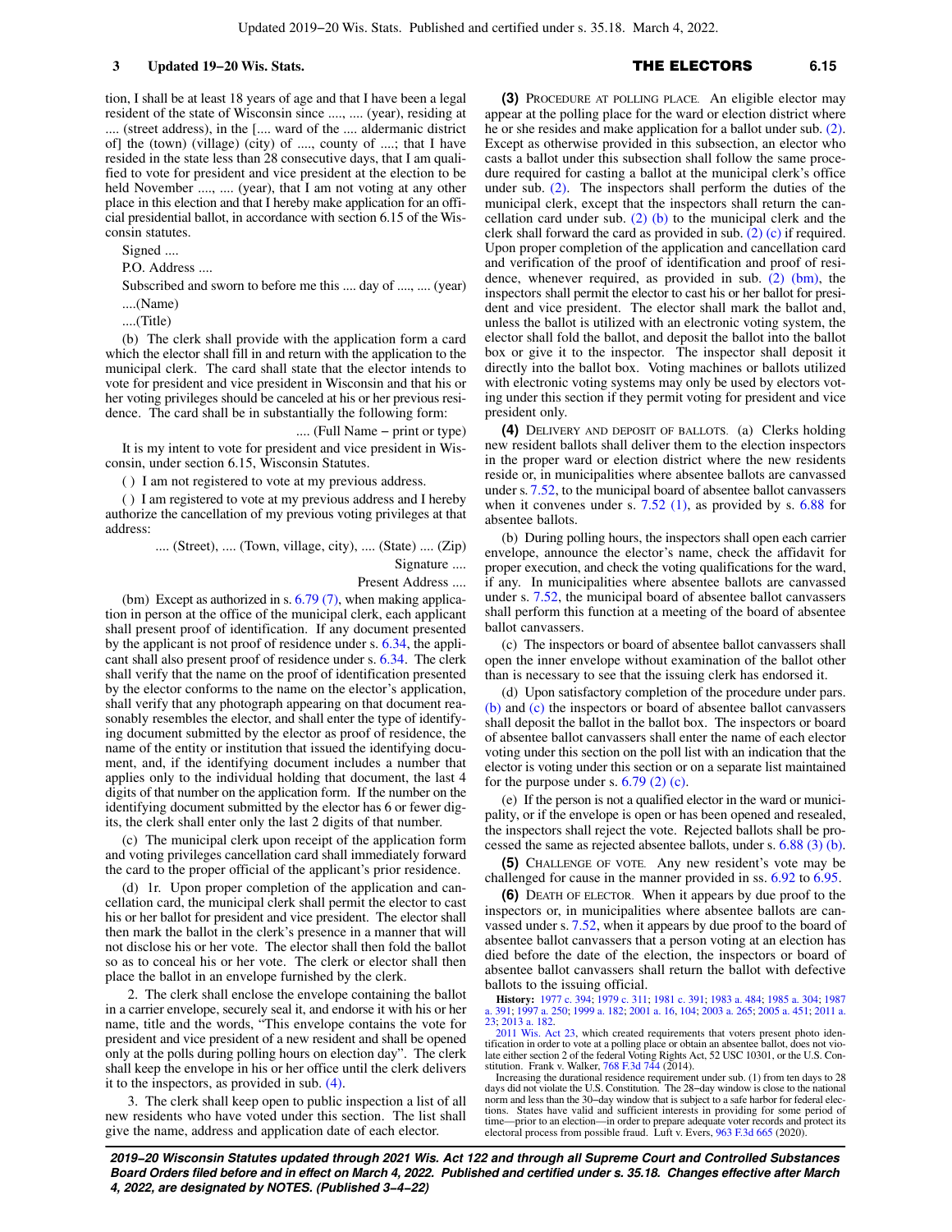tion, I shall be at least 18 years of age and that I have been a legal resident of the state of Wisconsin since ...., .... (year), residing at .... (street address), in the [.... ward of the .... aldermanic district of] the (town) (village) (city) of ...., county of ....; that I have resided in the state less than 28 consecutive days, that I am qualified to vote for president and vice president at the election to be held November ...., .... (year), that I am not voting at any other place in this election and that I hereby make application for an official presidential ballot, in accordance with section 6.15 of the Wisconsin statutes.

Signed ....

P.O. Address ....

Subscribed and sworn to before me this .... day of ...., .... (year)

....(Name)

....(Title)

(b) The clerk shall provide with the application form a card which the elector shall fill in and return with the application to the municipal clerk. The card shall state that the elector intends to vote for president and vice president in Wisconsin and that his or her voting privileges should be canceled at his or her previous residence. The card shall be in substantially the following form:

.... (Full Name – print or type)

It is my intent to vote for president and vice president in Wisconsin, under section 6.15, Wisconsin Statutes.

( ) I am not registered to vote at my previous address.

( ) I am registered to vote at my previous address and I hereby authorize the cancellation of my previous voting privileges at that address:

.... (Street), .... (Town, village, city), .... (State) .... (Zip)

Signature ....

Present Address ....

(bm) Except as authorized in s. 6.79 (7), when making application in person at the office of the municipal clerk, each applicant shall present proof of identification. If any document presented by the applicant is not proof of residence under s. 6.34, the applicant shall also present proof of residence under s. 6.34. The clerk shall verify that the name on the proof of identification presented by the elector conforms to the name on the elector's application, shall verify that any photograph appearing on that document reasonably resembles the elector, and shall enter the type of identifying document submitted by the elector as proof of residence, the name of the entity or institution that issued the identifying document, and, if the identifying document includes a number that applies only to the individual holding that document, the last 4 digits of that number on the application form. If the number on the identifying document submitted by the elector has 6 or fewer digits, the clerk shall enter only the last 2 digits of that number.

(c) The municipal clerk upon receipt of the application form and voting privileges cancellation card shall immediately forward the card to the proper official of the applicant's prior residence.

(d) 1r. Upon proper completion of the application and cancellation card, the municipal clerk shall permit the elector to cast his or her ballot for president and vice president. The elector shall then mark the ballot in the clerk's presence in a manner that will not disclose his or her vote. The elector shall then fold the ballot so as to conceal his or her vote. The clerk or elector shall then place the ballot in an envelope furnished by the clerk.

2. The clerk shall enclose the envelope containing the ballot in a carrier envelope, securely seal it, and endorse it with his or her name, title and the words, "This envelope contains the vote for president and vice president of a new resident and shall be opened only at the polls during polling hours on election day". The clerk shall keep the envelope in his or her office until the clerk delivers it to the inspectors, as provided in sub. (4).

3. The clerk shall keep open to public inspection a list of all new residents who have voted under this section. The list shall give the name, address and application date of each elector.

**(3)** PROCEDURE AT POLLING PLACE. An eligible elector may appear at the polling place for the ward or election district where he or she resides and make application for a ballot under sub. (2). Except as otherwise provided in this subsection, an elector who casts a ballot under this subsection shall follow the same procedure required for casting a ballot at the municipal clerk's office under sub. (2). The inspectors shall perform the duties of the municipal clerk, except that the inspectors shall return the cancellation card under sub. (2) (b) to the municipal clerk and the clerk shall forward the card as provided in sub. (2) (c) if required. Upon proper completion of the application and cancellation card and verification of the proof of identification and proof of residence, whenever required, as provided in sub. (2) (bm), the inspectors shall permit the elector to cast his or her ballot for president and vice president. The elector shall mark the ballot and, unless the ballot is utilized with an electronic voting system, the elector shall fold the ballot, and deposit the ballot into the ballot box or give it to the inspector. The inspector shall deposit it directly into the ballot box. Voting machines or ballots utilized with electronic voting systems may only be used by electors voting under this section if they permit voting for president and vice president only.

**(4)** DELIVERY AND DEPOSIT OF BALLOTS. (a) Clerks holding new resident ballots shall deliver them to the election inspectors in the proper ward or election district where the new residents reside or, in municipalities where absentee ballots are canvassed under s. 7.52, to the municipal board of absentee ballot canvassers when it convenes under s. 7.52 (1), as provided by s. 6.88 for absentee ballots.

(b) During polling hours, the inspectors shall open each carrier envelope, announce the elector's name, check the affidavit for proper execution, and check the voting qualifications for the ward, if any. In municipalities where absentee ballots are canvassed under s. 7.52, the municipal board of absentee ballot canvassers shall perform this function at a meeting of the board of absentee ballot canvassers.

(c) The inspectors or board of absentee ballot canvassers shall open the inner envelope without examination of the ballot other than is necessary to see that the issuing clerk has endorsed it.

(d) Upon satisfactory completion of the procedure under pars. (b) and (c) the inspectors or board of absentee ballot canvassers shall deposit the ballot in the ballot box. The inspectors or board of absentee ballot canvassers shall enter the name of each elector voting under this section on the poll list with an indication that the elector is voting under this section or on a separate list maintained for the purpose under s. 6.79 (2) (c).

(e) If the person is not a qualified elector in the ward or municipality, or if the envelope is open or has been opened and resealed, the inspectors shall reject the vote. Rejected ballots shall be processed the same as rejected absentee ballots, under s. 6.88 (3) (b).

**(5)** CHALLENGE OF VOTE. Any new resident's vote may be challenged for cause in the manner provided in ss. 6.92 to 6.95.

**(6)** DEATH OF ELECTOR. When it appears by due proof to the inspectors or, in municipalities where absentee ballots are canvassed under s. 7.52, when it appears by due proof to the board of absentee ballot canvassers that a person voting at an election has died before the date of the election, the inspectors or board of absentee ballot canvassers shall return the ballot with defective ballots to the issuing official.

**History:** 1977 c. 394; 1979 c. 311; 1981 c. 391; 1983 a. 484; 1985 a. 304; 1987 a. 391; 1997 a. 250; 1999 a. 182; 2001 a. 16, 104; 2003 a. 265; 2005 a. 451; 2011 a. 23; 2013 a. 182.

2011 Wis. Act 23, which created requirements that voters present photo identification in order to vote at a polling place or obtain an absentee ballot, does not violate either section 2 of the federal Voting Rights Act, 52 USC 10301, or the U.S. Constitution. Frank v. Walker, 768 F.3d 744 (2014).

Increasing the durational residence requirement under sub. (1) from ten days to 28 days did not violate the U.S. Constitution. The 28-day window is close to the national norm and less than the 30-day window that is subject to a safe harbor for federal elections. States have valid and sufficient interests in providing for some period of time—prior to an election—in order to prepare adequate voter records and protect its electoral process from possible fraud. Luft v. Evers, 963 F.3d 665 (2020).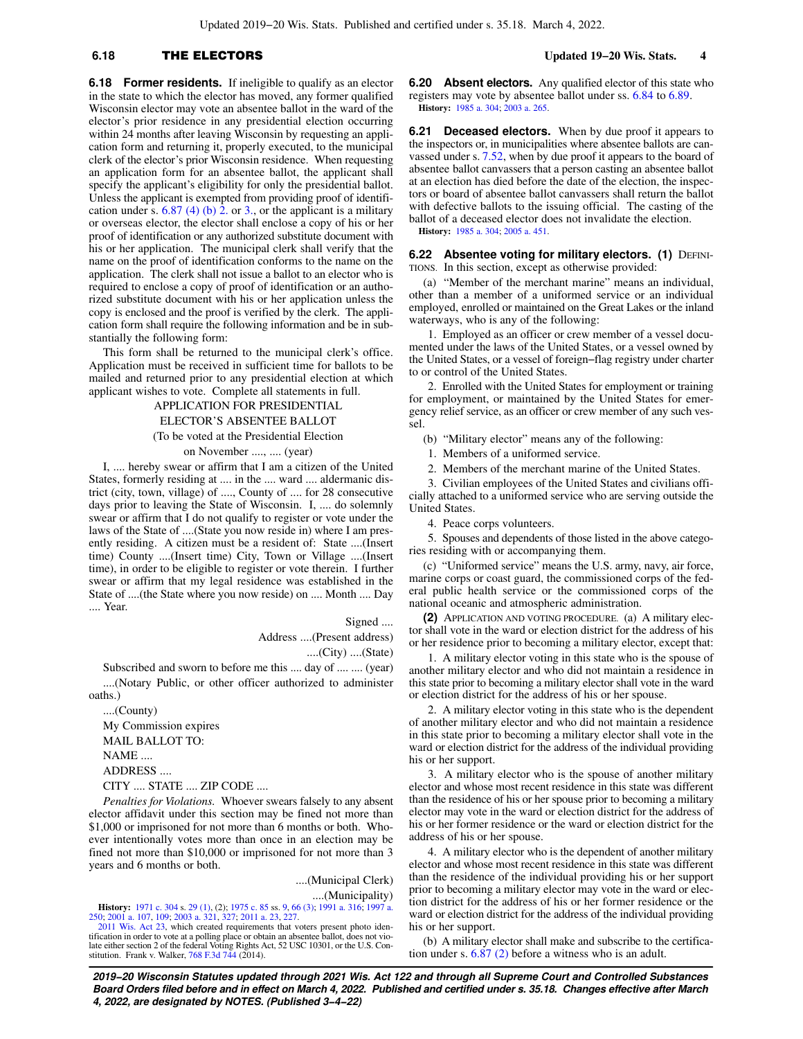**6.18 Former residents.** If ineligible to qualify as an elector in the state to which the elector has moved, any former qualified Wisconsin elector may vote an absentee ballot in the ward of the elector's prior residence in any presidential election occurring within 24 months after leaving Wisconsin by requesting an application form and returning it, properly executed, to the municipal clerk of the elector's prior Wisconsin residence. When requesting an application form for an absentee ballot, the applicant shall specify the applicant's eligibility for only the presidential ballot. Unless the applicant is exempted from providing proof of identification under s. 6.87 (4) (b) 2. or 3., or the applicant is a military or overseas elector, the elector shall enclose a copy of his or her proof of identification or any authorized substitute document with his or her application. The municipal clerk shall verify that the name on the proof of identification conforms to the name on the application. The clerk shall not issue a ballot to an elector who is required to enclose a copy of proof of identification or an authorized substitute document with his or her application unless the copy is enclosed and the proof is verified by the clerk. The application form shall require the following information and be in substantially the following form:

This form shall be returned to the municipal clerk's office. Application must be received in sufficient time for ballots to be mailed and returned prior to any presidential election at which applicant wishes to vote. Complete all statements in full.

APPLICATION FOR PRESIDENTIAL ELECTOR'S ABSENTEE BALLOT

(To be voted at the Presidential Election on November ...., .... (year)

I, .... hereby swear or affirm that I am a citizen of the United States, formerly residing at .... in the .... ward .... aldermanic district (city, town, village) of ...., County of .... for 28 consecutive days prior to leaving the State of Wisconsin. I, .... do solemnly swear or affirm that I do not qualify to register or vote under the laws of the State of ....(State you now reside in) where I am presently residing. A citizen must be a resident of: State ....(Insert time) County ....(Insert time) City, Town or Village ....(Insert time), in order to be eligible to register or vote therein. I further swear or affirm that my legal residence was established in the State of ....(the State where you now reside) on .... Month .... Day .... Year.

Signed ....

Address ....(Present address)

....(City) ....(State)

Subscribed and sworn to before me this .... day of .... .... (year)

....(Notary Public, or other officer authorized to administer oaths.)

....(County)

My Commission expires

MAIL BALLOT TO:

NAME ....

ADDRESS ....

CITY .... STATE .... ZIP CODE ....

*Penalties for Violations.* Whoever swears falsely to any absent elector affidavit under this section may be fined not more than $1,000 or imprisoned for not more than 6 months or both. Whoever intentionally votes more than once in an election may be fined not more than $10,000 or imprisoned for not more than 3 years and 6 months or both.

....(Municipal Clerk)

....(Municipality)

**History:** 1971 c. 304 s. 29 (1), (2); 1975 c. 85 ss. 9, 66 (3); 1991 a. 316; 1997 a. 250; 2001 a. 107, 109; 2003 a. 321, 327; 2011 a. 23, 227.

2011 Wis. Act 23, which created requirements that voters present photo identification in order to vote at a polling place or obtain an absentee ballot, does not violate either section 2 of the federal Voting Rights Act, 52 USC 10301, or the U.S. Constitution. Frank v. Walker, 768 F.3d 744 (2014).

**6.20 Absent electors.** Any qualified elector of this state who registers may vote by absentee ballot under ss. 6.84 to 6.89.

**History:** 1985 a. 304; 2003 a. 265.

**6.21 Deceased electors.** When by due proof it appears to the inspectors or, in municipalities where absentee ballots are canvassed under s. 7.52, when by due proof it appears to the board of absentee ballot canvassers that a person casting an absentee ballot at an election has died before the date of the election, the inspectors or board of absentee ballot canvassers shall return the ballot with defective ballots to the issuing official. The casting of the ballot of a deceased elector does not invalidate the election.

**History:** 1985 a. 304; 2005 a. 451.

**6.22 Absentee voting for military electors. (1)** DEFINITIONS. In this section, except as otherwise provided:

(a) "Member of the merchant marine" means an individual, other than a member of a uniformed service or an individual employed, enrolled or maintained on the Great Lakes or the inland waterways, who is any of the following:

1. Employed as an officer or crew member of a vessel documented under the laws of the United States, or a vessel owned by the United States, or a vessel of foreign-flag registry under charter to or control of the United States.

2. Enrolled with the United States for employment or training for employment, or maintained by the United States for emergency relief service, as an officer or crew member of any such vessel.

(b) "Military elector" means any of the following:

1. Members of a uniformed service.

2. Members of the merchant marine of the United States.

3. Civilian employees of the United States and civilians officially attached to a uniformed service who are serving outside the United States.

4. Peace corps volunteers.

5. Spouses and dependents of those listed in the above categories residing with or accompanying them.

(c) "Uniformed service" means the U.S. army, navy, air force, marine corps or coast guard, the commissioned corps of the federal public health service or the commissioned corps of the national oceanic and atmospheric administration.

**(2)** APPLICATION AND VOTING PROCEDURE. (a) A military elector shall vote in the ward or election district for the address of his or her residence prior to becoming a military elector, except that:

1. A military elector voting in this state who is the spouse of another military elector and who did not maintain a residence in this state prior to becoming a military elector shall vote in the ward or election district for the address of his or her spouse.

2. A military elector voting in this state who is the dependent of another military elector and who did not maintain a residence in this state prior to becoming a military elector shall vote in the ward or election district for the address of the individual providing his or her support.

3. A military elector who is the spouse of another military elector and whose most recent residence in this state was different than the residence of his or her spouse prior to becoming a military elector may vote in the ward or election district for the address of his or her former residence or the ward or election district for the address of his or her spouse.

4. A military elector who is the dependent of another military elector and whose most recent residence in this state was different than the residence of the individual providing his or her support prior to becoming a military elector may vote in the ward or election district for the address of his or her former residence or the ward or election district for the address of the individual providing his or her support.

(b) A military elector shall make and subscribe to the certification under s. 6.87 (2) before a witness who is an adult.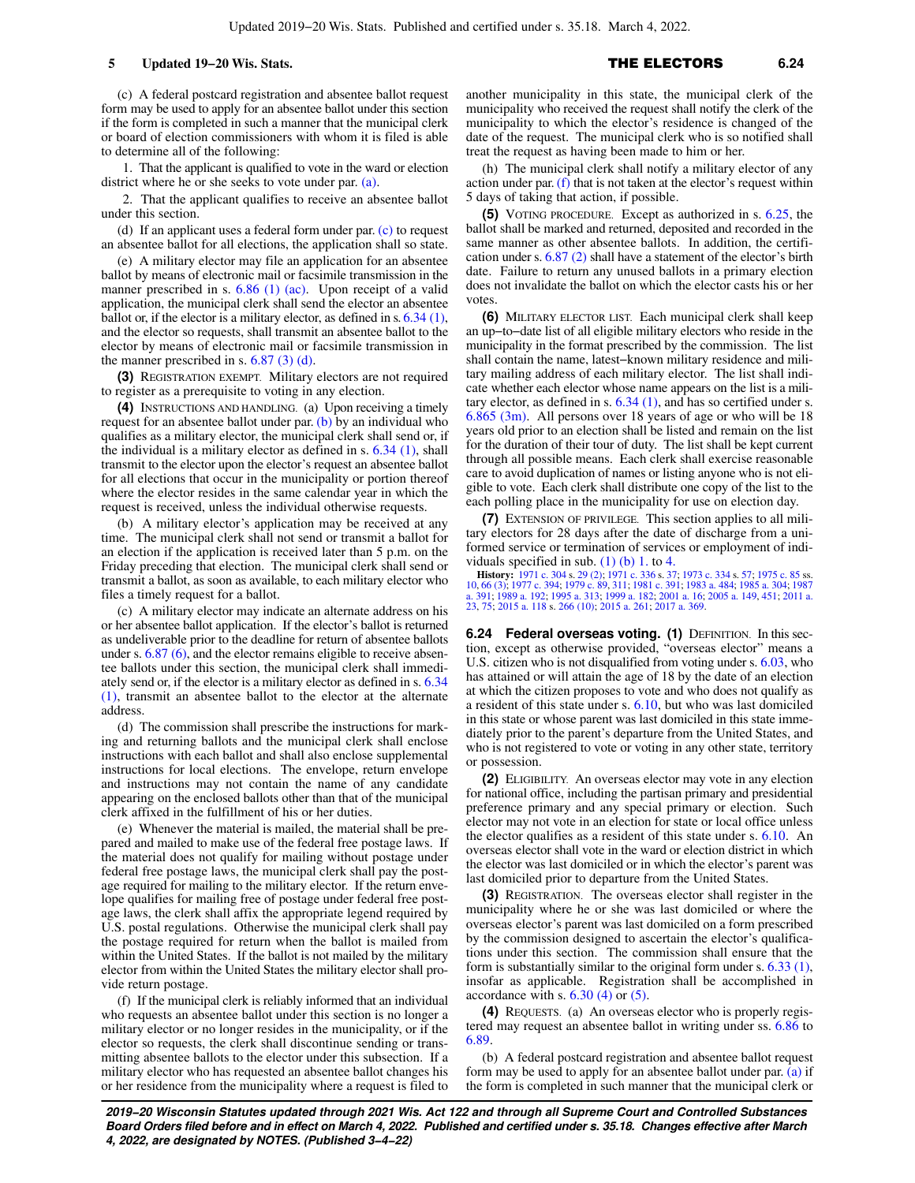(c) A federal postcard registration and absentee ballot request form may be used to apply for an absentee ballot under this section if the form is completed in such a manner that the municipal clerk or board of election commissioners with whom it is filed is able to determine all of the following:

1. That the applicant is qualified to vote in the ward or election district where he or she seeks to vote under par. (a).

2. That the applicant qualifies to receive an absentee ballot under this section.

(d) If an applicant uses a federal form under par. (c) to request an absentee ballot for all elections, the application shall so state.

(e) A military elector may file an application for an absentee ballot by means of electronic mail or facsimile transmission in the manner prescribed in s. 6.86 (1) (ac). Upon receipt of a valid application, the municipal clerk shall send the elector an absentee ballot or, if the elector is a military elector, as defined in s. 6.34 (1), and the elector so requests, shall transmit an absentee ballot to the elector by means of electronic mail or facsimile transmission in the manner prescribed in s. 6.87 (3) (d).

**(3)** REGISTRATION EXEMPT. Military electors are not required to register as a prerequisite to voting in any election.

**(4)** INSTRUCTIONS AND HANDLING. (a) Upon receiving a timely request for an absentee ballot under par. (b) by an individual who qualifies as a military elector, the municipal clerk shall send or, if the individual is a military elector as defined in s. 6.34 (1), shall transmit to the elector upon the elector's request an absentee ballot for all elections that occur in the municipality or portion thereof where the elector resides in the same calendar year in which the request is received, unless the individual otherwise requests.

(b) A military elector's application may be received at any time. The municipal clerk shall not send or transmit a ballot for an election if the application is received later than 5 p.m. on the Friday preceding that election. The municipal clerk shall send or transmit a ballot, as soon as available, to each military elector who files a timely request for a ballot.

(c) A military elector may indicate an alternate address on his or her absentee ballot application. If the elector's ballot is returned as undeliverable prior to the deadline for return of absentee ballots under s. 6.87 (6), and the elector remains eligible to receive absentee ballots under this section, the municipal clerk shall immediately send or, if the elector is a military elector as defined in s. 6.34 (1), transmit an absentee ballot to the elector at the alternate address.

(d) The commission shall prescribe the instructions for marking and returning ballots and the municipal clerk shall enclose instructions with each ballot and shall also enclose supplemental instructions for local elections. The envelope, return envelope and instructions may not contain the name of any candidate appearing on the enclosed ballots other than that of the municipal clerk affixed in the fulfillment of his or her duties.

(e) Whenever the material is mailed, the material shall be prepared and mailed to make use of the federal free postage laws. If the material does not qualify for mailing without postage under federal free postage laws, the municipal clerk shall pay the postage required for mailing to the military elector. If the return envelope qualifies for mailing free of postage under federal free postage laws, the clerk shall affix the appropriate legend required by U.S. postal regulations. Otherwise the municipal clerk shall pay the postage required for return when the ballot is mailed from within the United States. If the ballot is not mailed by the military elector from within the United States the military elector shall provide return postage.

(f) If the municipal clerk is reliably informed that an individual who requests an absentee ballot under this section is no longer a military elector or no longer resides in the municipality, or if the elector so requests, the clerk shall discontinue sending or transmitting absentee ballots to the elector under this subsection. If a military elector who has requested an absentee ballot changes his or her residence from the municipality where a request is filed to another municipality in this state, the municipal clerk of the municipality who received the request shall notify the clerk of the municipality to which the elector's residence is changed of the date of the request. The municipal clerk who is so notified shall treat the request as having been made to him or her.

(h) The municipal clerk shall notify a military elector of any action under par. (f) that is not taken at the elector's request within 5 days of taking that action, if possible.

**(5)** VOTING PROCEDURE. Except as authorized in s. 6.25, the ballot shall be marked and returned, deposited and recorded in the same manner as other absentee ballots. In addition, the certification under s. 6.87 (2) shall have a statement of the elector's birth date. Failure to return any unused ballots in a primary election does not invalidate the ballot on which the elector casts his or her votes.

**(6)** MILITARY ELECTOR LIST. Each municipal clerk shall keep an up-to-date list of all eligible military electors who reside in the municipality in the format prescribed by the commission. The list shall contain the name, latest-known military residence and military mailing address of each military elector. The list shall indicate whether each elector whose name appears on the list is a military elector, as defined in s. 6.34 (1), and has so certified under s. 6.865 (3m). All persons over 18 years of age or who will be 18 years old prior to an election shall be listed and remain on the list for the duration of their tour of duty. The list shall be kept current through all possible means. Each clerk shall exercise reasonable care to avoid duplication of names or listing anyone who is not eligible to vote. Each clerk shall distribute one copy of the list to the each polling place in the municipality for use on election day.

**(7)** EXTENSION OF PRIVILEGE. This section applies to all military electors for 28 days after the date of discharge from a uniformed service or termination of services or employment of individuals specified in sub. (1) (b) 1. to 4.

**History:** 1971 c. 304 s. 29 (2); 1971 c. 336 s. 37; 1973 c. 334 s. 57; 1975 c. 85 ss. 10, 66 (3); 1977 c. 394; 1979 c. 89, 311; 1981 c. 391; 1983 a. 484; 1985 a. 304; 1987 a. 391; 1989 a. 192; 1995 a. 313; 1999 a. 182; 2001 a. 16; 2005 a. 149, 451; 2011 a. 23, 75; 2015 a. 118 s. 266 (10); 2015 a. 261; 2017 a. 369.

**6.24 Federal overseas voting. (1)** DEFINITION. In this section, except as otherwise provided, "overseas elector" means a U.S. citizen who is not disqualified from voting under s. 6.03, who has attained or will attain the age of 18 by the date of an election at which the citizen proposes to vote and who does not qualify as a resident of this state under s. 6.10, but who was last domiciled in this state or whose parent was last domiciled in this state immediately prior to the parent's departure from the United States, and who is not registered to vote or voting in any other state, territory or possession.

**(2)** ELIGIBILITY. An overseas elector may vote in any election for national office, including the partisan primary and presidential preference primary and any special primary or election. Such elector may not vote in an election for state or local office unless the elector qualifies as a resident of this state under s. 6.10. An overseas elector shall vote in the ward or election district in which the elector was last domiciled or in which the elector's parent was last domiciled prior to departure from the United States.

**(3)** REGISTRATION. The overseas elector shall register in the municipality where he or she was last domiciled or where the overseas elector's parent was last domiciled on a form prescribed by the commission designed to ascertain the elector's qualifications under this section. The commission shall ensure that the form is substantially similar to the original form under s. 6.33 (1), insofar as applicable. Registration shall be accomplished in accordance with s. 6.30 (4) or (5).

**(4)** REQUESTS. (a) An overseas elector who is properly registered may request an absentee ballot in writing under ss. 6.86 to 6.89.

(b) A federal postcard registration and absentee ballot request form may be used to apply for an absentee ballot under par. (a) if the form is completed in such manner that the municipal clerk or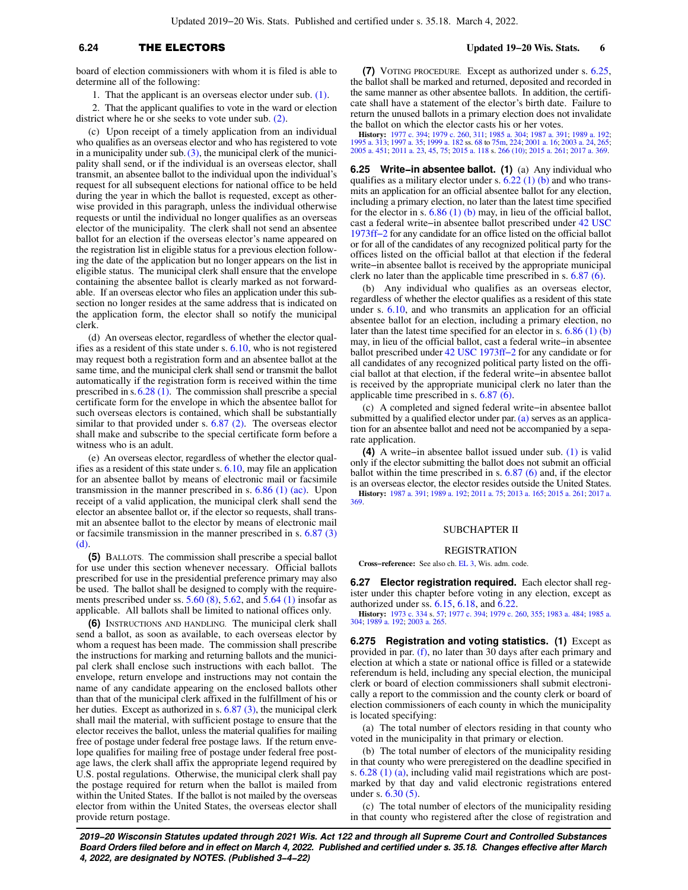board of election commissioners with whom it is filed is able to determine all of the following:

1. That the applicant is an overseas elector under sub. (1).

2. That the applicant qualifies to vote in the ward or election district where he or she seeks to vote under sub. (2).

(c) Upon receipt of a timely application from an individual who qualifies as an overseas elector and who has registered to vote in a municipality under sub. (3), the municipal clerk of the municipality shall send, or if the individual is an overseas elector, shall transmit, an absentee ballot to the individual upon the individual's request for all subsequent elections for national office to be held during the year in which the ballot is requested, except as otherwise provided in this paragraph, unless the individual otherwise requests or until the individual no longer qualifies as an overseas elector of the municipality. The clerk shall not send an absentee ballot for an election if the overseas elector's name appeared on the registration list in eligible status for a previous election following the date of the application but no longer appears on the list in eligible status. The municipal clerk shall ensure that the envelope containing the absentee ballot is clearly marked as not forwardable. If an overseas elector who files an application under this subsection no longer resides at the same address that is indicated on the application form, the elector shall so notify the municipal clerk.

(d) An overseas elector, regardless of whether the elector qualifies as a resident of this state under s. 6.10, who is not registered may request both a registration form and an absentee ballot at the same time, and the municipal clerk shall send or transmit the ballot automatically if the registration form is received within the time prescribed in s. 6.28 (1). The commission shall prescribe a special certificate form for the envelope in which the absentee ballot for such overseas electors is contained, which shall be substantially similar to that provided under s. 6.87 (2). The overseas elector shall make and subscribe to the special certificate form before a witness who is an adult.

(e) An overseas elector, regardless of whether the elector qualifies as a resident of this state under s. 6.10, may file an application for an absentee ballot by means of electronic mail or facsimile transmission in the manner prescribed in s. 6.86 (1) (ac). Upon receipt of a valid application, the municipal clerk shall send the elector an absentee ballot or, if the elector so requests, shall transmit an absentee ballot to the elector by means of electronic mail or facsimile transmission in the manner prescribed in s. 6.87 (3) (d).

**(5)** BALLOTS. The commission shall prescribe a special ballot for use under this section whenever necessary. Official ballots prescribed for use in the presidential preference primary may also be used. The ballot shall be designed to comply with the requirements prescribed under ss. 5.60 (8), 5.62, and 5.64 (1) insofar as applicable. All ballots shall be limited to national offices only.

**(6)** INSTRUCTIONS AND HANDLING. The municipal clerk shall send a ballot, as soon as available, to each overseas elector by whom a request has been made. The commission shall prescribe the instructions for marking and returning ballots and the municipal clerk shall enclose such instructions with each ballot. The envelope, return envelope and instructions may not contain the name of any candidate appearing on the enclosed ballots other than that of the municipal clerk affixed in the fulfillment of his or her duties. Except as authorized in s. 6.87 (3), the municipal clerk shall mail the material, with sufficient postage to ensure that the elector receives the ballot, unless the material qualifies for mailing free of postage under federal free postage laws. If the return envelope qualifies for mailing free of postage under federal free postage laws, the clerk shall affix the appropriate legend required by U.S. postal regulations. Otherwise, the municipal clerk shall pay the postage required for return when the ballot is mailed from within the United States. If the ballot is not mailed by the overseas elector from within the United States, the overseas elector shall provide return postage.

**(7)** VOTING PROCEDURE. Except as authorized under s. 6.25, the ballot shall be marked and returned, deposited and recorded in the same manner as other absentee ballots. In addition, the certificate shall have a statement of the elector's birth date. Failure to return the unused ballots in a primary election does not invalidate the ballot on which the elector casts his or her votes.

**History:** 1977 c. 394; 1979 c. 260, 311; 1985 a. 304; 1987 a. 391; 1989 a. 192; 1995 a. 313; 1997 a. 35; 1999 a. 182 ss. 68 to 75m, 224; 2001 a. 16; 2003 a. 24, 265; 2005 a. 451; 2011 a. 23, 45, 75; 2015 a. 118 s. 266 (10); 2015 a. 261; 2017 a. 369.

**6.25 Write−in absentee ballot. (1)** (a) Any individual who qualifies as a military elector under s. 6.22 (1) (b) and who transmits an application for an official absentee ballot for any election, including a primary election, no later than the latest time specified for the elector in s. 6.86 (1) (b) may, in lieu of the official ballot, cast a federal write−in absentee ballot prescribed under 42 USC 1973ff−2 for any candidate for an office listed on the official ballot or for all of the candidates of any recognized political party for the offices listed on the official ballot at that election if the federal write−in absentee ballot is received by the appropriate municipal clerk no later than the applicable time prescribed in s. 6.87 (6).

(b) Any individual who qualifies as an overseas elector, regardless of whether the elector qualifies as a resident of this state under s. 6.10, and who transmits an application for an official absentee ballot for an election, including a primary election, no later than the latest time specified for an elector in s. 6.86 (1) (b) may, in lieu of the official ballot, cast a federal write−in absentee ballot prescribed under 42 USC 1973ff−2 for any candidate or for all candidates of any recognized political party listed on the official ballot at that election, if the federal write−in absentee ballot is received by the appropriate municipal clerk no later than the applicable time prescribed in s. 6.87 (6).

(c) A completed and signed federal write−in absentee ballot submitted by a qualified elector under par. (a) serves as an application for an absentee ballot and need not be accompanied by a separate application.

**(4)** A write−in absentee ballot issued under sub. (1) is valid only if the elector submitting the ballot does not submit an official ballot within the time prescribed in s. 6.87 (6) and, if the elector is an overseas elector, the elector resides outside the United States.

**History:** 1987 a. 391; 1989 a. 192; 2011 a. 75; 2013 a. 165; 2015 a. 261; 2017 a. 369.

## SUBCHAPTER II

## REGISTRATION

**Cross−reference:** See also ch. EL 3, Wis. adm. code.

**6.27 Elector registration required.** Each elector shall register under this chapter before voting in any election, except as authorized under ss. 6.15, 6.18, and 6.22.

**History:** 1973 c. 334 s. 57; 1977 c. 394; 1979 c. 260, 355; 1983 a. 484; 1985 a. 304; 1989 a. 192; 2003 a. 265.

**6.275 Registration and voting statistics. (1)** Except as provided in par. (f), no later than 30 days after each primary and election at which a state or national office is filled or a statewide referendum is held, including any special election, the municipal clerk or board of election commissioners shall submit electronically a report to the commission and the county clerk or board of election commissioners of each county in which the municipality is located specifying:

(a) The total number of electors residing in that county who voted in the municipality in that primary or election.

(b) The total number of electors of the municipality residing in that county who were preregistered on the deadline specified in s. 6.28 (1) (a), including valid mail registrations which are postmarked by that day and valid electronic registrations entered under s. 6.30 (5).

(c) The total number of electors of the municipality residing in that county who registered after the close of registration and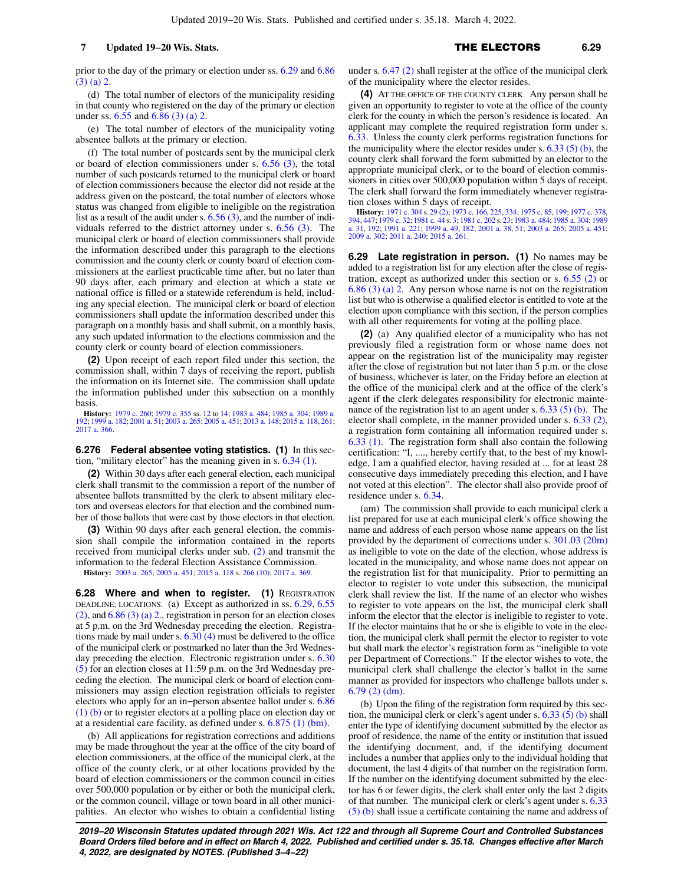prior to the day of the primary or election under ss. 6.29 and 6.86 (3) (a) 2.

(d) The total number of electors of the municipality residing in that county who registered on the day of the primary or election under ss. 6.55 and 6.86 (3) (a) 2.

(e) The total number of electors of the municipality voting absentee ballots at the primary or election.

(f) The total number of postcards sent by the municipal clerk or board of election commissioners under s. 6.56 (3), the total number of such postcards returned to the municipal clerk or board of election commissioners because the elector did not reside at the address given on the postcard, the total number of electors whose status was changed from eligible to ineligible on the registration list as a result of the audit under s. 6.56 (3), and the number of individuals referred to the district attorney under s. 6.56 (3). The municipal clerk or board of election commissioners shall provide the information described under this paragraph to the elections commission and the county clerk or county board of election commissioners at the earliest practicable time after, but no later than 90 days after, each primary and election at which a state or national office is filled or a statewide referendum is held, including any special election. The municipal clerk or board of election commissioners shall update the information described under this paragraph on a monthly basis and shall submit, on a monthly basis, any such updated information to the elections commission and the county clerk or county board of election commissioners.

**(2)** Upon receipt of each report filed under this section, the commission shall, within 7 days of receiving the report, publish the information on its Internet site. The commission shall update the information published under this subsection on a monthly basis.

**History:** 1979 c. 260; 1979 c. 355 ss. 12 to 14; 1983 a. 484; 1985 a. 304; 1989 a. 192; 1999 a. 182; 2001 a. 51; 2003 a. 265; 2005 a. 451; 2013 a. 148; 2015 a. 118, 261; 2017 a. 366.

**6.276 Federal absentee voting statistics. (1)** In this section, "military elector" has the meaning given in s. 6.34 (1).

**(2)** Within 30 days after each general election, each municipal clerk shall transmit to the commission a report of the number of absentee ballots transmitted by the clerk to absent military electors and overseas electors for that election and the combined number of those ballots that were cast by those electors in that election.

**(3)** Within 90 days after each general election, the commission shall compile the information contained in the reports received from municipal clerks under sub. (2) and transmit the information to the federal Election Assistance Commission.

**History:** 2003 a. 265; 2005 a. 451; 2015 a. 118 s. 266 (10); 2017 a. 369.

**6.28 Where and when to register. (1)** REGISTRATION DEADLINE; LOCATIONS. (a) Except as authorized in ss. 6.29, 6.55 (2), and 6.86 (3) (a) 2., registration in person for an election closes at 5 p.m. on the 3rd Wednesday preceding the election. Registrations made by mail under s. 6.30 (4) must be delivered to the office of the municipal clerk or postmarked no later than the 3rd Wednesday preceding the election. Electronic registration under s. 6.30 (5) for an election closes at 11:59 p.m. on the 3rd Wednesday preceding the election. The municipal clerk or board of election commissioners may assign election registration officials to register electors who apply for an in−person absentee ballot under s. 6.86 (1) (b) or to register electors at a polling place on election day or at a residential care facility, as defined under s. 6.875 (1) (bm).

(b) All applications for registration corrections and additions may be made throughout the year at the office of the city board of election commissioners, at the office of the municipal clerk, at the office of the county clerk, or at other locations provided by the board of election commissioners or the common council in cities over 500,000 population or by either or both the municipal clerk, or the common council, village or town board in all other municipalities. An elector who wishes to obtain a confidential listing under s. 6.47 (2) shall register at the office of the municipal clerk of the municipality where the elector resides.

**(4)** AT THE OFFICE OF THE COUNTY CLERK. Any person shall be given an opportunity to register to vote at the office of the county clerk for the county in which the person's residence is located. An applicant may complete the required registration form under s. 6.33. Unless the county clerk performs registration functions for the municipality where the elector resides under s. 6.33 (5) (b), the county clerk shall forward the form submitted by an elector to the appropriate municipal clerk, or to the board of election commissioners in cities over 500,000 population within 5 days of receipt. The clerk shall forward the form immediately whenever registration closes within 5 days of receipt.

**History:** 1971 c. 304 s. 29 (2); 1973 c. 166, 225, 334; 1975 c. 85, 199; 1977 c. 378, 394, 447; 1979 c. 32; 1981 c. 44 s. 3; 1981 c. 202 s. 23; 1983 a. 484; 1985 a. 304; 1989 a. 31, 192; 1991 a. 221; 1999 a. 49, 182; 2001 a. 38, 51; 2003 a. 265; 2005 a. 451; 2009 a. 302; 2011 a. 240; 2015 a. 261.

**6.29 Late registration in person. (1)** No names may be added to a registration list for any election after the close of registration, except as authorized under this section or s. 6.55 (2) or 6.86 (3) (a) 2. Any person whose name is not on the registration list but who is otherwise a qualified elector is entitled to vote at the election upon compliance with this section, if the person complies with all other requirements for voting at the polling place.

**(2)** (a) Any qualified elector of a municipality who has not previously filed a registration form or whose name does not appear on the registration list of the municipality may register after the close of registration but not later than 5 p.m. or the close of business, whichever is later, on the Friday before an election at the office of the municipal clerk and at the office of the clerk's agent if the clerk delegates responsibility for electronic maintenance of the registration list to an agent under s. 6.33 (5) (b). The elector shall complete, in the manner provided under s. 6.33 (2), a registration form containing all information required under s. 6.33 (1). The registration form shall also contain the following certification: "I, ...., hereby certify that, to the best of my knowledge, I am a qualified elector, having resided at ... for at least 28 consecutive days immediately preceding this election, and I have not voted at this election". The elector shall also provide proof of residence under s. 6.34.

(am) The commission shall provide to each municipal clerk a list prepared for use at each municipal clerk's office showing the name and address of each person whose name appears on the list provided by the department of corrections under s. 301.03 (20m) as ineligible to vote on the date of the election, whose address is located in the municipality, and whose name does not appear on the registration list for that municipality. Prior to permitting an elector to register to vote under this subsection, the municipal clerk shall review the list. If the name of an elector who wishes to register to vote appears on the list, the municipal clerk shall inform the elector that the elector is ineligible to register to vote. If the elector maintains that he or she is eligible to vote in the election, the municipal clerk shall permit the elector to register to vote but shall mark the elector's registration form as "ineligible to vote per Department of Corrections." If the elector wishes to vote, the municipal clerk shall challenge the elector's ballot in the same manner as provided for inspectors who challenge ballots under s. 6.79 (2) (dm).

(b) Upon the filing of the registration form required by this section, the municipal clerk or clerk's agent under s. 6.33 (5) (b) shall enter the type of identifying document submitted by the elector as proof of residence, the name of the entity or institution that issued the identifying document, and, if the identifying document includes a number that applies only to the individual holding that document, the last 4 digits of that number on the registration form. If the number on the identifying document submitted by the elector has 6 or fewer digits, the clerk shall enter only the last 2 digits of that number. The municipal clerk or clerk's agent under s. 6.33 (5) (b) shall issue a certificate containing the name and address of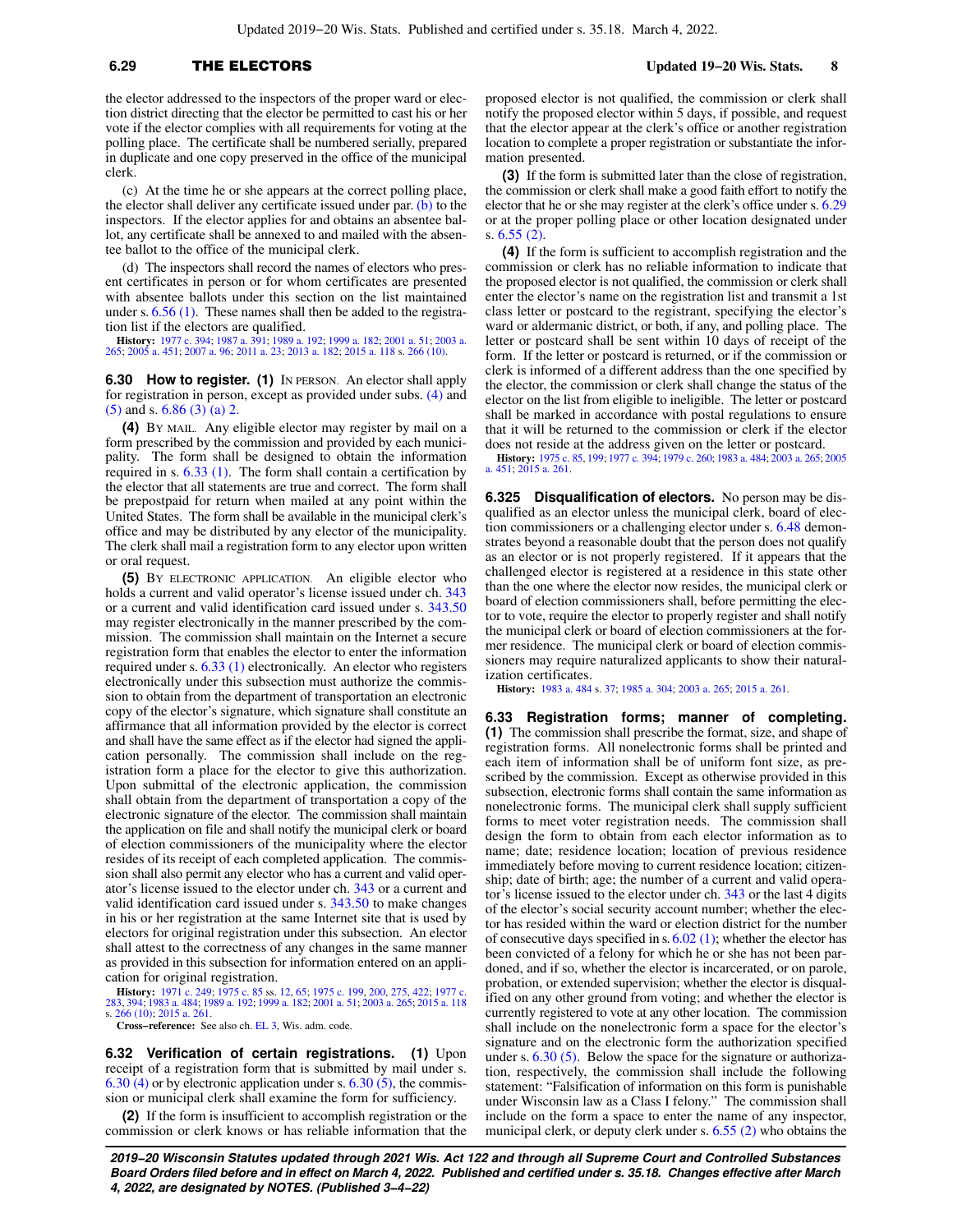the elector addressed to the inspectors of the proper ward or election district directing that the elector be permitted to cast his or her vote if the elector complies with all requirements for voting at the polling place. The certificate shall be numbered serially, prepared in duplicate and one copy preserved in the office of the municipal clerk.

(c) At the time he or she appears at the correct polling place, the elector shall deliver any certificate issued under par. (b) to the inspectors. If the elector applies for and obtains an absentee ballot, any certificate shall be annexed to and mailed with the absentee ballot to the office of the municipal clerk.

(d) The inspectors shall record the names of electors who present certificates in person or for whom certificates are presented with absentee ballots under this section on the list maintained under s. 6.56 (1). These names shall then be added to the registration list if the electors are qualified.

**History:** 1977 c. 394; 1987 a. 391; 1989 a. 192; 1999 a. 182; 2001 a. 51; 2003 a. 265; 2005 a. 451; 2007 a. 96; 2011 a. 23; 2013 a. 182; 2015 a. 118 s. 266 (10).

**6.30 How to register. (1)** IN PERSON. An elector shall apply for registration in person, except as provided under subs. (4) and (5) and s. 6.86 (3) (a) 2.

**(4)** BY MAIL. Any eligible elector may register by mail on a form prescribed by the commission and provided by each municipality. The form shall be designed to obtain the information required in s. 6.33 (1). The form shall contain a certification by the elector that all statements are true and correct. The form shall be prepostpaid for return when mailed at any point within the United States. The form shall be available in the municipal clerk's office and may be distributed by any elector of the municipality. The clerk shall mail a registration form to any elector upon written or oral request.

**(5)** BY ELECTRONIC APPLICATION. An eligible elector who holds a current and valid operator's license issued under ch. 343 or a current and valid identification card issued under s. 343.50 may register electronically in the manner prescribed by the commission. The commission shall maintain on the Internet a secure registration form that enables the elector to enter the information required under s. 6.33 (1) electronically. An elector who registers electronically under this subsection must authorize the commission to obtain from the department of transportation an electronic copy of the elector's signature, which signature shall constitute an affirmance that all information provided by the elector is correct and shall have the same effect as if the elector had signed the application personally. The commission shall include on the registration form a place for the elector to give this authorization. Upon submittal of the electronic application, the commission shall obtain from the department of transportation a copy of the electronic signature of the elector. The commission shall maintain the application on file and shall notify the municipal clerk or board of election commissioners of the municipality where the elector resides of its receipt of each completed application. The commission shall also permit any elector who has a current and valid operator's license issued to the elector under ch. 343 or a current and valid identification card issued under s. 343.50 to make changes in his or her registration at the same Internet site that is used by electors for original registration under this subsection. An elector shall attest to the correctness of any changes in the same manner as provided in this subsection for information entered on an application for original registration.

**History:** 1971 c. 249; 1975 c. 85 ss. 12, 65; 1975 c. 199, 200, 275, 422; 1977 c. 283, 394; 1983 a. 484; 1989 a. 192; 1999 a. 182; 2001 a. 51; 2003 a. 265; 2015 a. 118 s. 266 (10); 2015 a. 261.

**Cross−reference:** See also ch. EL 3, Wis. adm. code.

**6.32 Verification of certain registrations. (1)** Upon receipt of a registration form that is submitted by mail under s. 6.30 (4) or by electronic application under s. 6.30 (5), the commission or municipal clerk shall examine the form for sufficiency.

**(2)** If the form is insufficient to accomplish registration or the commission or clerk knows or has reliable information that the proposed elector is not qualified, the commission or clerk shall notify the proposed elector within 5 days, if possible, and request that the elector appear at the clerk's office or another registration location to complete a proper registration or substantiate the information presented.

**(3)** If the form is submitted later than the close of registration, the commission or clerk shall make a good faith effort to notify the elector that he or she may register at the clerk's office under s. 6.29 or at the proper polling place or other location designated under s. 6.55 (2).

**(4)** If the form is sufficient to accomplish registration and the commission or clerk has no reliable information to indicate that the proposed elector is not qualified, the commission or clerk shall enter the elector's name on the registration list and transmit a 1st class letter or postcard to the registrant, specifying the elector's ward or aldermanic district, or both, if any, and polling place. The letter or postcard shall be sent within 10 days of receipt of the form. If the letter or postcard is returned, or if the commission or clerk is informed of a different address than the one specified by the elector, the commission or clerk shall change the status of the elector on the list from eligible to ineligible. The letter or postcard shall be marked in accordance with postal regulations to ensure that it will be returned to the commission or clerk if the elector does not reside at the address given on the letter or postcard.

**History:** 1975 c. 85, 199; 1977 c. 394; 1979 c. 260; 1983 a. 484; 2003 a. 265; 2005 a. 451; 2015 a. 261.

**6.325 Disqualification of electors.** No person may be disqualified as an elector unless the municipal clerk, board of election commissioners or a challenging elector under s. 6.48 demonstrates beyond a reasonable doubt that the person does not qualify as an elector or is not properly registered. If it appears that the challenged elector is registered at a residence in this state other than the one where the elector now resides, the municipal clerk or board of election commissioners shall, before permitting the elector to vote, require the elector to properly register and shall notify the municipal clerk or board of election commissioners at the former residence. The municipal clerk or board of election commissioners may require naturalized applicants to show their naturalization certificates.

**History:** 1983 a. 484 s. 37; 1985 a. 304; 2003 a. 265; 2015 a. 261.

**6.33 Registration forms; manner of completing. (1)** The commission shall prescribe the format, size, and shape of registration forms. All nonelectronic forms shall be printed and each item of information shall be of uniform font size, as prescribed by the commission. Except as otherwise provided in this subsection, electronic forms shall contain the same information as nonelectronic forms. The municipal clerk shall supply sufficient forms to meet voter registration needs. The commission shall design the form to obtain from each elector information as to name; date; residence location; location of previous residence immediately before moving to current residence location; citizenship; date of birth; age; the number of a current and valid operator's license issued to the elector under ch. 343 or the last 4 digits of the elector's social security account number; whether the elector has resided within the ward or election district for the number of consecutive days specified in s. 6.02 (1); whether the elector has been convicted of a felony for which he or she has not been pardoned, and if so, whether the elector is incarcerated, or on parole, probation, or extended supervision; whether the elector is disqualified on any other ground from voting; and whether the elector is currently registered to vote at any other location. The commission shall include on the nonelectronic form a space for the elector's signature and on the electronic form the authorization specified under s. 6.30 (5). Below the space for the signature or authorization, respectively, the commission shall include the following statement: "Falsification of information on this form is punishable under Wisconsin law as a Class I felony." The commission shall include on the form a space to enter the name of any inspector, municipal clerk, or deputy clerk under s. 6.55 (2) who obtains the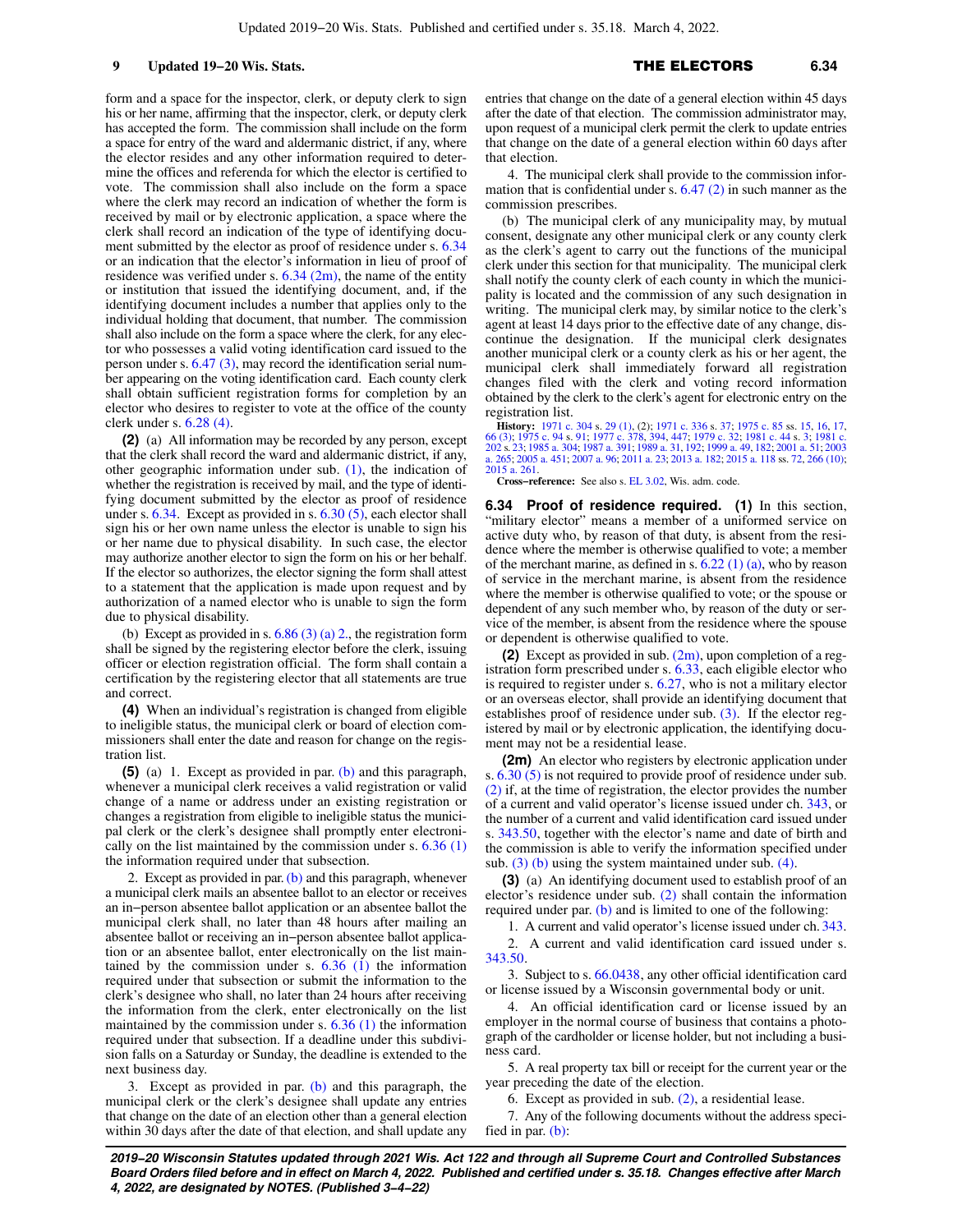form and a space for the inspector, clerk, or deputy clerk to sign his or her name, affirming that the inspector, clerk, or deputy clerk has accepted the form. The commission shall include on the form a space for entry of the ward and aldermanic district, if any, where the elector resides and any other information required to determine the offices and referenda for which the elector is certified to vote. The commission shall also include on the form a space where the clerk may record an indication of whether the form is received by mail or by electronic application, a space where the clerk shall record an indication of the type of identifying document submitted by the elector as proof of residence under s. 6.34 or an indication that the elector's information in lieu of proof of residence was verified under s. 6.34 (2m), the name of the entity or institution that issued the identifying document, and, if the identifying document includes a number that applies only to the individual holding that document, that number. The commission shall also include on the form a space where the clerk, for any elector who possesses a valid voting identification card issued to the person under s. 6.47 (3), may record the identification serial number appearing on the voting identification card. Each county clerk shall obtain sufficient registration forms for completion by an elector who desires to register to vote at the office of the county clerk under s. 6.28 (4).

**(2)** (a) All information may be recorded by any person, except that the clerk shall record the ward and aldermanic district, if any, other geographic information under sub. (1), the indication of whether the registration is received by mail, and the type of identifying document submitted by the elector as proof of residence under s. 6.34. Except as provided in s. 6.30 (5), each elector shall sign his or her own name unless the elector is unable to sign his or her name due to physical disability. In such case, the elector may authorize another elector to sign the form on his or her behalf. If the elector so authorizes, the elector signing the form shall attest to a statement that the application is made upon request and by authorization of a named elector who is unable to sign the form due to physical disability.

(b) Except as provided in s. 6.86 (3) (a) 2., the registration form shall be signed by the registering elector before the clerk, issuing officer or election registration official. The form shall contain a certification by the registering elector that all statements are true and correct.

**(4)** When an individual's registration is changed from eligible to ineligible status, the municipal clerk or board of election commissioners shall enter the date and reason for change on the registration list.

**(5)** (a) 1. Except as provided in par. (b) and this paragraph, whenever a municipal clerk receives a valid registration or valid change of a name or address under an existing registration or changes a registration from eligible to ineligible status the municipal clerk or the clerk's designee shall promptly enter electronically on the list maintained by the commission under s. 6.36 (1) the information required under that subsection.

2. Except as provided in par. (b) and this paragraph, whenever a municipal clerk mails an absentee ballot to an elector or receives an in−person absentee ballot application or an absentee ballot the municipal clerk shall, no later than 48 hours after mailing an absentee ballot or receiving an in−person absentee ballot application or an absentee ballot, enter electronically on the list maintained by the commission under s. 6.36 (1) the information required under that subsection or submit the information to the clerk's designee who shall, no later than 24 hours after receiving the information from the clerk, enter electronically on the list maintained by the commission under s. 6.36 (1) the information required under that subsection. If a deadline under this subdivision falls on a Saturday or Sunday, the deadline is extended to the next business day.

3. Except as provided in par. (b) and this paragraph, the municipal clerk or the clerk's designee shall update any entries that change on the date of an election other than a general election within 30 days after the date of that election, and shall update any entries that change on the date of a general election within 45 days after the date of that election. The commission administrator may, upon request of a municipal clerk permit the clerk to update entries that change on the date of a general election within 60 days after that election.

4. The municipal clerk shall provide to the commission information that is confidential under s. 6.47 (2) in such manner as the commission prescribes.

(b) The municipal clerk of any municipality may, by mutual consent, designate any other municipal clerk or any county clerk as the clerk's agent to carry out the functions of the municipal clerk under this section for that municipality. The municipal clerk shall notify the county clerk of each county in which the municipality is located and the commission of any such designation in writing. The municipal clerk may, by similar notice to the clerk's agent at least 14 days prior to the effective date of any change, discontinue the designation. If the municipal clerk designates another municipal clerk or a county clerk as his or her agent, the municipal clerk shall immediately forward all registration changes filed with the clerk and voting record information obtained by the clerk to the clerk's agent for electronic entry on the registration list.

**History:** 1971 c. 304 s. 29 (1), (2); 1971 c. 336 s. 37; 1975 c. 85 ss. 15, 16, 17, 66 (3); 1975 c. 94 s. 91; 1977 c. 378, 394, 447; 1979 c. 32; 1981 c. 44 s. 3; 1981 c. 202 s. 23; 1985 a. 304; 1987 a. 391; 1989 a. 31, 192; 1999 a. 49, 182; 2001 a. 51; 2003 a. 265; 2005 a. 451; 2007 a. 96; 2011 a. 23; 2013 a. 182; 2015 a. 118 ss. 72, 266 (10); 2015 a. 261.

**Cross−reference:** See also s. EL 3.02, Wis. adm. code.

**6.34 Proof of residence required.** **(1)** In this section, "military elector" means a member of a uniformed service on active duty who, by reason of that duty, is absent from the residence where the member is otherwise qualified to vote; a member of the merchant marine, as defined in s. 6.22 (1) (a), who by reason of service in the merchant marine, is absent from the residence where the member is otherwise qualified to vote; or the spouse or dependent of any such member who, by reason of the duty or service of the member, is absent from the residence where the spouse or dependent is otherwise qualified to vote.

**(2)** Except as provided in sub. (2m), upon completion of a registration form prescribed under s. 6.33, each eligible elector who is required to register under s. 6.27, who is not a military elector or an overseas elector, shall provide an identifying document that establishes proof of residence under sub. (3). If the elector registered by mail or by electronic application, the identifying document may not be a residential lease.

**(2m)** An elector who registers by electronic application under s. 6.30 (5) is not required to provide proof of residence under sub. (2) if, at the time of registration, the elector provides the number of a current and valid operator's license issued under ch. 343, or the number of a current and valid identification card issued under s. 343.50, together with the elector's name and date of birth and the commission is able to verify the information specified under sub. (3) (b) using the system maintained under sub. (4).

**(3)** (a) An identifying document used to establish proof of an elector's residence under sub. (2) shall contain the information required under par. (b) and is limited to one of the following:

1. A current and valid operator's license issued under ch. 343.

2. A current and valid identification card issued under s. 343.50.

3. Subject to s. 66.0438, any other official identification card or license issued by a Wisconsin governmental body or unit.

4. An official identification card or license issued by an employer in the normal course of business that contains a photograph of the cardholder or license holder, but not including a business card.

5. A real property tax bill or receipt for the current year or the year preceding the date of the election.

6. Except as provided in sub. (2), a residential lease.

7. Any of the following documents without the address specified in par. (b):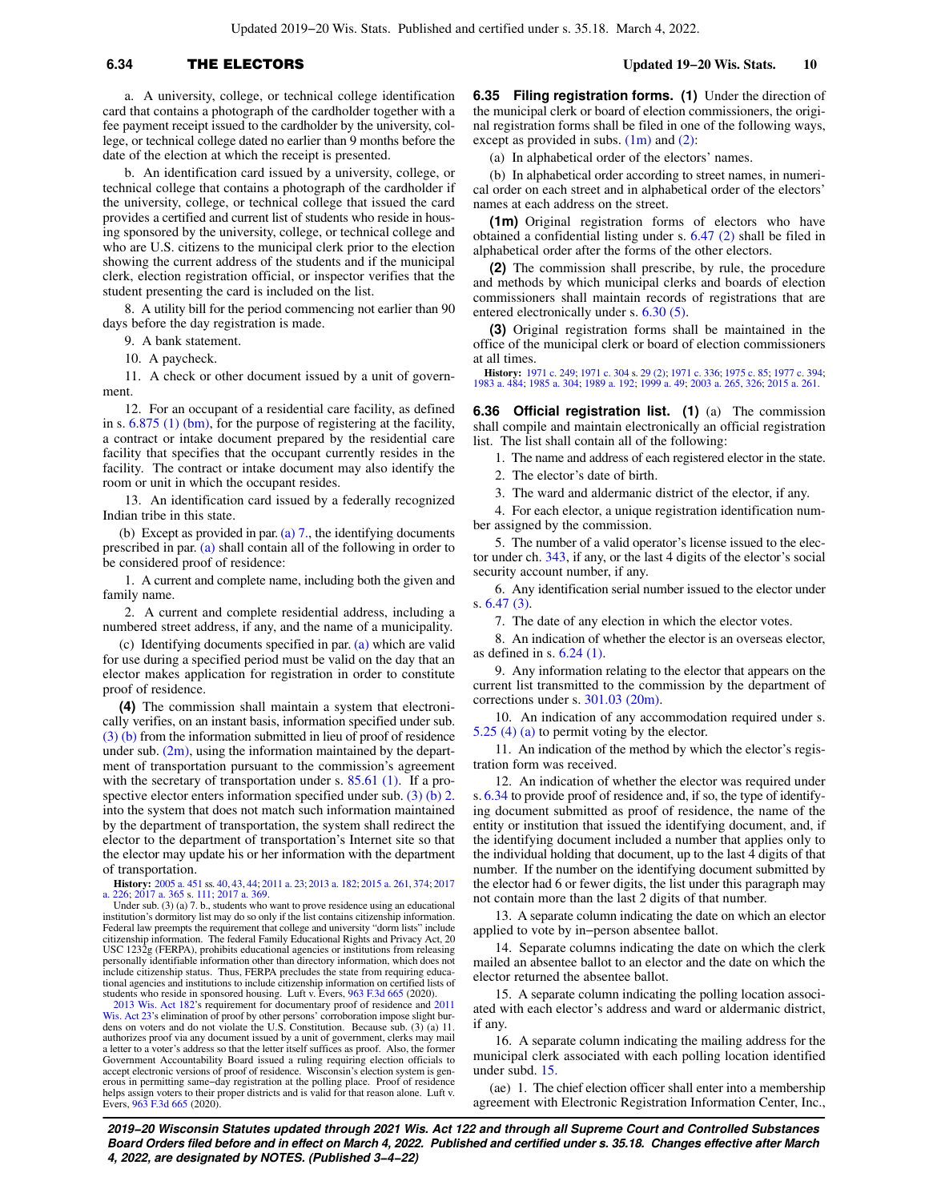a. A university, college, or technical college identification card that contains a photograph of the cardholder together with a fee payment receipt issued to the cardholder by the university, college, or technical college dated no earlier than 9 months before the date of the election at which the receipt is presented.

b. An identification card issued by a university, college, or technical college that contains a photograph of the cardholder if the university, college, or technical college that issued the card provides a certified and current list of students who reside in housing sponsored by the university, college, or technical college and who are U.S. citizens to the municipal clerk prior to the election showing the current address of the students and if the municipal clerk, election registration official, or inspector verifies that the student presenting the card is included on the list.

8. A utility bill for the period commencing not earlier than 90 days before the day registration is made.

9. A bank statement.

10. A paycheck.

11. A check or other document issued by a unit of government.

12. For an occupant of a residential care facility, as defined in s. 6.875 (1) (bm), for the purpose of registering at the facility, a contract or intake document prepared by the residential care facility that specifies that the occupant currently resides in the facility. The contract or intake document may also identify the room or unit in which the occupant resides.

13. An identification card issued by a federally recognized Indian tribe in this state.

(b) Except as provided in par. (a) 7., the identifying documents prescribed in par. (a) shall contain all of the following in order to be considered proof of residence:

1. A current and complete name, including both the given and family name.

2. A current and complete residential address, including a numbered street address, if any, and the name of a municipality.

(c) Identifying documents specified in par. (a) which are valid for use during a specified period must be valid on the day that an elector makes application for registration in order to constitute proof of residence.

**(4)** The commission shall maintain a system that electronically verifies, on an instant basis, information specified under sub. (3) (b) from the information submitted in lieu of proof of residence under sub. (2m), using the information maintained by the department of transportation pursuant to the commission's agreement with the secretary of transportation under s. 85.61 (1). If a prospective elector enters information specified under sub. (3) (b) 2. into the system that does not match such information maintained by the department of transportation, the system shall redirect the elector to the department of transportation's Internet site so that the elector may update his or her information with the department of transportation.

**History:** 2005 a. 451 ss. 40, 43, 44; 2011 a. 23; 2013 a. 182; 2015 a. 261, 374; 2017 a. 226; 2017 a. 365 s. 111; 2017 a. 369.

Under sub. (3) (a) 7. b., students who want to prove residence using an educational institution's dormitory list may do so only if the list contains citizenship information. Federal law preempts the requirement that college and university "dorm lists" include citizenship information. The federal Family Educational Rights and Privacy Act, 20 USC 1232g (FERPA), prohibits educational agencies or institutions from releasing personally identifiable information other than directory information, which does not include citizenship status. Thus, FERPA precludes the state from requiring educational agencies and institutions to include citizenship information on certified lists of students who reside in sponsored housing. Luft v. Evers, 963 F.3d 665 (2020).

2013 Wis. Act 182's requirement for documentary proof of residence and 2011 Wis. Act 23's elimination of proof by other persons' corroboration impose slight burdens on voters and do not violate the U.S. Constitution. Because sub. (3) (a) 11. authorizes proof via any document issued by a unit of government, clerks may mail a letter to a voter's address so that the letter itself suffices as proof. Also, the former Government Accountability Board issued a ruling requiring election officials to accept electronic versions of proof of residence. Wisconsin's election system is generous in permitting same-day registration at the polling place. Proof of residence helps assign voters to their proper districts and is valid for that reason alone. Luft v. Evers, 963 F.3d 665 (2020).

**6.35 Filing registration forms.** **(1)** Under the direction of the municipal clerk or board of election commissioners, the original registration forms shall be filed in one of the following ways, except as provided in subs. (1m) and (2):

(a) In alphabetical order of the electors' names.

(b) In alphabetical order according to street names, in numerical order on each street and in alphabetical order of the electors' names at each address on the street.

**(1m)** Original registration forms of electors who have obtained a confidential listing under s. 6.47 (2) shall be filed in alphabetical order after the forms of the other electors.

**(2)** The commission shall prescribe, by rule, the procedure and methods by which municipal clerks and boards of election commissioners shall maintain records of registrations that are entered electronically under s. 6.30 (5).

**(3)** Original registration forms shall be maintained in the office of the municipal clerk or board of election commissioners at all times.

**History:** 1971 c. 249; 1971 c. 304 s. 29 (2); 1971 c. 336; 1975 c. 85; 1977 c. 394; 1983 a. 484; 1985 a. 304; 1989 a. 192; 1999 a. 49; 2003 a. 265, 326; 2015 a. 261.

**6.36 Official registration list.** **(1)** (a) The commission shall compile and maintain electronically an official registration list. The list shall contain all of the following:

1. The name and address of each registered elector in the state.

2. The elector's date of birth.

3. The ward and aldermanic district of the elector, if any.

4. For each elector, a unique registration identification number assigned by the commission.

5. The number of a valid operator's license issued to the elector under ch. 343, if any, or the last 4 digits of the elector's social security account number, if any.

6. Any identification serial number issued to the elector under s. 6.47 (3).

7. The date of any election in which the elector votes.

8. An indication of whether the elector is an overseas elector, as defined in s. 6.24 (1).

9. Any information relating to the elector that appears on the current list transmitted to the commission by the department of corrections under s. 301.03 (20m).

10. An indication of any accommodation required under s. 5.25 (4) (a) to permit voting by the elector.

11. An indication of the method by which the elector's registration form was received.

12. An indication of whether the elector was required under s. 6.34 to provide proof of residence and, if so, the type of identifying document submitted as proof of residence, the name of the entity or institution that issued the identifying document, and, if the identifying document included a number that applies only to the individual holding that document, up to the last 4 digits of that number. If the number on the identifying document submitted by the elector had 6 or fewer digits, the list under this paragraph may not contain more than the last 2 digits of that number.

13. A separate column indicating the date on which an elector applied to vote by in-person absentee ballot.

14. Separate columns indicating the date on which the clerk mailed an absentee ballot to an elector and the date on which the elector returned the absentee ballot.

15. A separate column indicating the polling location associated with each elector's address and ward or aldermanic district, if any.

16. A separate column indicating the mailing address for the municipal clerk associated with each polling location identified under subd. 15.

(ae) 1. The chief election officer shall enter into a membership agreement with Electronic Registration Information Center, Inc.,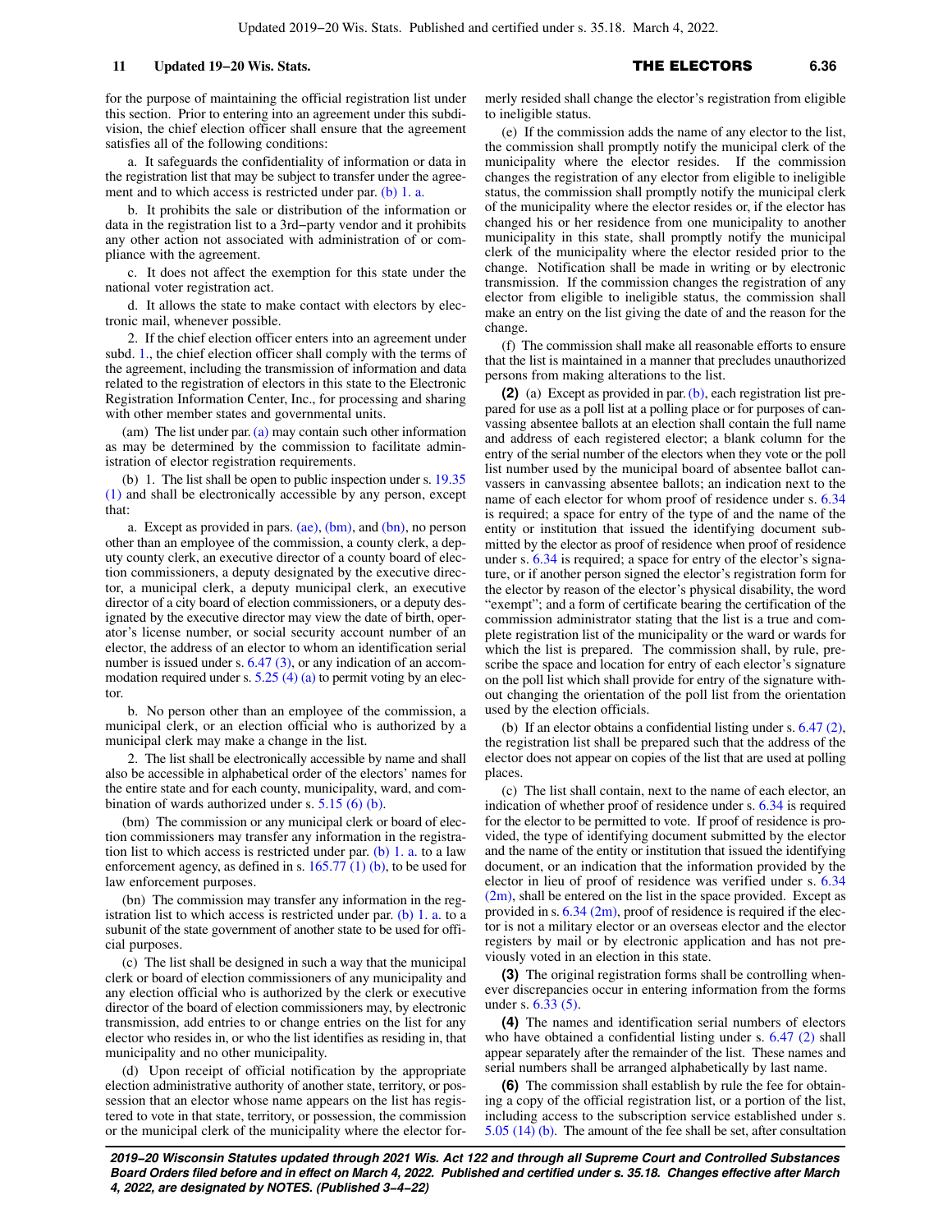for the purpose of maintaining the official registration list under this section. Prior to entering into an agreement under this subdivision, the chief election officer shall ensure that the agreement satisfies all of the following conditions:

a. It safeguards the confidentiality of information or data in the registration list that may be subject to transfer under the agreement and to which access is restricted under par. (b) 1. a.

b. It prohibits the sale or distribution of the information or data in the registration list to a 3rd−party vendor and it prohibits any other action not associated with administration of or compliance with the agreement.

c. It does not affect the exemption for this state under the national voter registration act.

d. It allows the state to make contact with electors by electronic mail, whenever possible.

2. If the chief election officer enters into an agreement under subd. 1., the chief election officer shall comply with the terms of the agreement, including the transmission of information and data related to the registration of electors in this state to the Electronic Registration Information Center, Inc., for processing and sharing with other member states and governmental units.

(am) The list under par. (a) may contain such other information as may be determined by the commission to facilitate administration of elector registration requirements.

(b) 1. The list shall be open to public inspection under s. 19.35 (1) and shall be electronically accessible by any person, except that:

a. Except as provided in pars. (ae), (bm), and (bn), no person other than an employee of the commission, a county clerk, a deputy county clerk, an executive director of a county board of election commissioners, a deputy designated by the executive director, a municipal clerk, a deputy municipal clerk, an executive director of a city board of election commissioners, or a deputy designated by the executive director may view the date of birth, operator's license number, or social security account number of an elector, the address of an elector to whom an identification serial number is issued under s. 6.47 (3), or any indication of an accommodation required under s. 5.25 (4) (a) to permit voting by an elector.

b. No person other than an employee of the commission, a municipal clerk, or an election official who is authorized by a municipal clerk may make a change in the list.

2. The list shall be electronically accessible by name and shall also be accessible in alphabetical order of the electors' names for the entire state and for each county, municipality, ward, and combination of wards authorized under s. 5.15 (6) (b).

(bm) The commission or any municipal clerk or board of election commissioners may transfer any information in the registration list to which access is restricted under par. (b) 1. a. to a law enforcement agency, as defined in s. 165.77 (1) (b), to be used for law enforcement purposes.

(bn) The commission may transfer any information in the registration list to which access is restricted under par. (b) 1. a. to a subunit of the state government of another state to be used for official purposes.

(c) The list shall be designed in such a way that the municipal clerk or board of election commissioners of any municipality and any election official who is authorized by the clerk or executive director of the board of election commissioners may, by electronic transmission, add entries to or change entries on the list for any elector who resides in, or who the list identifies as residing in, that municipality and no other municipality.

(d) Upon receipt of official notification by the appropriate election administrative authority of another state, territory, or possession that an elector whose name appears on the list has registered to vote in that state, territory, or possession, the commission or the municipal clerk of the municipality where the elector formerly resided shall change the elector's registration from eligible to ineligible status.

(e) If the commission adds the name of any elector to the list, the commission shall promptly notify the municipal clerk of the municipality where the elector resides. If the commission changes the registration of any elector from eligible to ineligible status, the commission shall promptly notify the municipal clerk of the municipality where the elector resides or, if the elector has changed his or her residence from one municipality to another municipality in this state, shall promptly notify the municipal clerk of the municipality where the elector resided prior to the change. Notification shall be made in writing or by electronic transmission. If the commission changes the registration of any elector from eligible to ineligible status, the commission shall make an entry on the list giving the date of and the reason for the change.

(f) The commission shall make all reasonable efforts to ensure that the list is maintained in a manner that precludes unauthorized persons from making alterations to the list.

**(2)** (a) Except as provided in par. (b), each registration list prepared for use as a poll list at a polling place or for purposes of canvassing absentee ballots at an election shall contain the full name and address of each registered elector; a blank column for the entry of the serial number of the electors when they vote or the poll list number used by the municipal board of absentee ballot canvassers in canvassing absentee ballots; an indication next to the name of each elector for whom proof of residence under s. 6.34 is required; a space for entry of the type of and the name of the entity or institution that issued the identifying document submitted by the elector as proof of residence when proof of residence under s. 6.34 is required; a space for entry of the elector's signature, or if another person signed the elector's registration form for the elector by reason of the elector's physical disability, the word "exempt"; and a form of certificate bearing the certification of the commission administrator stating that the list is a true and complete registration list of the municipality or the ward or wards for which the list is prepared. The commission shall, by rule, prescribe the space and location for entry of each elector's signature on the poll list which shall provide for entry of the signature without changing the orientation of the poll list from the orientation used by the election officials.

(b) If an elector obtains a confidential listing under s. 6.47 (2), the registration list shall be prepared such that the address of the elector does not appear on copies of the list that are used at polling places.

(c) The list shall contain, next to the name of each elector, an indication of whether proof of residence under s. 6.34 is required for the elector to be permitted to vote. If proof of residence is provided, the type of identifying document submitted by the elector and the name of the entity or institution that issued the identifying document, or an indication that the information provided by the elector in lieu of proof of residence was verified under s. 6.34 (2m), shall be entered on the list in the space provided. Except as provided in s. 6.34 (2m), proof of residence is required if the elector is not a military elector or an overseas elector and the elector registers by mail or by electronic application and has not previously voted in an election in this state.

**(3)** The original registration forms shall be controlling whenever discrepancies occur in entering information from the forms under s. 6.33 (5).

**(4)** The names and identification serial numbers of electors who have obtained a confidential listing under s. 6.47 (2) shall appear separately after the remainder of the list. These names and serial numbers shall be arranged alphabetically by last name.

**(6)** The commission shall establish by rule the fee for obtaining a copy of the official registration list, or a portion of the list, including access to the subscription service established under s. 5.05 (14) (b). The amount of the fee shall be set, after consultation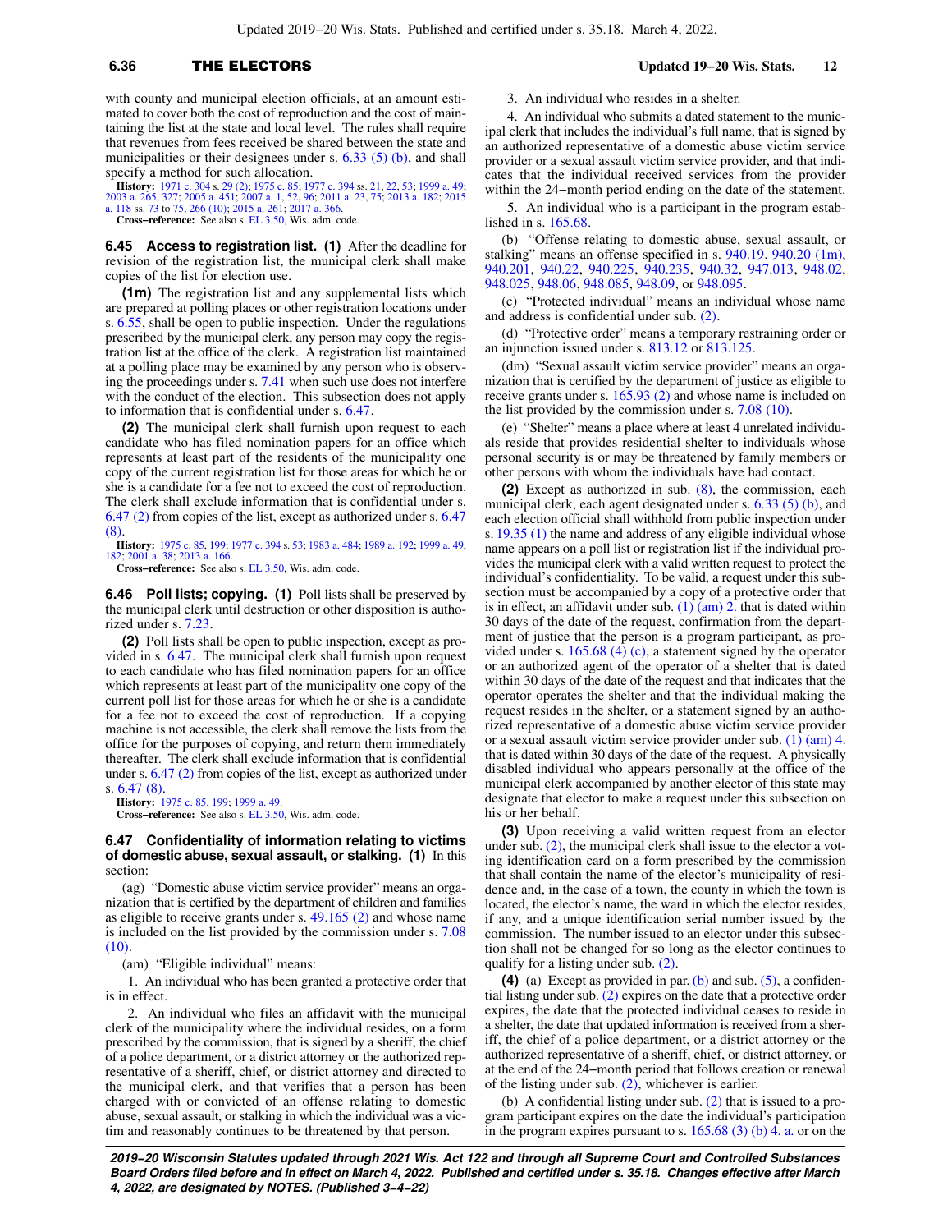with county and municipal election officials, at an amount estimated to cover both the cost of reproduction and the cost of maintaining the list at the state and local level. The rules shall require that revenues from fees received be shared between the state and municipalities or their designees under s. 6.33 (5) (b), and shall specify a method for such allocation.

**History:** 1971 c. 304 s. 29 (2); 1975 c. 85; 1977 c. 394 ss. 21, 22, 53; 1999 a. 49; 2003 a. 265, 327; 2005 a. 451; 2007 a. 1, 52, 96; 2011 a. 23, 75; 2013 a. 182; 2015 a. 118 ss. 73 to 75, 266 (10); 2015 a. 261; 2017 a. 366.

**Cross−reference:** See also s. EL 3.50, Wis. adm. code.

**6.45 Access to registration list.** **(1)** After the deadline for revision of the registration list, the municipal clerk shall make copies of the list for election use.

**(1m)** The registration list and any supplemental lists which are prepared at polling places or other registration locations under s. 6.55, shall be open to public inspection. Under the regulations prescribed by the municipal clerk, any person may copy the registration list at the office of the clerk. A registration list maintained at a polling place may be examined by any person who is observing the proceedings under s. 7.41 when such use does not interfere with the conduct of the election. This subsection does not apply to information that is confidential under s. 6.47.

**(2)** The municipal clerk shall furnish upon request to each candidate who has filed nomination papers for an office which represents at least part of the residents of the municipality one copy of the current registration list for those areas for which he or she is a candidate for a fee not to exceed the cost of reproduction. The clerk shall exclude information that is confidential under s. 6.47 (2) from copies of the list, except as authorized under s. 6.47 (8).

**History:** 1975 c. 85, 199; 1977 c. 394 s. 53; 1983 a. 484; 1989 a. 192; 1999 a. 49, 182; 2001 a. 38; 2013 a. 166.

**Cross−reference:** See also s. EL 3.50, Wis. adm. code.

**6.46 Poll lists; copying.** **(1)** Poll lists shall be preserved by the municipal clerk until destruction or other disposition is authorized under s. 7.23.

**(2)** Poll lists shall be open to public inspection, except as provided in s. 6.47. The municipal clerk shall furnish upon request to each candidate who has filed nomination papers for an office which represents at least part of the municipality one copy of the current poll list for those areas for which he or she is a candidate for a fee not to exceed the cost of reproduction. If a copying machine is not accessible, the clerk shall remove the lists from the office for the purposes of copying, and return them immediately thereafter. The clerk shall exclude information that is confidential under s. 6.47 (2) from copies of the list, except as authorized under s. 6.47 (8).

**History:** 1975 c. 85, 199; 1999 a. 49.

**Cross−reference:** See also s. EL 3.50, Wis. adm. code.

**6.47 Confidentiality of information relating to victims of domestic abuse, sexual assault, or stalking.** **(1)** In this section:

(ag) "Domestic abuse victim service provider" means an organization that is certified by the department of children and families as eligible to receive grants under s. 49.165 (2) and whose name is included on the list provided by the commission under s. 7.08 (10).

(am) "Eligible individual" means:

1. An individual who has been granted a protective order that is in effect.

2. An individual who files an affidavit with the municipal clerk of the municipality where the individual resides, on a form prescribed by the commission, that is signed by a sheriff, the chief of a police department, or a district attorney or the authorized representative of a sheriff, chief, or district attorney and directed to the municipal clerk, and that verifies that a person has been charged with or convicted of an offense relating to domestic abuse, sexual assault, or stalking in which the individual was a victim and reasonably continues to be threatened by that person.

3. An individual who resides in a shelter.

4. An individual who submits a dated statement to the municipal clerk that includes the individual's full name, that is signed by an authorized representative of a domestic abuse victim service provider or a sexual assault victim service provider, and that indicates that the individual received services from the provider within the 24−month period ending on the date of the statement.

5. An individual who is a participant in the program established in s. 165.68.

(b) "Offense relating to domestic abuse, sexual assault, or stalking" means an offense specified in s. 940.19, 940.20 (1m), 940.201, 940.22, 940.225, 940.235, 940.32, 947.013, 948.02, 948.025, 948.06, 948.085, 948.09, or 948.095.

(c) "Protected individual" means an individual whose name and address is confidential under sub. (2).

(d) "Protective order" means a temporary restraining order or an injunction issued under s. 813.12 or 813.125.

(dm) "Sexual assault victim service provider" means an organization that is certified by the department of justice as eligible to receive grants under s. 165.93 (2) and whose name is included on the list provided by the commission under s. 7.08 (10).

(e) "Shelter" means a place where at least 4 unrelated individuals reside that provides residential shelter to individuals whose personal security is or may be threatened by family members or other persons with whom the individuals have had contact.

**(2)** Except as authorized in sub. (8), the commission, each municipal clerk, each agent designated under s. 6.33 (5) (b), and each election official shall withhold from public inspection under s. 19.35 (1) the name and address of any eligible individual whose name appears on a poll list or registration list if the individual provides the municipal clerk with a valid written request to protect the individual's confidentiality. To be valid, a request under this subsection must be accompanied by a copy of a protective order that is in effect, an affidavit under sub. (1) (am) 2. that is dated within 30 days of the date of the request, confirmation from the department of justice that the person is a program participant, as provided under s. 165.68 (4) (c), a statement signed by the operator or an authorized agent of the operator of a shelter that is dated within 30 days of the date of the request and that indicates that the operator operates the shelter and that the individual making the request resides in the shelter, or a statement signed by an authorized representative of a domestic abuse victim service provider or a sexual assault victim service provider under sub. (1) (am) 4. that is dated within 30 days of the date of the request. A physically disabled individual who appears personally at the office of the municipal clerk accompanied by another elector of this state may designate that elector to make a request under this subsection on his or her behalf.

**(3)** Upon receiving a valid written request from an elector under sub. (2), the municipal clerk shall issue to the elector a voting identification card on a form prescribed by the commission that shall contain the name of the elector's municipality of residence and, in the case of a town, the county in which the town is located, the elector's name, the ward in which the elector resides, if any, and a unique identification serial number issued by the commission. The number issued to an elector under this subsection shall not be changed for so long as the elector continues to qualify for a listing under sub. (2).

**(4)** (a) Except as provided in par. (b) and sub. (5), a confidential listing under sub. (2) expires on the date that a protective order expires, the date that the protected individual ceases to reside in a shelter, the date that updated information is received from a sheriff, the chief of a police department, or a district attorney or the authorized representative of a sheriff, chief, or district attorney, or at the end of the 24−month period that follows creation or renewal of the listing under sub. (2), whichever is earlier.

(b) A confidential listing under sub. (2) that is issued to a program participant expires on the date the individual's participation in the program expires pursuant to s. 165.68 (3) (b) 4. a. or on the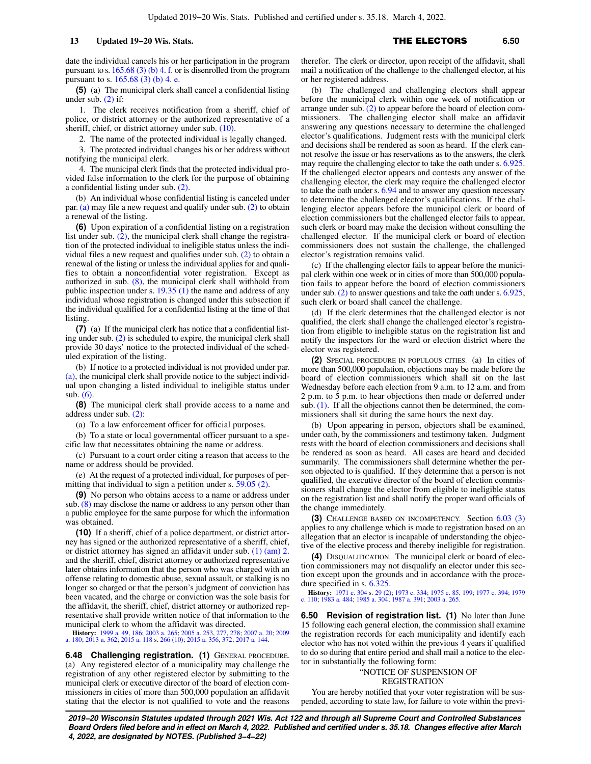date the individual cancels his or her participation in the program pursuant to s. 165.68 (3) (b) 4. f. or is disenrolled from the program pursuant to s. 165.68 (3) (b) 4. e.

**(5)** (a) The municipal clerk shall cancel a confidential listing under sub. (2) if:

1. The clerk receives notification from a sheriff, chief of police, or district attorney or the authorized representative of a sheriff, chief, or district attorney under sub. (10).

2. The name of the protected individual is legally changed.

3. The protected individual changes his or her address without notifying the municipal clerk.

4. The municipal clerk finds that the protected individual provided false information to the clerk for the purpose of obtaining a confidential listing under sub. (2).

(b) An individual whose confidential listing is canceled under par. (a) may file a new request and qualify under sub. (2) to obtain a renewal of the listing.

**(6)** Upon expiration of a confidential listing on a registration list under sub. (2), the municipal clerk shall change the registration of the protected individual to ineligible status unless the individual files a new request and qualifies under sub. (2) to obtain a renewal of the listing or unless the individual applies for and qualifies to obtain a nonconfidential voter registration. Except as authorized in sub. (8), the municipal clerk shall withhold from public inspection under s. 19.35 (1) the name and address of any individual whose registration is changed under this subsection if the individual qualified for a confidential listing at the time of that listing.

**(7)** (a) If the municipal clerk has notice that a confidential listing under sub. (2) is scheduled to expire, the municipal clerk shall provide 30 days' notice to the protected individual of the scheduled expiration of the listing.

(b) If notice to a protected individual is not provided under par. (a), the municipal clerk shall provide notice to the subject individual upon changing a listed individual to ineligible status under sub. (6).

**(8)** The municipal clerk shall provide access to a name and address under sub. (2):

(a) To a law enforcement officer for official purposes.

(b) To a state or local governmental officer pursuant to a specific law that necessitates obtaining the name or address.

(c) Pursuant to a court order citing a reason that access to the name or address should be provided.

(e) At the request of a protected individual, for purposes of permitting that individual to sign a petition under s. 59.05 (2).

**(9)** No person who obtains access to a name or address under sub. (8) may disclose the name or address to any person other than a public employee for the same purpose for which the information was obtained.

**(10)** If a sheriff, chief of a police department, or district attorney has signed or the authorized representative of a sheriff, chief, or district attorney has signed an affidavit under sub. (1) (am) 2. and the sheriff, chief, district attorney or authorized representative later obtains information that the person who was charged with an offense relating to domestic abuse, sexual assault, or stalking is no longer so charged or that the person's judgment of conviction has been vacated, and the charge or conviction was the sole basis for the affidavit, the sheriff, chief, district attorney or authorized representative shall provide written notice of that information to the municipal clerk to whom the affidavit was directed.

**History:** 1999 a. 49, 186; 2003 a. 265; 2005 a. 253, 277, 278; 2007 a. 20; 2009 a. 180; 2013 a. 362; 2015 a. 118 s. 266 (10); 2015 a. 356, 372; 2017 a. 144.

**6.48 Challenging registration.** **(1)** GENERAL PROCEDURE. (a) Any registered elector of a municipality may challenge the registration of any other registered elector by submitting to the municipal clerk or executive director of the board of election commissioners in cities of more than 500,000 population an affidavit stating that the elector is not qualified to vote and the reasons therefor. The clerk or director, upon receipt of the affidavit, shall mail a notification of the challenge to the challenged elector, at his or her registered address.

(b) The challenged and challenging electors shall appear before the municipal clerk within one week of notification or arrange under sub. (2) to appear before the board of election commissioners. The challenging elector shall make an affidavit answering any questions necessary to determine the challenged elector's qualifications. Judgment rests with the municipal clerk and decisions shall be rendered as soon as heard. If the clerk cannot resolve the issue or has reservations as to the answers, the clerk may require the challenging elector to take the oath under s. 6.925. If the challenged elector appears and contests any answer of the challenging elector, the clerk may require the challenged elector to take the oath under s. 6.94 and to answer any question necessary to determine the challenged elector's qualifications. If the challenging elector appears before the municipal clerk or board of election commissioners but the challenged elector fails to appear, such clerk or board may make the decision without consulting the challenged elector. If the municipal clerk or board of election commissioners does not sustain the challenge, the challenged elector's registration remains valid.

(c) If the challenging elector fails to appear before the municipal clerk within one week or in cities of more than 500,000 population fails to appear before the board of election commissioners under sub. (2) to answer questions and take the oath under s. 6.925, such clerk or board shall cancel the challenge.

(d) If the clerk determines that the challenged elector is not qualified, the clerk shall change the challenged elector's registration from eligible to ineligible status on the registration list and notify the inspectors for the ward or election district where the elector was registered.

**(2)** SPECIAL PROCEDURE IN POPULOUS CITIES. (a) In cities of more than 500,000 population, objections may be made before the board of election commissioners which shall sit on the last Wednesday before each election from 9 a.m. to 12 a.m. and from 2 p.m. to 5 p.m. to hear objections then made or deferred under sub. (1). If all the objections cannot then be determined, the commissioners shall sit during the same hours the next day.

(b) Upon appearing in person, objectors shall be examined, under oath, by the commissioners and testimony taken. Judgment rests with the board of election commissioners and decisions shall be rendered as soon as heard. All cases are heard and decided summarily. The commissioners shall determine whether the person objected to is qualified. If they determine that a person is not qualified, the executive director of the board of election commissioners shall change the elector from eligible to ineligible status on the registration list and shall notify the proper ward officials of the change immediately.

**(3)** CHALLENGE BASED ON INCOMPETENCY. Section 6.03 (3) applies to any challenge which is made to registration based on an allegation that an elector is incapable of understanding the objective of the elective process and thereby ineligible for registration.

**(4)** DISQUALIFICATION. The municipal clerk or board of election commissioners may not disqualify an elector under this section except upon the grounds and in accordance with the procedure specified in s. 6.325.

**History:** 1971 c. 304 s. 29 (2); 1973 c. 334; 1975 c. 85, 199; 1977 c. 394; 1979 c. 110; 1983 a. 484; 1985 a. 304; 1987 a. 391; 2003 a. 265.

**6.50 Revision of registration list.** **(1)** No later than June 15 following each general election, the commission shall examine the registration records for each municipality and identify each elector who has not voted within the previous 4 years if qualified to do so during that entire period and shall mail a notice to the elector in substantially the following form:

"NOTICE OF SUSPENSION OF REGISTRATION

You are hereby notified that your voter registration will be suspended, according to state law, for failure to vote within the previ-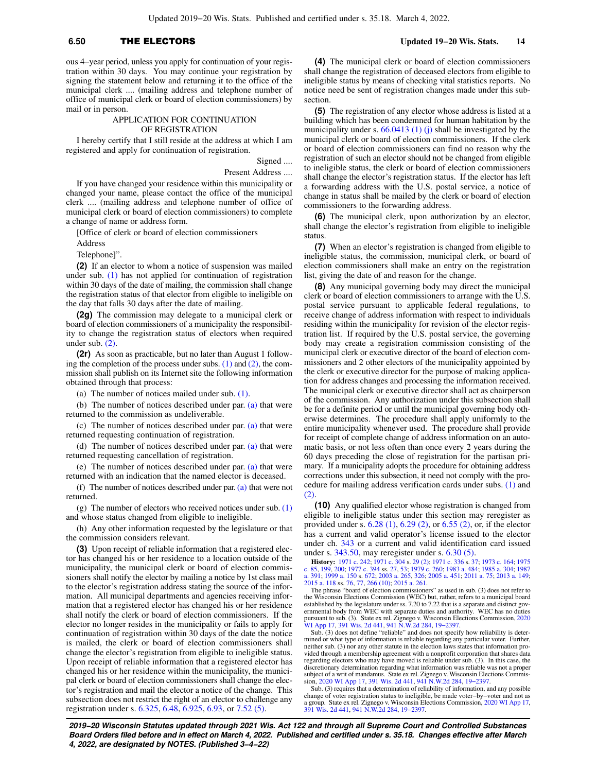ous 4−year period, unless you apply for continuation of your registration within 30 days. You may continue your registration by signing the statement below and returning it to the office of the municipal clerk .... (mailing address and telephone number of office of municipal clerk or board of election commissioners) by mail or in person.

APPLICATION FOR CONTINUATION OF REGISTRATION

I hereby certify that I still reside at the address at which I am registered and apply for continuation of registration.

Signed ....

Present Address ....

If you have changed your residence within this municipality or changed your name, please contact the office of the municipal clerk .... (mailing address and telephone number of office of municipal clerk or board of election commissioners) to complete a change of name or address form.

[Office of clerk or board of election commissioners

Address

Telephone]".

**(2)** If an elector to whom a notice of suspension was mailed under sub. (1) has not applied for continuation of registration within 30 days of the date of mailing, the commission shall change the registration status of that elector from eligible to ineligible on the day that falls 30 days after the date of mailing.

**(2g)** The commission may delegate to a municipal clerk or board of election commissioners of a municipality the responsibility to change the registration status of electors when required under sub. (2).

**(2r)** As soon as practicable, but no later than August 1 following the completion of the process under subs. (1) and (2), the commission shall publish on its Internet site the following information obtained through that process:

(a) The number of notices mailed under sub. (1).

(b) The number of notices described under par. (a) that were returned to the commission as undeliverable.

(c) The number of notices described under par. (a) that were returned requesting continuation of registration.

(d) The number of notices described under par. (a) that were returned requesting cancellation of registration.

(e) The number of notices described under par. (a) that were returned with an indication that the named elector is deceased.

(f) The number of notices described under par. (a) that were not returned.

(g) The number of electors who received notices under sub. (1) and whose status changed from eligible to ineligible.

(h) Any other information requested by the legislature or that the commission considers relevant.

**(3)** Upon receipt of reliable information that a registered elector has changed his or her residence to a location outside of the municipality, the municipal clerk or board of election commissioners shall notify the elector by mailing a notice by 1st class mail to the elector's registration address stating the source of the information. All municipal departments and agencies receiving information that a registered elector has changed his or her residence shall notify the clerk or board of election commissioners. If the elector no longer resides in the municipality or fails to apply for continuation of registration within 30 days of the date the notice is mailed, the clerk or board of election commissioners shall change the elector's registration from eligible to ineligible status. Upon receipt of reliable information that a registered elector has changed his or her residence within the municipality, the municipal clerk or board of election commissioners shall change the elector's registration and mail the elector a notice of the change. This subsection does not restrict the right of an elector to challenge any registration under s. 6.325, 6.48, 6.925, 6.93, or 7.52 (5).

**(4)** The municipal clerk or board of election commissioners shall change the registration of deceased electors from eligible to ineligible status by means of checking vital statistics reports. No notice need be sent of registration changes made under this subsection.

**(5)** The registration of any elector whose address is listed at a building which has been condemned for human habitation by the municipality under s. 66.0413 (1) (j) shall be investigated by the municipal clerk or board of election commissioners. If the clerk or board of election commissioners can find no reason why the registration of such an elector should not be changed from eligible to ineligible status, the clerk or board of election commissioners shall change the elector's registration status. If the elector has left a forwarding address with the U.S. postal service, a notice of change in status shall be mailed by the clerk or board of election commissioners to the forwarding address.

**(6)** The municipal clerk, upon authorization by an elector, shall change the elector's registration from eligible to ineligible status.

**(7)** When an elector's registration is changed from eligible to ineligible status, the commission, municipal clerk, or board of election commissioners shall make an entry on the registration list, giving the date of and reason for the change.

**(8)** Any municipal governing body may direct the municipal clerk or board of election commissioners to arrange with the U.S. postal service pursuant to applicable federal regulations, to receive change of address information with respect to individuals residing within the municipality for revision of the elector registration list. If required by the U.S. postal service, the governing body may create a registration commission consisting of the municipal clerk or executive director of the board of election commissioners and 2 other electors of the municipality appointed by the clerk or executive director for the purpose of making application for address changes and processing the information received. The municipal clerk or executive director shall act as chairperson of the commission. Any authorization under this subsection shall be for a definite period or until the municipal governing body otherwise determines. The procedure shall apply uniformly to the entire municipality whenever used. The procedure shall provide for receipt of complete change of address information on an automatic basis, or not less often than once every 2 years during the 60 days preceding the close of registration for the partisan primary. If a municipality adopts the procedure for obtaining address corrections under this subsection, it need not comply with the procedure for mailing address verification cards under subs. (1) and (2).

**(10)** Any qualified elector whose registration is changed from eligible to ineligible status under this section may reregister as provided under s. 6.28 (1), 6.29 (2), or 6.55 (2), or, if the elector has a current and valid operator's license issued to the elector under ch. 343 or a current and valid identification card issued under s. 343.50, may reregister under s. 6.30 (5).

**History:** 1971 c. 242; 1971 c. 304 s. 29 (2); 1971 c. 336 s. 37; 1973 c. 164; 1975 c. 85, 199, 200; 1977 c. 394 ss. 27, 53; 1979 c. 260; 1983 a. 484; 1985 a. 304; 1987 a. 391; 1999 a. 150 s. 672; 2003 a. 265, 326; 2005 a. 451; 2011 a. 75; 2013 a. 149; 2015 a. 118 ss. 76, 77, 266 (10); 2015 a. 261.

The phrase "board of election commissioners" as used in sub. (3) does not refer to the Wisconsin Elections Commission (WEC) but, rather, refers to a municipal board established by the legislature under ss. 7.20 to 7.22 that is a separate and distinct governmental body from WEC with separate duties and authority. WEC has no duties pursuant to sub. (3). State ex rel. Zignego v. Wisconsin Elections Commission, 2020 WI App 17, 391 Wis. 2d 441, 941 N.W.2d 284, 19−2397.

Sub. (3) does not define "reliable" and does not specify how reliability is determined or what type of information is reliable regarding any particular voter. Further, neither sub. (3) nor any other statute in the election laws states that information provided through a membership agreement with a nonprofit corporation that shares data regarding electors who may have moved is reliable under sub. (3). In this case, the discretionary determination regarding what information was reliable was not a proper subject of a writ of mandamus. State ex rel. Zignego v. Wisconsin Elections Commission, 2020 WI App 17, 391 Wis. 2d 441, 941 N.W.2d 284, 19−2397.

Sub. (3) requires that a determination of reliability of information, and any possible change of voter registration status to ineligible, be made voter−by−voter and not as a group. State ex rel. Zignego v. Wisconsin Elections Commission, 2020 WI App 17, 391 Wis. 2d 441, 941 N.W.2d 284, 19−2397.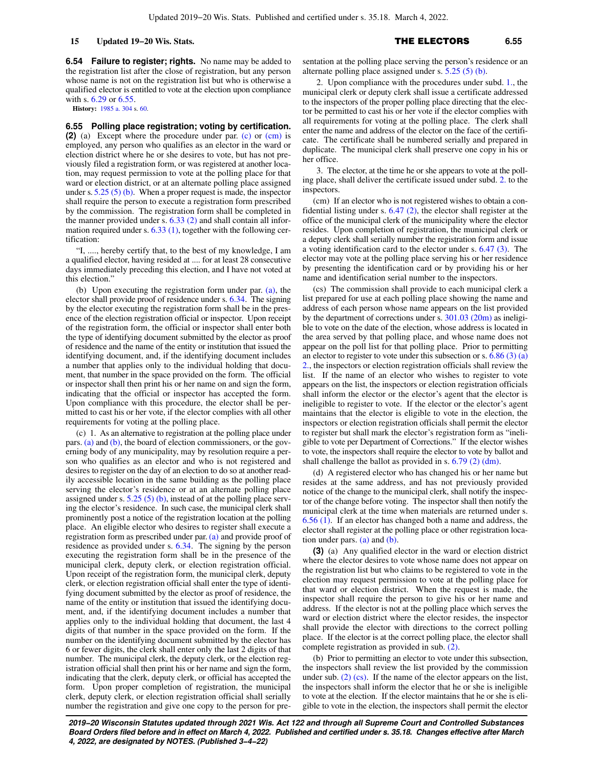**6.54 Failure to register; rights.** No name may be added to the registration list after the close of registration, but any person whose name is not on the registration list but who is otherwise a qualified elector is entitled to vote at the election upon compliance with s. 6.29 or 6.55.

**History:** 1985 a. 304 s. 60.

**6.55 Polling place registration; voting by certification.** **(2)** (a) Except where the procedure under par. (c) or (cm) is employed, any person who qualifies as an elector in the ward or election district where he or she desires to vote, but has not previously filed a registration form, or was registered at another location, may request permission to vote at the polling place for that ward or election district, or at an alternate polling place assigned under s. 5.25 (5) (b). When a proper request is made, the inspector shall require the person to execute a registration form prescribed by the commission. The registration form shall be completed in the manner provided under s. 6.33 (2) and shall contain all information required under s. 6.33 (1), together with the following certification:

"I, ...., hereby certify that, to the best of my knowledge, I am a qualified elector, having resided at .... for at least 28 consecutive days immediately preceding this election, and I have not voted at this election."

(b) Upon executing the registration form under par. (a), the elector shall provide proof of residence under s. 6.34. The signing by the elector executing the registration form shall be in the presence of the election registration official or inspector. Upon receipt of the registration form, the official or inspector shall enter both the type of identifying document submitted by the elector as proof of residence and the name of the entity or institution that issued the identifying document, and, if the identifying document includes a number that applies only to the individual holding that document, that number in the space provided on the form. The official or inspector shall then print his or her name on and sign the form, indicating that the official or inspector has accepted the form. Upon compliance with this procedure, the elector shall be permitted to cast his or her vote, if the elector complies with all other requirements for voting at the polling place.

(c) 1. As an alternative to registration at the polling place under pars. (a) and (b), the board of election commissioners, or the governing body of any municipality, may by resolution require a person who qualifies as an elector and who is not registered and desires to register on the day of an election to do so at another readily accessible location in the same building as the polling place serving the elector's residence or at an alternate polling place assigned under s. 5.25 (5) (b), instead of at the polling place serving the elector's residence. In such case, the municipal clerk shall prominently post a notice of the registration location at the polling place. An eligible elector who desires to register shall execute a registration form as prescribed under par. (a) and provide proof of residence as provided under s. 6.34. The signing by the person executing the registration form shall be in the presence of the municipal clerk, deputy clerk, or election registration official. Upon receipt of the registration form, the municipal clerk, deputy clerk, or election registration official shall enter the type of identifying document submitted by the elector as proof of residence, the name of the entity or institution that issued the identifying document, and, if the identifying document includes a number that applies only to the individual holding that document, the last 4 digits of that number in the space provided on the form. If the number on the identifying document submitted by the elector has 6 or fewer digits, the clerk shall enter only the last 2 digits of that number. The municipal clerk, the deputy clerk, or the election registration official shall then print his or her name and sign the form, indicating that the clerk, deputy clerk, or official has accepted the form. Upon proper completion of registration, the municipal clerk, deputy clerk, or election registration official shall serially number the registration and give one copy to the person for presentation at the polling place serving the person's residence or an alternate polling place assigned under s. 5.25 (5) (b).

2. Upon compliance with the procedures under subd. 1., the municipal clerk or deputy clerk shall issue a certificate addressed to the inspectors of the proper polling place directing that the elector be permitted to cast his or her vote if the elector complies with all requirements for voting at the polling place. The clerk shall enter the name and address of the elector on the face of the certificate. The certificate shall be numbered serially and prepared in duplicate. The municipal clerk shall preserve one copy in his or her office.

3. The elector, at the time he or she appears to vote at the polling place, shall deliver the certificate issued under subd. 2. to the inspectors.

(cm) If an elector who is not registered wishes to obtain a confidential listing under s. 6.47 (2), the elector shall register at the office of the municipal clerk of the municipality where the elector resides. Upon completion of registration, the municipal clerk or a deputy clerk shall serially number the registration form and issue a voting identification card to the elector under s. 6.47 (3). The elector may vote at the polling place serving his or her residence by presenting the identification card or by providing his or her name and identification serial number to the inspectors.

(cs) The commission shall provide to each municipal clerk a list prepared for use at each polling place showing the name and address of each person whose name appears on the list provided by the department of corrections under s. 301.03 (20m) as ineligible to vote on the date of the election, whose address is located in the area served by that polling place, and whose name does not appear on the poll list for that polling place. Prior to permitting an elector to register to vote under this subsection or s. 6.86 (3) (a) 2., the inspectors or election registration officials shall review the list. If the name of an elector who wishes to register to vote appears on the list, the inspectors or election registration officials shall inform the elector or the elector's agent that the elector is ineligible to register to vote. If the elector or the elector's agent maintains that the elector is eligible to vote in the election, the inspectors or election registration officials shall permit the elector to register but shall mark the elector's registration form as "ineligible to vote per Department of Corrections." If the elector wishes to vote, the inspectors shall require the elector to vote by ballot and shall challenge the ballot as provided in s. 6.79 (2) (dm).

(d) A registered elector who has changed his or her name but resides at the same address, and has not previously provided notice of the change to the municipal clerk, shall notify the inspector of the change before voting. The inspector shall then notify the municipal clerk at the time when materials are returned under s. 6.56 (1). If an elector has changed both a name and address, the elector shall register at the polling place or other registration location under pars. (a) and (b).

**(3)** (a) Any qualified elector in the ward or election district where the elector desires to vote whose name does not appear on the registration list but who claims to be registered to vote in the election may request permission to vote at the polling place for that ward or election district. When the request is made, the inspector shall require the person to give his or her name and address. If the elector is not at the polling place which serves the ward or election district where the elector resides, the inspector shall provide the elector with directions to the correct polling place. If the elector is at the correct polling place, the elector shall complete registration as provided in sub. (2).

(b) Prior to permitting an elector to vote under this subsection, the inspectors shall review the list provided by the commission under sub. (2) (cs). If the name of the elector appears on the list, the inspectors shall inform the elector that he or she is ineligible to vote at the election. If the elector maintains that he or she is eligible to vote in the election, the inspectors shall permit the elector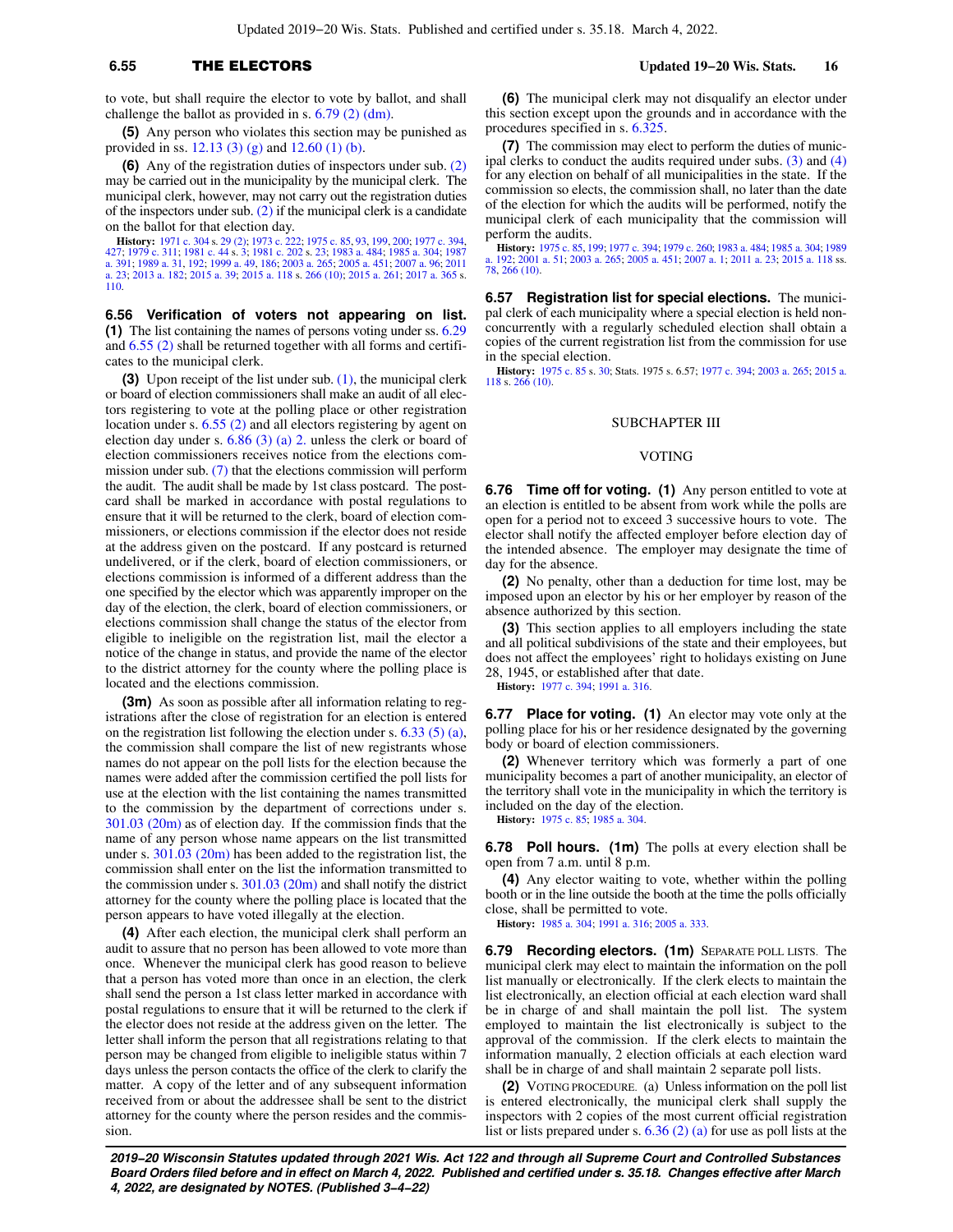to vote, but shall require the elector to vote by ballot, and shall challenge the ballot as provided in s. 6.79 (2) (dm).

**(5)** Any person who violates this section may be punished as provided in ss. 12.13 (3) (g) and 12.60 (1) (b).

**(6)** Any of the registration duties of inspectors under sub. (2) may be carried out in the municipality by the municipal clerk. The municipal clerk, however, may not carry out the registration duties of the inspectors under sub. (2) if the municipal clerk is a candidate on the ballot for that election day.

**History:** 1971 c. 304 s. 29 (2); 1973 c. 222; 1975 c. 85, 93, 199, 200; 1977 c. 394, 427; 1979 c. 311; 1981 c. 44 s. 3; 1981 c. 202 s. 23; 1983 a. 484; 1985 a. 304; 1987 a. 391; 1989 a. 31, 192; 1999 a. 49, 186; 2003 a. 265; 2005 a. 451; 2007 a. 96; 2011 a. 23; 2013 a. 182; 2015 a. 39; 2015 a. 118 s. 266 (10); 2015 a. 261; 2017 a. 365 s. 110.

**6.56 Verification of voters not appearing on list. (1)** The list containing the names of persons voting under ss. 6.29 and 6.55 (2) shall be returned together with all forms and certificates to the municipal clerk.

**(3)** Upon receipt of the list under sub. (1), the municipal clerk or board of election commissioners shall make an audit of all electors registering to vote at the polling place or other registration location under s. 6.55 (2) and all electors registering by agent on election day under s. 6.86 (3) (a) 2. unless the clerk or board of election commissioners receives notice from the elections commission under sub. (7) that the elections commission will perform the audit. The audit shall be made by 1st class postcard. The postcard shall be marked in accordance with postal regulations to ensure that it will be returned to the clerk, board of election commissioners, or elections commission if the elector does not reside at the address given on the postcard. If any postcard is returned undelivered, or if the clerk, board of election commissioners, or elections commission is informed of a different address than the one specified by the elector which was apparently improper on the day of the election, the clerk, board of election commissioners, or elections commission shall change the status of the elector from eligible to ineligible on the registration list, mail the elector a notice of the change in status, and provide the name of the elector to the district attorney for the county where the polling place is located and the elections commission.

**(3m)** As soon as possible after all information relating to registrations after the close of registration for an election is entered on the registration list following the election under s. 6.33 (5) (a), the commission shall compare the list of new registrants whose names do not appear on the poll lists for the election because the names were added after the commission certified the poll lists for use at the election with the list containing the names transmitted to the commission by the department of corrections under s. 301.03 (20m) as of election day. If the commission finds that the name of any person whose name appears on the list transmitted under s. 301.03 (20m) has been added to the registration list, the commission shall enter on the list the information transmitted to the commission under s. 301.03 (20m) and shall notify the district attorney for the county where the polling place is located that the person appears to have voted illegally at the election.

**(4)** After each election, the municipal clerk shall perform an audit to assure that no person has been allowed to vote more than once. Whenever the municipal clerk has good reason to believe that a person has voted more than once in an election, the clerk shall send the person a 1st class letter marked in accordance with postal regulations to ensure that it will be returned to the clerk if the elector does not reside at the address given on the letter. The letter shall inform the person that all registrations relating to that person may be changed from eligible to ineligible status within 7 days unless the person contacts the office of the clerk to clarify the matter. A copy of the letter and of any subsequent information received from or about the addressee shall be sent to the district attorney for the county where the person resides and the commission.

**(6)** The municipal clerk may not disqualify an elector under this section except upon the grounds and in accordance with the procedures specified in s. 6.325.

**(7)** The commission may elect to perform the duties of municipal clerks to conduct the audits required under subs. (3) and (4) for any election on behalf of all municipalities in the state. If the commission so elects, the commission shall, no later than the date of the election for which the audits will be performed, notify the municipal clerk of each municipality that the commission will perform the audits.

**History:** 1975 c. 85, 199; 1977 c. 394; 1979 c. 260; 1983 a. 484; 1985 a. 304; 1989 a. 192; 2001 a. 51; 2003 a. 265; 2005 a. 451; 2007 a. 1; 2011 a. 23; 2015 a. 118 ss. 78, 266 (10).

**6.57 Registration list for special elections.** The municipal clerk of each municipality where a special election is held nonconcurrently with a regularly scheduled election shall obtain a copies of the current registration list from the commission for use in the special election.

**History:** 1975 c. 85 s. 30; Stats. 1975 s. 6.57; 1977 c. 394; 2003 a. 265; 2015 a. 118 s. 266 (10).

## SUBCHAPTER III

## VOTING

**6.76 Time off for voting. (1)** Any person entitled to vote at an election is entitled to be absent from work while the polls are open for a period not to exceed 3 successive hours to vote. The elector shall notify the affected employer before election day of the intended absence. The employer may designate the time of day for the absence.

**(2)** No penalty, other than a deduction for time lost, may be imposed upon an elector by his or her employer by reason of the absence authorized by this section.

**(3)** This section applies to all employers including the state and all political subdivisions of the state and their employees, but does not affect the employees' right to holidays existing on June 28, 1945, or established after that date.

**History:** 1977 c. 394; 1991 a. 316.

**6.77 Place for voting. (1)** An elector may vote only at the polling place for his or her residence designated by the governing body or board of election commissioners.

**(2)** Whenever territory which was formerly a part of one municipality becomes a part of another municipality, an elector of the territory shall vote in the municipality in which the territory is included on the day of the election.

**History:** 1975 c. 85; 1985 a. 304.

**6.78 Poll hours. (1m)** The polls at every election shall be open from 7 a.m. until 8 p.m.

**(4)** Any elector waiting to vote, whether within the polling booth or in the line outside the booth at the time the polls officially close, shall be permitted to vote.

**History:** 1985 a. 304; 1991 a. 316; 2005 a. 333.

**6.79 Recording electors. (1m)** SEPARATE POLL LISTS. The municipal clerk may elect to maintain the information on the poll list manually or electronically. If the clerk elects to maintain the list electronically, an election official at each election ward shall be in charge of and shall maintain the poll list. The system employed to maintain the list electronically is subject to the approval of the commission. If the clerk elects to maintain the information manually, 2 election officials at each election ward shall be in charge of and shall maintain 2 separate poll lists.

**(2)** VOTING PROCEDURE. (a) Unless information on the poll list is entered electronically, the municipal clerk shall supply the inspectors with 2 copies of the most current official registration list or lists prepared under s. 6.36 (2) (a) for use as poll lists at the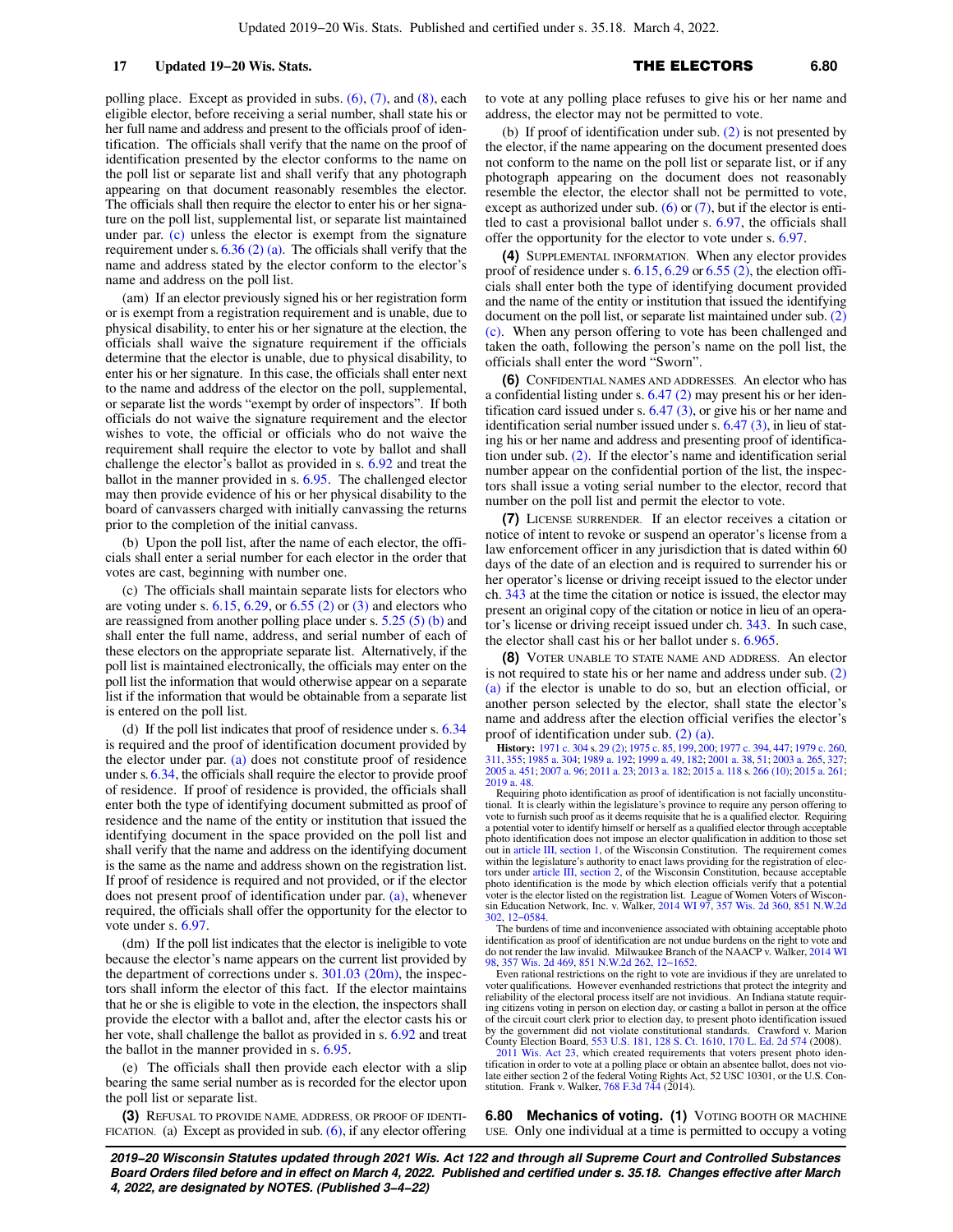polling place. Except as provided in subs. (6), (7), and (8), each eligible elector, before receiving a serial number, shall state his or her full name and address and present to the officials proof of identification. The officials shall verify that the name on the proof of identification presented by the elector conforms to the name on the poll list or separate list and shall verify that any photograph appearing on that document reasonably resembles the elector. The officials shall then require the elector to enter his or her signature on the poll list, supplemental list, or separate list maintained under par. (c) unless the elector is exempt from the signature requirement under s. 6.36 (2) (a). The officials shall verify that the name and address stated by the elector conform to the elector's name and address on the poll list.

(am) If an elector previously signed his or her registration form or is exempt from a registration requirement and is unable, due to physical disability, to enter his or her signature at the election, the officials shall waive the signature requirement if the officials determine that the elector is unable, due to physical disability, to enter his or her signature. In this case, the officials shall enter next to the name and address of the elector on the poll, supplemental, or separate list the words "exempt by order of inspectors". If both officials do not waive the signature requirement and the elector wishes to vote, the official or officials who do not waive the requirement shall require the elector to vote by ballot and shall challenge the elector's ballot as provided in s. 6.92 and treat the ballot in the manner provided in s. 6.95. The challenged elector may then provide evidence of his or her physical disability to the board of canvassers charged with initially canvassing the returns prior to the completion of the initial canvass.

(b) Upon the poll list, after the name of each elector, the officials shall enter a serial number for each elector in the order that votes are cast, beginning with number one.

(c) The officials shall maintain separate lists for electors who are voting under s. 6.15, 6.29, or 6.55 (2) or (3) and electors who are reassigned from another polling place under s. 5.25 (5) (b) and shall enter the full name, address, and serial number of each of these electors on the appropriate separate list. Alternatively, if the poll list is maintained electronically, the officials may enter on the poll list the information that would otherwise appear on a separate list if the information that would be obtainable from a separate list is entered on the poll list.

(d) If the poll list indicates that proof of residence under s. 6.34 is required and the proof of identification document provided by the elector under par. (a) does not constitute proof of residence under s. 6.34, the officials shall require the elector to provide proof of residence. If proof of residence is provided, the officials shall enter both the type of identifying document submitted as proof of residence and the name of the entity or institution that issued the identifying document in the space provided on the poll list and shall verify that the name and address on the identifying document is the same as the name and address shown on the registration list. If proof of residence is required and not provided, or if the elector does not present proof of identification under par. (a), whenever required, the officials shall offer the opportunity for the elector to vote under s. 6.97.

(dm) If the poll list indicates that the elector is ineligible to vote because the elector's name appears on the current list provided by the department of corrections under s. 301.03 (20m), the inspectors shall inform the elector of this fact. If the elector maintains that he or she is eligible to vote in the election, the inspectors shall provide the elector with a ballot and, after the elector casts his or her vote, shall challenge the ballot as provided in s. 6.92 and treat the ballot in the manner provided in s. 6.95.

(e) The officials shall then provide each elector with a slip bearing the same serial number as is recorded for the elector upon the poll list or separate list.

**(3)** REFUSAL TO PROVIDE NAME, ADDRESS, OR PROOF OF IDENTIFICATION. (a) Except as provided in sub. (6), if any elector offering to vote at any polling place refuses to give his or her name and address, the elector may not be permitted to vote.

(b) If proof of identification under sub. (2) is not presented by the elector, if the name appearing on the document presented does not conform to the name on the poll list or separate list, or if any photograph appearing on the document does not reasonably resemble the elector, the elector shall not be permitted to vote, except as authorized under sub. (6) or (7), but if the elector is entitled to cast a provisional ballot under s. 6.97, the officials shall offer the opportunity for the elector to vote under s. 6.97.

**(4)** SUPPLEMENTAL INFORMATION. When any elector provides proof of residence under s. 6.15, 6.29 or 6.55 (2), the election officials shall enter both the type of identifying document provided and the name of the entity or institution that issued the identifying document on the poll list, or separate list maintained under sub. (2) (c). When any person offering to vote has been challenged and taken the oath, following the person's name on the poll list, the officials shall enter the word "Sworn".

**(6)** CONFIDENTIAL NAMES AND ADDRESSES. An elector who has a confidential listing under s. 6.47 (2) may present his or her identification card issued under s. 6.47 (3), or give his or her name and identification serial number issued under s. 6.47 (3), in lieu of stating his or her name and address and presenting proof of identification under sub. (2). If the elector's name and identification serial number appear on the confidential portion of the list, the inspectors shall issue a voting serial number to the elector, record that number on the poll list and permit the elector to vote.

**(7)** LICENSE SURRENDER. If an elector receives a citation or notice of intent to revoke or suspend an operator's license from a law enforcement officer in any jurisdiction that is dated within 60 days of the date of an election and is required to surrender his or her operator's license or driving receipt issued to the elector under ch. 343 at the time the citation or notice is issued, the elector may present an original copy of the citation or notice in lieu of an operator's license or driving receipt issued under ch. 343. In such case, the elector shall cast his or her ballot under s. 6.965.

**(8)** VOTER UNABLE TO STATE NAME AND ADDRESS. An elector is not required to state his or her name and address under sub. (2) (a) if the elector is unable to do so, but an election official, or another person selected by the elector, shall state the elector's name and address after the election official verifies the elector's proof of identification under sub. (2) (a).

**History:** 1971 c. 304 s. 29 (2); 1975 c. 85, 199, 200; 1977 c. 394, 447; 1979 c. 260, 311, 355; 1985 a. 304; 1989 a. 192; 1999 a. 49, 182; 2001 a. 38, 51; 2003 a. 265, 327; 2005 a. 451; 2007 a. 96; 2011 a. 23; 2013 a. 182; 2015 a. 118 s. 266 (10); 2015 a. 261; 2019 a. 48.

Requiring photo identification as proof of identification is not facially unconstitutional. It is clearly within the legislature's province to require any person offering to vote to furnish such proof as it deems requisite that he is a qualified elector. Requiring a potential voter to identify himself or herself as a qualified elector through acceptable photo identification does not impose an elector qualification in addition to those set out in article III, section 1, of the Wisconsin Constitution. The requirement comes within the legislature's authority to enact laws providing for the registration of electors under article III, section 2, of the Wisconsin Constitution, because acceptable photo identification is the mode by which election officials verify that a potential voter is the elector listed on the registration list. League of Women Voters of Wisconsin Education Network, Inc. v. Walker, 2014 WI 97, 357 Wis. 2d 360, 851 N.W.2d 302, 12−0584.

The burdens of time and inconvenience associated with obtaining acceptable photo identification as proof of identification are not undue burdens on the right to vote and do not render the law invalid. Milwaukee Branch of the NAACP v. Walker, 2014 WI 98, 357 Wis. 2d 469, 851 N.W.2d 262, 12−1652.

Even rational restrictions on the right to vote are invidious if they are unrelated to voter qualifications. However evenhanded restrictions that protect the integrity and reliability of the electoral process itself are not invidious. An Indiana statute requiring citizens voting in person on election day, or casting a ballot in person at the office of the circuit court clerk prior to election day, to present photo identification issued by the government did not violate constitutional standards. Crawford v. Marion County Election Board, 553 U.S. 181, 128 S. Ct. 1610, 170 L. Ed. 2d 574 (2008).

2011 Wis. Act 23, which created requirements that voters present photo identification in order to vote at a polling place or obtain an absentee ballot, does not violate either section 2 of the federal Voting Rights Act, 52 USC 10301, or the U.S. Constitution. Frank v. Walker, 768 F.3d 744 (2014).

**6.80 Mechanics of voting. (1)** VOTING BOOTH OR MACHINE USE. Only one individual at a time is permitted to occupy a voting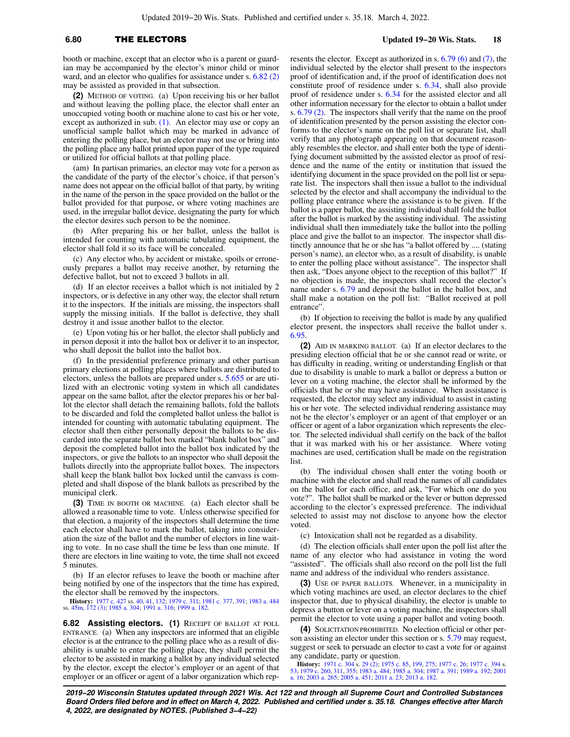booth or machine, except that an elector who is a parent or guardian may be accompanied by the elector's minor child or minor ward, and an elector who qualifies for assistance under s. 6.82 (2) may be assisted as provided in that subsection.

**(2)** METHOD OF VOTING. (a) Upon receiving his or her ballot and without leaving the polling place, the elector shall enter an unoccupied voting booth or machine alone to cast his or her vote, except as authorized in sub. (1). An elector may use or copy an unofficial sample ballot which may be marked in advance of entering the polling place, but an elector may not use or bring into the polling place any ballot printed upon paper of the type required or utilized for official ballots at that polling place.

(am) In partisan primaries, an elector may vote for a person as the candidate of the party of the elector's choice, if that person's name does not appear on the official ballot of that party, by writing in the name of the person in the space provided on the ballot or the ballot provided for that purpose, or where voting machines are used, in the irregular ballot device, designating the party for which the elector desires such person to be the nominee.

(b) After preparing his or her ballot, unless the ballot is intended for counting with automatic tabulating equipment, the elector shall fold it so its face will be concealed.

(c) Any elector who, by accident or mistake, spoils or erroneously prepares a ballot may receive another, by returning the defective ballot, but not to exceed 3 ballots in all.

(d) If an elector receives a ballot which is not initialed by 2 inspectors, or is defective in any other way, the elector shall return it to the inspectors. If the initials are missing, the inspectors shall supply the missing initials. If the ballot is defective, they shall destroy it and issue another ballot to the elector.

(e) Upon voting his or her ballot, the elector shall publicly and in person deposit it into the ballot box or deliver it to an inspector, who shall deposit the ballot into the ballot box.

(f) In the presidential preference primary and other partisan primary elections at polling places where ballots are distributed to electors, unless the ballots are prepared under s. 5.655 or are utilized with an electronic voting system in which all candidates appear on the same ballot, after the elector prepares his or her ballot the elector shall detach the remaining ballots, fold the ballots to be discarded and fold the completed ballot unless the ballot is intended for counting with automatic tabulating equipment. The elector shall then either personally deposit the ballots to be discarded into the separate ballot box marked "blank ballot box" and deposit the completed ballot into the ballot box indicated by the inspectors, or give the ballots to an inspector who shall deposit the ballots directly into the appropriate ballot boxes. The inspectors shall keep the blank ballot box locked until the canvass is completed and shall dispose of the blank ballots as prescribed by the municipal clerk.

**(3)** TIME IN BOOTH OR MACHINE. (a) Each elector shall be allowed a reasonable time to vote. Unless otherwise specified for that election, a majority of the inspectors shall determine the time each elector shall have to mark the ballot, taking into consideration the size of the ballot and the number of electors in line waiting to vote. In no case shall the time be less than one minute. If there are electors in line waiting to vote, the time shall not exceed 5 minutes.

(b) If an elector refuses to leave the booth or machine after being notified by one of the inspectors that the time has expired, the elector shall be removed by the inspectors.

**History:** 1977 c. 427 ss. 40, 41, 132; 1979 c. 311; 1981 c. 377, 391; 1983 a. 484 ss. 45m, 172 (3); 1985 a. 304; 1991 a. 316; 1999 a. 182.

**6.82 Assisting electors. (1)** RECEIPT OF BALLOT AT POLL ENTRANCE. (a) When any inspectors are informed that an eligible elector is at the entrance to the polling place who as a result of disability is unable to enter the polling place, they shall permit the elector to be assisted in marking a ballot by any individual selected by the elector, except the elector's employer or an agent of that employer or an officer or agent of a labor organization which represents the elector. Except as authorized in s. 6.79 (6) and (7), the individual selected by the elector shall present to the inspectors proof of identification and, if the proof of identification does not constitute proof of residence under s. 6.34, shall also provide proof of residence under s. 6.34 for the assisted elector and all other information necessary for the elector to obtain a ballot under s. 6.79 (2). The inspectors shall verify that the name on the proof of identification presented by the person assisting the elector conforms to the elector's name on the poll list or separate list, shall verify that any photograph appearing on that document reasonably resembles the elector, and shall enter both the type of identifying document submitted by the assisted elector as proof of residence and the name of the entity or institution that issued the identifying document in the space provided on the poll list or separate list. The inspectors shall then issue a ballot to the individual selected by the elector and shall accompany the individual to the polling place entrance where the assistance is to be given. If the ballot is a paper ballot, the assisting individual shall fold the ballot after the ballot is marked by the assisting individual. The assisting individual shall then immediately take the ballot into the polling place and give the ballot to an inspector. The inspector shall distinctly announce that he or she has "a ballot offered by .... (stating person's name), an elector who, as a result of disability, is unable to enter the polling place without assistance". The inspector shall then ask, "Does anyone object to the reception of this ballot?" If no objection is made, the inspectors shall record the elector's name under s. 6.79 and deposit the ballot in the ballot box, and shall make a notation on the poll list: "Ballot received at poll entrance".

(b) If objection to receiving the ballot is made by any qualified elector present, the inspectors shall receive the ballot under s. 6.95.

**(2)** AID IN MARKING BALLOT. (a) If an elector declares to the presiding election official that he or she cannot read or write, or has difficulty in reading, writing or understanding English or that due to disability is unable to mark a ballot or depress a button or lever on a voting machine, the elector shall be informed by the officials that he or she may have assistance. When assistance is requested, the elector may select any individual to assist in casting his or her vote. The selected individual rendering assistance may not be the elector's employer or an agent of that employer or an officer or agent of a labor organization which represents the elector. The selected individual shall certify on the back of the ballot that it was marked with his or her assistance. Where voting machines are used, certification shall be made on the registration list.

(b) The individual chosen shall enter the voting booth or machine with the elector and shall read the names of all candidates on the ballot for each office, and ask, "For which one do you vote?". The ballot shall be marked or the lever or button depressed according to the elector's expressed preference. The individual selected to assist may not disclose to anyone how the elector voted.

(c) Intoxication shall not be regarded as a disability.

(d) The election officials shall enter upon the poll list after the name of any elector who had assistance in voting the word "assisted". The officials shall also record on the poll list the full name and address of the individual who renders assistance.

**(3)** USE OF PAPER BALLOTS. Whenever, in a municipality in which voting machines are used, an elector declares to the chief inspector that, due to physical disability, the elector is unable to depress a button or lever on a voting machine, the inspectors shall permit the elector to vote using a paper ballot and voting booth.

**(4)** SOLICITATION PROHIBITED. No election official or other person assisting an elector under this section or s. 5.79 may request, suggest or seek to persuade an elector to cast a vote for or against any candidate, party or question.

**History:** 1971 c. 304 s. 29 (2); 1975 c. 85, 199, 275; 1977 c. 26; 1977 c. 394 s. 53; 1979 c. 260, 311, 355; 1983 a. 484; 1985 a. 304; 1987 a. 391; 1989 a. 192; 2001 a. 16; 2003 a. 265; 2005 a. 451; 2011 a. 23; 2013 a. 182.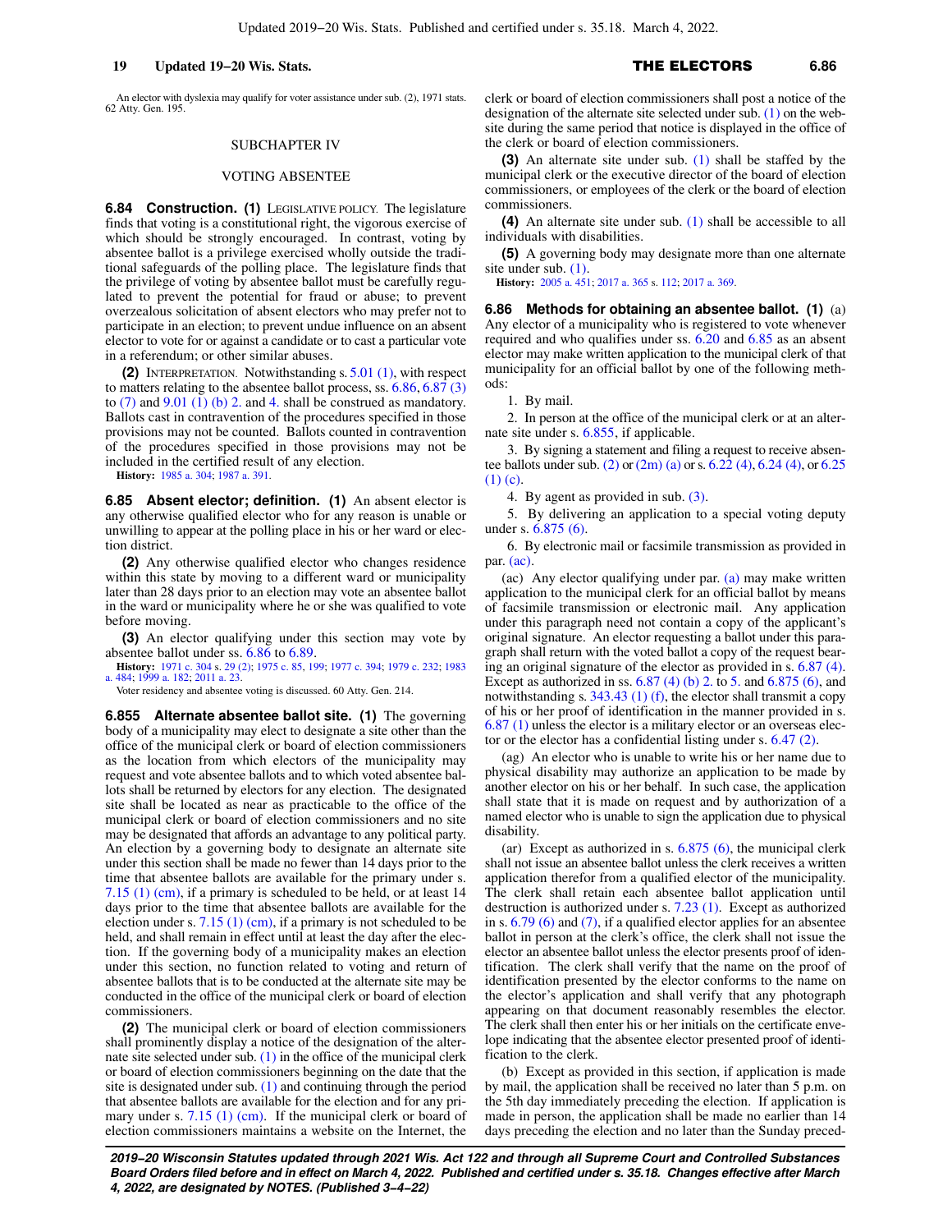An elector with dyslexia may qualify for voter assistance under sub. (2), 1971 stats. 62 Atty. Gen. 195.

## SUBCHAPTER IV

## VOTING ABSENTEE

**6.84 Construction. (1)** LEGISLATIVE POLICY. The legislature finds that voting is a constitutional right, the vigorous exercise of which should be strongly encouraged. In contrast, voting by absentee ballot is a privilege exercised wholly outside the traditional safeguards of the polling place. The legislature finds that the privilege of voting by absentee ballot must be carefully regulated to prevent the potential for fraud or abuse; to prevent overzealous solicitation of absent electors who may prefer not to participate in an election; to prevent undue influence on an absent elector to vote for or against a candidate or to cast a particular vote in a referendum; or other similar abuses.

**(2)** INTERPRETATION. Notwithstanding s. 5.01 (1), with respect to matters relating to the absentee ballot process, ss. 6.86, 6.87 (3) to (7) and 9.01 (1) (b) 2. and 4. shall be construed as mandatory. Ballots cast in contravention of the procedures specified in those provisions may not be counted. Ballots counted in contravention of the procedures specified in those provisions may not be included in the certified result of any election.

**History:** 1985 a. 304; 1987 a. 391.

**6.85 Absent elector; definition. (1)** An absent elector is any otherwise qualified elector who for any reason is unable or unwilling to appear at the polling place in his or her ward or election district.

**(2)** Any otherwise qualified elector who changes residence within this state by moving to a different ward or municipality later than 28 days prior to an election may vote an absentee ballot in the ward or municipality where he or she was qualified to vote before moving.

**(3)** An elector qualifying under this section may vote by absentee ballot under ss. 6.86 to 6.89.

**History:** 1971 c. 304 s. 29 (2); 1975 c. 85, 199; 1977 c. 394; 1979 c. 232; 1983 a. 484; 1999 a. 182; 2011 a. 23.

Voter residency and absentee voting is discussed. 60 Atty. Gen. 214.

**6.855 Alternate absentee ballot site. (1)** The governing body of a municipality may elect to designate a site other than the office of the municipal clerk or board of election commissioners as the location from which electors of the municipality may request and vote absentee ballots and to which voted absentee ballots shall be returned by electors for any election. The designated site shall be located as near as practicable to the office of the municipal clerk or board of election commissioners and no site may be designated that affords an advantage to any political party. An election by a governing body to designate an alternate site under this section shall be made no fewer than 14 days prior to the time that absentee ballots are available for the primary under s. 7.15 (1) (cm), if a primary is scheduled to be held, or at least 14 days prior to the time that absentee ballots are available for the election under s. 7.15 (1) (cm), if a primary is not scheduled to be held, and shall remain in effect until at least the day after the election. If the governing body of a municipality makes an election under this section, no function related to voting and return of absentee ballots that is to be conducted at the alternate site may be conducted in the office of the municipal clerk or board of election commissioners.

**(2)** The municipal clerk or board of election commissioners shall prominently display a notice of the designation of the alternate site selected under sub. (1) in the office of the municipal clerk or board of election commissioners beginning on the date that the site is designated under sub. (1) and continuing through the period that absentee ballots are available for the election and for any primary under s. 7.15 (1) (cm). If the municipal clerk or board of election commissioners maintains a website on the Internet, the clerk or board of election commissioners shall post a notice of the designation of the alternate site selected under sub. (1) on the website during the same period that notice is displayed in the office of the clerk or board of election commissioners.

**(3)** An alternate site under sub. (1) shall be staffed by the municipal clerk or the executive director of the board of election commissioners, or employees of the clerk or the board of election commissioners.

**(4)** An alternate site under sub. (1) shall be accessible to all individuals with disabilities.

**(5)** A governing body may designate more than one alternate site under sub. (1).

**History:** 2005 a. 451; 2017 a. 365 s. 112; 2017 a. 369.

**6.86 Methods for obtaining an absentee ballot. (1)** (a) Any elector of a municipality who is registered to vote whenever required and who qualifies under ss. 6.20 and 6.85 as an absent elector may make written application to the municipal clerk of that municipality for an official ballot by one of the following methods:

1. By mail.

2. In person at the office of the municipal clerk or at an alternate site under s. 6.855, if applicable.

3. By signing a statement and filing a request to receive absentee ballots under sub. (2) or (2m) (a) or s. 6.22 (4), 6.24 (4), or 6.25 (1) (c).

4. By agent as provided in sub. (3).

5. By delivering an application to a special voting deputy under s. 6.875 (6).

6. By electronic mail or facsimile transmission as provided in par. (ac).

(ac) Any elector qualifying under par. (a) may make written application to the municipal clerk for an official ballot by means of facsimile transmission or electronic mail. Any application under this paragraph need not contain a copy of the applicant's original signature. An elector requesting a ballot under this paragraph shall return with the voted ballot a copy of the request bearing an original signature of the elector as provided in s. 6.87 (4). Except as authorized in ss. 6.87 (4) (b) 2. to 5. and 6.875 (6), and notwithstanding s. 343.43 (1) (f), the elector shall transmit a copy of his or her proof of identification in the manner provided in s. 6.87 (1) unless the elector is a military elector or an overseas elector or the elector has a confidential listing under s. 6.47 (2).

(ag) An elector who is unable to write his or her name due to physical disability may authorize an application to be made by another elector on his or her behalf. In such case, the application shall state that it is made on request and by authorization of a named elector who is unable to sign the application due to physical disability.

(ar) Except as authorized in s. 6.875 (6), the municipal clerk shall not issue an absentee ballot unless the clerk receives a written application therefor from a qualified elector of the municipality. The clerk shall retain each absentee ballot application until destruction is authorized under s. 7.23 (1). Except as authorized in s. 6.79 (6) and (7), if a qualified elector applies for an absentee ballot in person at the clerk's office, the clerk shall not issue the elector an absentee ballot unless the elector presents proof of identification. The clerk shall verify that the name on the proof of identification presented by the elector conforms to the name on the elector's application and shall verify that any photograph appearing on that document reasonably resembles the elector. The clerk shall then enter his or her initials on the certificate envelope indicating that the absentee elector presented proof of identification to the clerk.

(b) Except as provided in this section, if application is made by mail, the application shall be received no later than 5 p.m. on the 5th day immediately preceding the election. If application is made in person, the application shall be made no earlier than 14 days preceding the election and no later than the Sunday preced-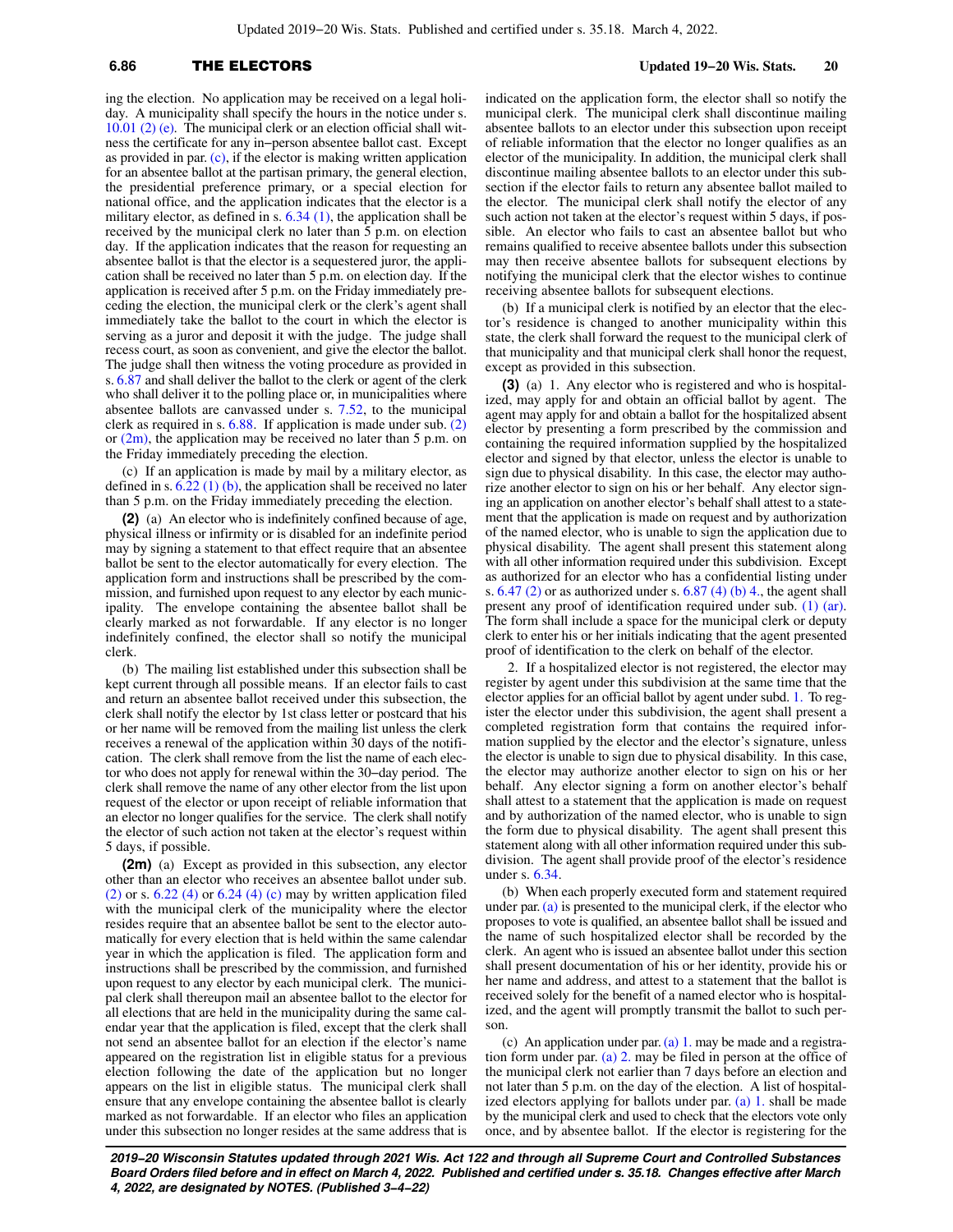ing the election. No application may be received on a legal holiday. A municipality shall specify the hours in the notice under s. 10.01 (2) (e). The municipal clerk or an election official shall witness the certificate for any in−person absentee ballot cast. Except as provided in par. (c), if the elector is making written application for an absentee ballot at the partisan primary, the general election, the presidential preference primary, or a special election for national office, and the application indicates that the elector is a military elector, as defined in s. 6.34 (1), the application shall be received by the municipal clerk no later than 5 p.m. on election day. If the application indicates that the reason for requesting an absentee ballot is that the elector is a sequestered juror, the application shall be received no later than 5 p.m. on election day. If the application is received after 5 p.m. on the Friday immediately preceding the election, the municipal clerk or the clerk's agent shall immediately take the ballot to the court in which the elector is serving as a juror and deposit it with the judge. The judge shall recess court, as soon as convenient, and give the elector the ballot. The judge shall then witness the voting procedure as provided in s. 6.87 and shall deliver the ballot to the clerk or agent of the clerk who shall deliver it to the polling place or, in municipalities where absentee ballots are canvassed under s. 7.52, to the municipal clerk as required in s. 6.88. If application is made under sub. (2) or (2m), the application may be received no later than 5 p.m. on the Friday immediately preceding the election.

(c) If an application is made by mail by a military elector, as defined in s. 6.22 (1) (b), the application shall be received no later than 5 p.m. on the Friday immediately preceding the election.

**(2)** (a) An elector who is indefinitely confined because of age, physical illness or infirmity or is disabled for an indefinite period may by signing a statement to that effect require that an absentee ballot be sent to the elector automatically for every election. The application form and instructions shall be prescribed by the commission, and furnished upon request to any elector by each municipality. The envelope containing the absentee ballot shall be clearly marked as not forwardable. If any elector is no longer indefinitely confined, the elector shall so notify the municipal clerk.

(b) The mailing list established under this subsection shall be kept current through all possible means. If an elector fails to cast and return an absentee ballot received under this subsection, the clerk shall notify the elector by 1st class letter or postcard that his or her name will be removed from the mailing list unless the clerk receives a renewal of the application within 30 days of the notification. The clerk shall remove from the list the name of each elector who does not apply for renewal within the 30−day period. The clerk shall remove the name of any other elector from the list upon request of the elector or upon receipt of reliable information that an elector no longer qualifies for the service. The clerk shall notify the elector of such action not taken at the elector's request within 5 days, if possible.

**(2m)** (a) Except as provided in this subsection, any elector other than an elector who receives an absentee ballot under sub. (2) or s. 6.22 (4) or 6.24 (4) (c) may by written application filed with the municipal clerk of the municipality where the elector resides require that an absentee ballot be sent to the elector automatically for every election that is held within the same calendar year in which the application is filed. The application form and instructions shall be prescribed by the commission, and furnished upon request to any elector by each municipal clerk. The municipal clerk shall thereupon mail an absentee ballot to the elector for all elections that are held in the municipality during the same calendar year that the application is filed, except that the clerk shall not send an absentee ballot for an election if the elector's name appeared on the registration list in eligible status for a previous election following the date of the application but no longer appears on the list in eligible status. The municipal clerk shall ensure that any envelope containing the absentee ballot is clearly marked as not forwardable. If an elector who files an application under this subsection no longer resides at the same address that is indicated on the application form, the elector shall so notify the municipal clerk. The municipal clerk shall discontinue mailing absentee ballots to an elector under this subsection upon receipt of reliable information that the elector no longer qualifies as an elector of the municipality. In addition, the municipal clerk shall discontinue mailing absentee ballots to an elector under this subsection if the elector fails to return any absentee ballot mailed to the elector. The municipal clerk shall notify the elector of any such action not taken at the elector's request within 5 days, if possible. An elector who fails to cast an absentee ballot but who remains qualified to receive absentee ballots under this subsection may then receive absentee ballots for subsequent elections by notifying the municipal clerk that the elector wishes to continue receiving absentee ballots for subsequent elections.

(b) If a municipal clerk is notified by an elector that the elector's residence is changed to another municipality within this state, the clerk shall forward the request to the municipal clerk of that municipality and that municipal clerk shall honor the request, except as provided in this subsection.

**(3)** (a) 1. Any elector who is registered and who is hospitalized, may apply for and obtain an official ballot by agent. The agent may apply for and obtain a ballot for the hospitalized absent elector by presenting a form prescribed by the commission and containing the required information supplied by the hospitalized elector and signed by that elector, unless the elector is unable to sign due to physical disability. In this case, the elector may authorize another elector to sign on his or her behalf. Any elector signing an application on another elector's behalf shall attest to a statement that the application is made on request and by authorization of the named elector, who is unable to sign the application due to physical disability. The agent shall present this statement along with all other information required under this subdivision. Except as authorized for an elector who has a confidential listing under s. 6.47 (2) or as authorized under s. 6.87 (4) (b) 4., the agent shall present any proof of identification required under sub. (1) (ar). The form shall include a space for the municipal clerk or deputy clerk to enter his or her initials indicating that the agent presented proof of identification to the clerk on behalf of the elector.

2. If a hospitalized elector is not registered, the elector may register by agent under this subdivision at the same time that the elector applies for an official ballot by agent under subd. 1. To register the elector under this subdivision, the agent shall present a completed registration form that contains the required information supplied by the elector and the elector's signature, unless the elector is unable to sign due to physical disability. In this case, the elector may authorize another elector to sign on his or her behalf. Any elector signing a form on another elector's behalf shall attest to a statement that the application is made on request and by authorization of the named elector, who is unable to sign the form due to physical disability. The agent shall present this statement along with all other information required under this subdivision. The agent shall provide proof of the elector's residence under s. 6.34.

(b) When each properly executed form and statement required under par. (a) is presented to the municipal clerk, if the elector who proposes to vote is qualified, an absentee ballot shall be issued and the name of such hospitalized elector shall be recorded by the clerk. An agent who is issued an absentee ballot under this section shall present documentation of his or her identity, provide his or her name and address, and attest to a statement that the ballot is received solely for the benefit of a named elector who is hospitalized, and the agent will promptly transmit the ballot to such person.

(c) An application under par. (a) 1. may be made and a registration form under par. (a) 2. may be filed in person at the office of the municipal clerk not earlier than 7 days before an election and not later than 5 p.m. on the day of the election. A list of hospitalized electors applying for ballots under par. (a) 1. shall be made by the municipal clerk and used to check that the electors vote only once, and by absentee ballot. If the elector is registering for the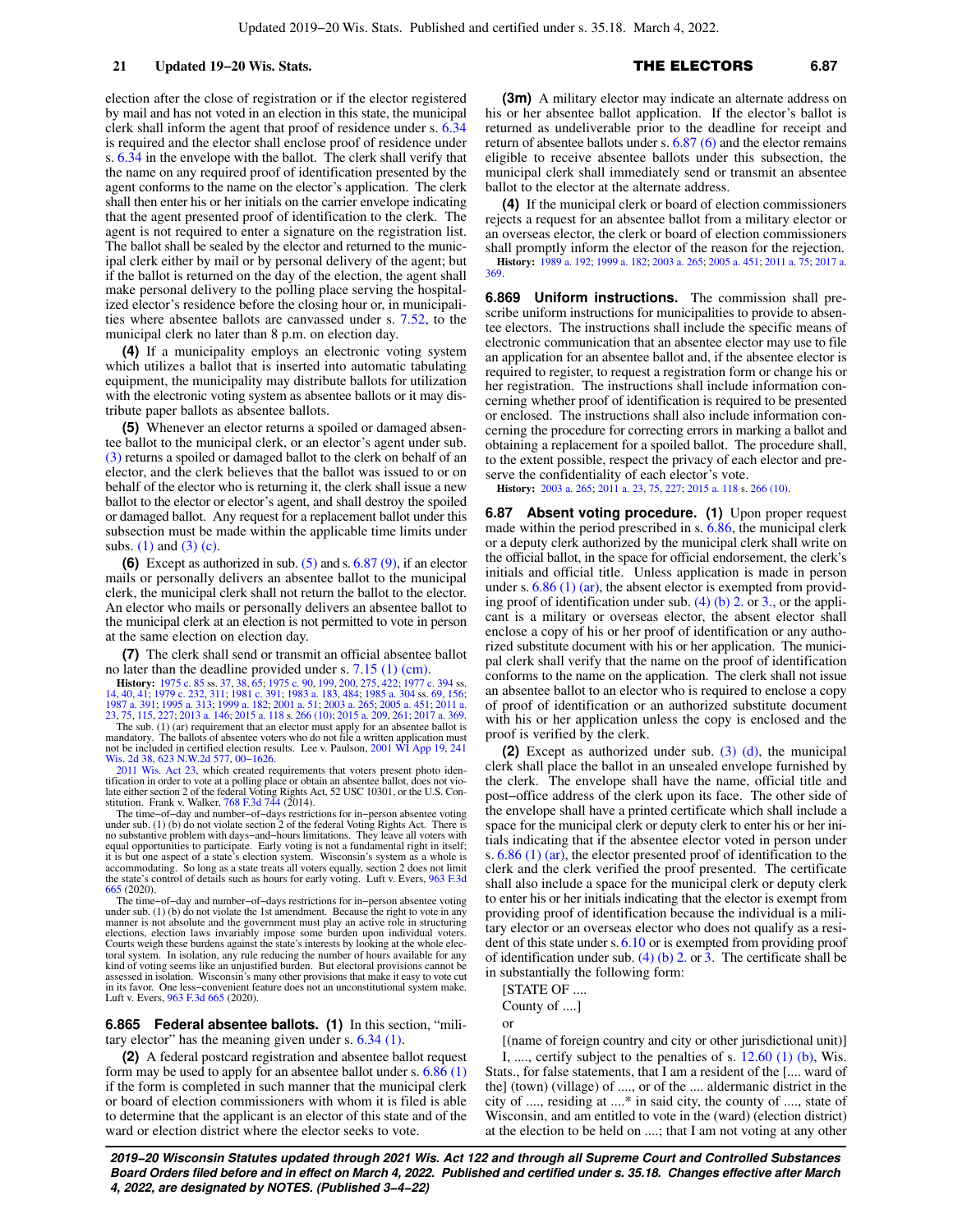election after the close of registration or if the elector registered by mail and has not voted in an election in this state, the municipal clerk shall inform the agent that proof of residence under s. 6.34 is required and the elector shall enclose proof of residence under s. 6.34 in the envelope with the ballot. The clerk shall verify that the name on any required proof of identification presented by the agent conforms to the name on the elector's application. The clerk shall then enter his or her initials on the carrier envelope indicating that the agent presented proof of identification to the clerk. The agent is not required to enter a signature on the registration list. The ballot shall be sealed by the elector and returned to the municipal clerk either by mail or by personal delivery of the agent; but if the ballot is returned on the day of the election, the agent shall make personal delivery to the polling place serving the hospitalized elector's residence before the closing hour or, in municipalities where absentee ballots are canvassed under s. 7.52, to the municipal clerk no later than 8 p.m. on election day.

**(4)** If a municipality employs an electronic voting system which utilizes a ballot that is inserted into automatic tabulating equipment, the municipality may distribute ballots for utilization with the electronic voting system as absentee ballots or it may distribute paper ballots as absentee ballots.

**(5)** Whenever an elector returns a spoiled or damaged absentee ballot to the municipal clerk, or an elector's agent under sub. (3) returns a spoiled or damaged ballot to the clerk on behalf of an elector, and the clerk believes that the ballot was issued to or on behalf of the elector who is returning it, the clerk shall issue a new ballot to the elector or elector's agent, and shall destroy the spoiled or damaged ballot. Any request for a replacement ballot under this subsection must be made within the applicable time limits under subs. (1) and (3) (c).

**(6)** Except as authorized in sub. (5) and s. 6.87 (9), if an elector mails or personally delivers an absentee ballot to the municipal clerk, the municipal clerk shall not return the ballot to the elector. An elector who mails or personally delivers an absentee ballot to the municipal clerk at an election is not permitted to vote in person at the same election on election day.

**(7)** The clerk shall send or transmit an official absentee ballot no later than the deadline provided under s. 7.15 (1) (cm).

**History:** 1975 c. 85 ss. 37, 38, 65; 1975 c. 90, 199, 200, 275, 422; 1977 c. 394 ss. 14, 40, 41; 1979 c. 232, 311; 1981 c. 391; 1983 a. 183, 484; 1985 a. 304 ss. 69, 156; 1987 a. 391; 1995 a. 313; 1999 a. 182; 2001 a. 51; 2003 a. 265; 2005 a. 451; 2011 a. 23, 75, 115, 227; 2013 a. 146; 2015 a. 118 s. 266 (10); 2015 a. 209, 261; 2017 a. 369.

The sub. (1) (ar) requirement that an elector must apply for an absentee ballot is mandatory. The ballots of absentee voters who do not file a written application must not be included in certified election results. Lee v. Paulson, 2001 WI App 19, 241 Wis. 2d 38, 623 N.W.2d 577, 00–1626.

2011 Wis. Act 23, which created requirements that voters present photo identification in order to vote at a polling place or obtain an absentee ballot, does not violate either section 2 of the federal Voting Rights Act, 52 USC 10301, or the U.S. Constitution. Frank v. Walker, 768 F.3d 744 (2014).

The time–of–day and number–of–days restrictions for in–person absentee voting under sub. (1) (b) do not violate section 2 of the federal Voting Rights Act. There is no substantive problem with days–and–hours limitations. They leave all voters with equal opportunities to participate. Early voting is not a fundamental right in itself; it is but one aspect of a state's election system. Wisconsin's system as a whole is accommodating. So long as a state treats all voters equally, section 2 does not limit the state's control of details such as hours for early voting. Luft v. Evers, 963 F.3d 665 (2020).

The time–of–day and number–of–days restrictions for in–person absentee voting under sub. (1) (b) do not violate the 1st amendment. Because the right to vote in any manner is not absolute and the government must play an active role in structuring elections, election laws invariably impose some burden upon individual voters. Courts weigh these burdens against the state's interests by looking at the whole electoral system. In isolation, any rule reducing the number of hours available for any kind of voting seems like an unjustified burden. But electoral provisions cannot be assessed in isolation. Wisconsin's many other provisions that make it easy to vote cut in its favor. One less–convenient feature does not an unconstitutional system make. Luft v. Evers, 963 F.3d 665 (2020).

**6.865 Federal absentee ballots.** **(1)** In this section, "military elector" has the meaning given under s. 6.34 (1).

**(2)** A federal postcard registration and absentee ballot request form may be used to apply for an absentee ballot under s. 6.86 (1) if the form is completed in such manner that the municipal clerk or board of election commissioners with whom it is filed is able to determine that the applicant is an elector of this state and of the ward or election district where the elector seeks to vote.

**(3m)** A military elector may indicate an alternate address on his or her absentee ballot application. If the elector's ballot is returned as undeliverable prior to the deadline for receipt and return of absentee ballots under s. 6.87 (6) and the elector remains eligible to receive absentee ballots under this subsection, the municipal clerk shall immediately send or transmit an absentee ballot to the elector at the alternate address.

**(4)** If the municipal clerk or board of election commissioners rejects a request for an absentee ballot from a military elector or an overseas elector, the clerk or board of election commissioners shall promptly inform the elector of the reason for the rejection.

**History:** 1989 a. 192; 1999 a. 182; 2003 a. 265; 2005 a. 451; 2011 a. 75; 2017 a. 369.

**6.869 Uniform instructions.** The commission shall prescribe uniform instructions for municipalities to provide to absentee electors. The instructions shall include the specific means of electronic communication that an absentee elector may use to file an application for an absentee ballot and, if the absentee elector is required to register, to request a registration form or change his or her registration. The instructions shall include information concerning whether proof of identification is required to be presented or enclosed. The instructions shall also include information concerning the procedure for correcting errors in marking a ballot and obtaining a replacement for a spoiled ballot. The procedure shall, to the extent possible, respect the privacy of each elector and preserve the confidentiality of each elector's vote.

**History:** 2003 a. 265; 2011 a. 23, 75, 227; 2015 a. 118 s. 266 (10).

**6.87 Absent voting procedure.** **(1)** Upon proper request made within the period prescribed in s. 6.86, the municipal clerk or a deputy clerk authorized by the municipal clerk shall write on the official ballot, in the space for official endorsement, the clerk's initials and official title. Unless application is made in person under s. 6.86 (1) (ar), the absent elector is exempted from providing proof of identification under sub. (4) (b) 2. or 3., or the applicant is a military or overseas elector, the absent elector shall enclose a copy of his or her proof of identification or any authorized substitute document with his or her application. The municipal clerk shall verify that the name on the proof of identification conforms to the name on the application. The clerk shall not issue an absentee ballot to an elector who is required to enclose a copy of proof of identification or an authorized substitute document with his or her application unless the copy is enclosed and the proof is verified by the clerk.

**(2)** Except as authorized under sub. (3) (d), the municipal clerk shall place the ballot in an unsealed envelope furnished by the clerk. The envelope shall have the name, official title and post–office address of the clerk upon its face. The other side of the envelope shall have a printed certificate which shall include a space for the municipal clerk or deputy clerk to enter his or her initials indicating that if the absentee elector voted in person under s. 6.86 (1) (ar), the elector presented proof of identification to the clerk and the clerk verified the proof presented. The certificate shall also include a space for the municipal clerk or deputy clerk to enter his or her initials indicating that the elector is exempt from providing proof of identification because the individual is a military elector or an overseas elector who does not qualify as a resident of this state under s. 6.10 or is exempted from providing proof of identification under sub. (4) (b) 2. or 3. The certificate shall be in substantially the following form:

[STATE OF ....

County of ....]

or

[(name of foreign country and city or other jurisdictional unit)]

I, ...., certify subject to the penalties of s. 12.60 (1) (b), Wis. Stats., for false statements, that I am a resident of the [.... ward of the] (town) (village) of ...., or of the .... aldermanic district in the city of ...., residing at ....* in said city, the county of ...., state of Wisconsin, and am entitled to vote in the (ward) (election district) at the election to be held on ....; that I am not voting at any other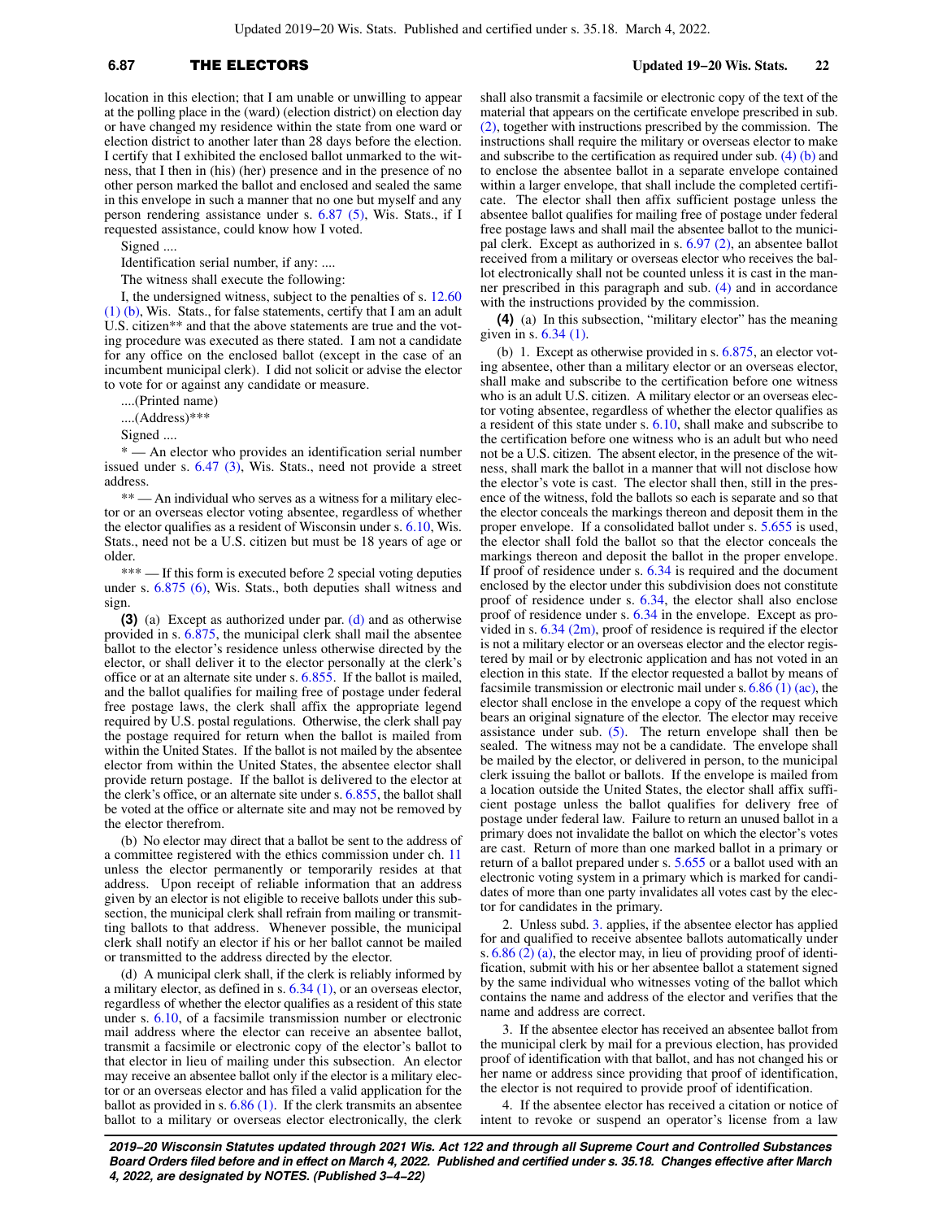location in this election; that I am unable or unwilling to appear at the polling place in the (ward) (election district) on election day or have changed my residence within the state from one ward or election district to another later than 28 days before the election. I certify that I exhibited the enclosed ballot unmarked to the witness, that I then in (his) (her) presence and in the presence of no other person marked the ballot and enclosed and sealed the same in this envelope in such a manner that no one but myself and any person rendering assistance under s. 6.87 (5), Wis. Stats., if I requested assistance, could know how I voted.

Signed ....

Identification serial number, if any: ....

The witness shall execute the following:

I, the undersigned witness, subject to the penalties of s. 12.60 (1) (b), Wis. Stats., for false statements, certify that I am an adult U.S. citizen** and that the above statements are true and the voting procedure was executed as there stated. I am not a candidate for any office on the enclosed ballot (except in the case of an incumbent municipal clerk). I did not solicit or advise the elector to vote for or against any candidate or measure.

....(Printed name)

....(Address)***

Signed ....

* — An elector who provides an identification serial number issued under s. 6.47 (3), Wis. Stats., need not provide a street address.

** — An individual who serves as a witness for a military elector or an overseas elector voting absentee, regardless of whether the elector qualifies as a resident of Wisconsin under s. 6.10, Wis. Stats., need not be a U.S. citizen but must be 18 years of age or older.

*** — If this form is executed before 2 special voting deputies under s. 6.875 (6), Wis. Stats., both deputies shall witness and sign.

**(3)** (a) Except as authorized under par. (d) and as otherwise provided in s. 6.875, the municipal clerk shall mail the absentee ballot to the elector's residence unless otherwise directed by the elector, or shall deliver it to the elector personally at the clerk's office or at an alternate site under s. 6.855. If the ballot is mailed, and the ballot qualifies for mailing free of postage under federal free postage laws, the clerk shall affix the appropriate legend required by U.S. postal regulations. Otherwise, the clerk shall pay the postage required for return when the ballot is mailed from within the United States. If the ballot is not mailed by the absentee elector from within the United States, the absentee elector shall provide return postage. If the ballot is delivered to the elector at the clerk's office, or an alternate site under s. 6.855, the ballot shall be voted at the office or alternate site and may not be removed by the elector therefrom.

(b) No elector may direct that a ballot be sent to the address of a committee registered with the ethics commission under ch. 11 unless the elector permanently or temporarily resides at that address. Upon receipt of reliable information that an address given by an elector is not eligible to receive ballots under this subsection, the municipal clerk shall refrain from mailing or transmitting ballots to that address. Whenever possible, the municipal clerk shall notify an elector if his or her ballot cannot be mailed or transmitted to the address directed by the elector.

(d) A municipal clerk shall, if the clerk is reliably informed by a military elector, as defined in s. 6.34 (1), or an overseas elector, regardless of whether the elector qualifies as a resident of this state under s. 6.10, of a facsimile transmission number or electronic mail address where the elector can receive an absentee ballot, transmit a facsimile or electronic copy of the elector's ballot to that elector in lieu of mailing under this subsection. An elector may receive an absentee ballot only if the elector is a military elector or an overseas elector and has filed a valid application for the ballot as provided in s. 6.86 (1). If the clerk transmits an absentee ballot to a military or overseas elector electronically, the clerk shall also transmit a facsimile or electronic copy of the text of the material that appears on the certificate envelope prescribed in sub. (2), together with instructions prescribed by the commission. The instructions shall require the military or overseas elector to make and subscribe to the certification as required under sub. (4) (b) and to enclose the absentee ballot in a separate envelope contained within a larger envelope, that shall include the completed certificate. The elector shall then affix sufficient postage unless the absentee ballot qualifies for mailing free of postage under federal free postage laws and shall mail the absentee ballot to the municipal clerk. Except as authorized in s. 6.97 (2), an absentee ballot received from a military or overseas elector who receives the ballot electronically shall not be counted unless it is cast in the manner prescribed in this paragraph and sub. (4) and in accordance with the instructions provided by the commission.

**(4)** (a) In this subsection, "military elector" has the meaning given in s. 6.34 (1).

(b) 1. Except as otherwise provided in s. 6.875, an elector voting absentee, other than a military elector or an overseas elector, shall make and subscribe to the certification before one witness who is an adult U.S. citizen. A military elector or an overseas elector voting absentee, regardless of whether the elector qualifies as a resident of this state under s. 6.10, shall make and subscribe to the certification before one witness who is an adult but who need not be a U.S. citizen. The absent elector, in the presence of the witness, shall mark the ballot in a manner that will not disclose how the elector's vote is cast. The elector shall then, still in the presence of the witness, fold the ballots so each is separate and so that the elector conceals the markings thereon and deposit them in the proper envelope. If a consolidated ballot under s. 5.655 is used, the elector shall fold the ballot so that the elector conceals the markings thereon and deposit the ballot in the proper envelope. If proof of residence under s. 6.34 is required and the document enclosed by the elector under this subdivision does not constitute proof of residence under s. 6.34, the elector shall also enclose proof of residence under s. 6.34 in the envelope. Except as provided in s. 6.34 (2m), proof of residence is required if the elector is not a military elector or an overseas elector and the elector registered by mail or by electronic application and has not voted in an election in this state. If the elector requested a ballot by means of facsimile transmission or electronic mail under s. 6.86 (1) (ac), the elector shall enclose in the envelope a copy of the request which bears an original signature of the elector. The elector may receive assistance under sub. (5). The return envelope shall then be sealed. The witness may not be a candidate. The envelope shall be mailed by the elector, or delivered in person, to the municipal clerk issuing the ballot or ballots. If the envelope is mailed from a location outside the United States, the elector shall affix sufficient postage unless the ballot qualifies for delivery free of postage under federal law. Failure to return an unused ballot in a primary does not invalidate the ballot on which the elector's votes are cast. Return of more than one marked ballot in a primary or return of a ballot prepared under s. 5.655 or a ballot used with an electronic voting system in a primary which is marked for candidates of more than one party invalidates all votes cast by the elector for candidates in the primary.

2. Unless subd. 3. applies, if the absentee elector has applied for and qualified to receive absentee ballots automatically under s. 6.86 (2) (a), the elector may, in lieu of providing proof of identification, submit with his or her absentee ballot a statement signed by the same individual who witnesses voting of the ballot which contains the name and address of the elector and verifies that the name and address are correct.

3. If the absentee elector has received an absentee ballot from the municipal clerk by mail for a previous election, has provided proof of identification with that ballot, and has not changed his or her name or address since providing that proof of identification, the elector is not required to provide proof of identification.

4. If the absentee elector has received a citation or notice of intent to revoke or suspend an operator's license from a law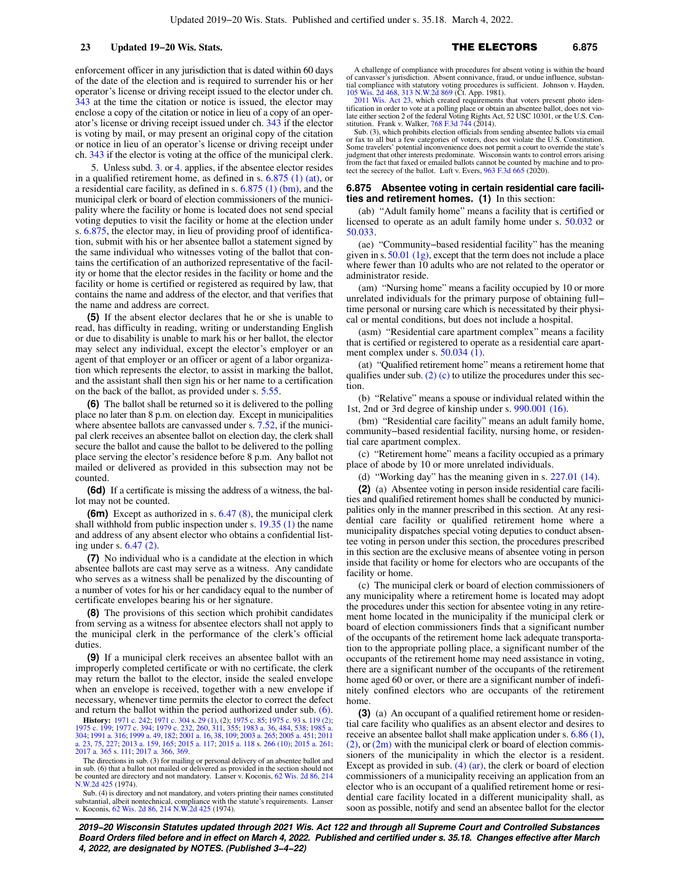enforcement officer in any jurisdiction that is dated within 60 days of the date of the election and is required to surrender his or her operator's license or driving receipt issued to the elector under ch. 343 at the time the citation or notice is issued, the elector may enclose a copy of the citation or notice in lieu of a copy of an operator's license or driving receipt issued under ch. 343 if the elector is voting by mail, or may present an original copy of the citation or notice in lieu of an operator's license or driving receipt under ch. 343 if the elector is voting at the office of the municipal clerk.

5. Unless subd. 3. or 4. applies, if the absentee elector resides in a qualified retirement home, as defined in s. 6.875 (1) (at), or a residential care facility, as defined in s. 6.875 (1) (bm), and the municipal clerk or board of election commissioners of the municipality where the facility or home is located does not send special voting deputies to visit the facility or home at the election under s. 6.875, the elector may, in lieu of providing proof of identification, submit with his or her absentee ballot a statement signed by the same individual who witnesses voting of the ballot that contains the certification of an authorized representative of the facility or home that the elector resides in the facility or home and the facility or home is certified or registered as required by law, that contains the name and address of the elector, and that verifies that the name and address are correct.

**(5)** If the absent elector declares that he or she is unable to read, has difficulty in reading, writing or understanding English or due to disability is unable to mark his or her ballot, the elector may select any individual, except the elector's employer or an agent of that employer or an officer or agent of a labor organization which represents the elector, to assist in marking the ballot, and the assistant shall then sign his or her name to a certification on the back of the ballot, as provided under s. 5.55.

**(6)** The ballot shall be returned so it is delivered to the polling place no later than 8 p.m. on election day. Except in municipalities where absentee ballots are canvassed under s. 7.52, if the municipal clerk receives an absentee ballot on election day, the clerk shall secure the ballot and cause the ballot to be delivered to the polling place serving the elector's residence before 8 p.m. Any ballot not mailed or delivered as provided in this subsection may not be counted.

**(6d)** If a certificate is missing the address of a witness, the ballot may not be counted.

**(6m)** Except as authorized in s. 6.47 (8), the municipal clerk shall withhold from public inspection under s. 19.35 (1) the name and address of any absent elector who obtains a confidential listing under s. 6.47 (2).

**(7)** No individual who is a candidate at the election in which absentee ballots are cast may serve as a witness. Any candidate who serves as a witness shall be penalized by the discounting of a number of votes for his or her candidacy equal to the number of certificate envelopes bearing his or her signature.

**(8)** The provisions of this section which prohibit candidates from serving as a witness for absentee electors shall not apply to the municipal clerk in the performance of the clerk's official duties.

**(9)** If a municipal clerk receives an absentee ballot with an improperly completed certificate or with no certificate, the clerk may return the ballot to the elector, inside the sealed envelope when an envelope is received, together with a new envelope if necessary, whenever time permits the elector to correct the defect and return the ballot within the period authorized under sub. (6).

**History:** 1971 c. 242; 1971 c. 304 s. 29 (1), (2); 1975 c. 85; 1975 c. 93 s. 119 (2); 1975 c. 199; 1977 c. 394; 1979 c. 232, 260, 311, 355; 1983 a. 36, 484, 538; 1985 a. 304; 1991 a. 316; 1999 a. 49, 182; 2001 a. 16, 38, 109; 2003 a. 265; 2005 a. 451; 2011 a. 23, 75, 227; 2013 a. 159, 165; 2015 a. 117; 2015 a. 118 s. 266 (10); 2015 a. 261; 2017 a. 365 s. 111; 2017 a. 366, 369.

The directions in sub. (3) for mailing or personal delivery of an absentee ballot and in sub. (6) that a ballot not mailed or delivered as provided in the section should not be counted are directory and not mandatory. Lanser v. Koconis, 62 Wis. 2d 86, 214 N.W.2d 425 (1974).

Sub. (4) is directory and not mandatory, and voters printing their names constituted substantial, albeit nontechnical, compliance with the statute's requirements. Lanser v. Koconis, 62 Wis. 2d 86, 214 N.W.2d 425 (1974).

A challenge of compliance with procedures for absent voting is within the board of canvasser's jurisdiction. Absent connivance, fraud, or undue influence, substantial compliance with statutory voting procedures is sufficient. Johnson v. Hayden, 105 Wis. 2d 468, 313 N.W.2d 869 (Ct. App. 1981).

2011 Wis. Act 23, which created requirements that voters present photo identification in order to vote at a polling place or obtain an absentee ballot, does not violate either section 2 of the federal Voting Rights Act, 52 USC 10301, or the U.S. Constitution. Frank v. Walker, 768 F.3d 744 (2014).

Sub. (3), which prohibits election officials from sending absentee ballots via email or fax to all but a few categories of voters, does not violate the U.S. Constitution. Some travelers' potential inconvenience does not permit a court to override the state's judgment that other interests predominate. Wisconsin wants to control errors arising from the fact that faxed or emailed ballots cannot be counted by machine and to protect the secrecy of the ballot. Luft v. Evers, 963 F.3d 665 (2020).

## 6.875 Absentee voting in certain residential care facilities and retirement homes.

**(1)** In this section:

(ab) "Adult family home" means a facility that is certified or licensed to operate as an adult family home under s. 50.032 or 50.033.

(ae) "Community−based residential facility" has the meaning given in s. 50.01 (1g), except that the term does not include a place where fewer than 10 adults who are not related to the operator or administrator reside.

(am) "Nursing home" means a facility occupied by 10 or more unrelated individuals for the primary purpose of obtaining full−time personal or nursing care which is necessitated by their physical or mental conditions, but does not include a hospital.

(asm) "Residential care apartment complex" means a facility that is certified or registered to operate as a residential care apartment complex under s. 50.034 (1).

(at) "Qualified retirement home" means a retirement home that qualifies under sub. (2) (c) to utilize the procedures under this section.

(b) "Relative" means a spouse or individual related within the 1st, 2nd or 3rd degree of kinship under s. 990.001 (16).

(bm) "Residential care facility" means an adult family home, community−based residential facility, nursing home, or residential care apartment complex.

(c) "Retirement home" means a facility occupied as a primary place of abode by 10 or more unrelated individuals.

(d) "Working day" has the meaning given in s. 227.01 (14).

**(2)** (a) Absentee voting in person inside residential care facilities and qualified retirement homes shall be conducted by municipalities only in the manner prescribed in this section. At any residential care facility or qualified retirement home where a municipality dispatches special voting deputies to conduct absentee voting in person under this section, the procedures prescribed in this section are the exclusive means of absentee voting in person inside that facility or home for electors who are occupants of the facility or home.

(c) The municipal clerk or board of election commissioners of any municipality where a retirement home is located may adopt the procedures under this section for absentee voting in any retirement home located in the municipality if the municipal clerk or board of election commissioners finds that a significant number of the occupants of the retirement home lack adequate transportation to the appropriate polling place, a significant number of the occupants of the retirement home may need assistance in voting, there are a significant number of the occupants of the retirement home aged 60 or over, or there are a significant number of indefinitely confined electors who are occupants of the retirement home.

**(3)** (a) An occupant of a qualified retirement home or residential care facility who qualifies as an absent elector and desires to receive an absentee ballot shall make application under s. 6.86 (1), (2), or (2m) with the municipal clerk or board of election commissioners of the municipality in which the elector is a resident. Except as provided in sub. (4) (ar), the clerk or board of election commissioners of a municipality receiving an application from an elector who is an occupant of a qualified retirement home or residential care facility located in a different municipality shall, as soon as possible, notify and send an absentee ballot for the elector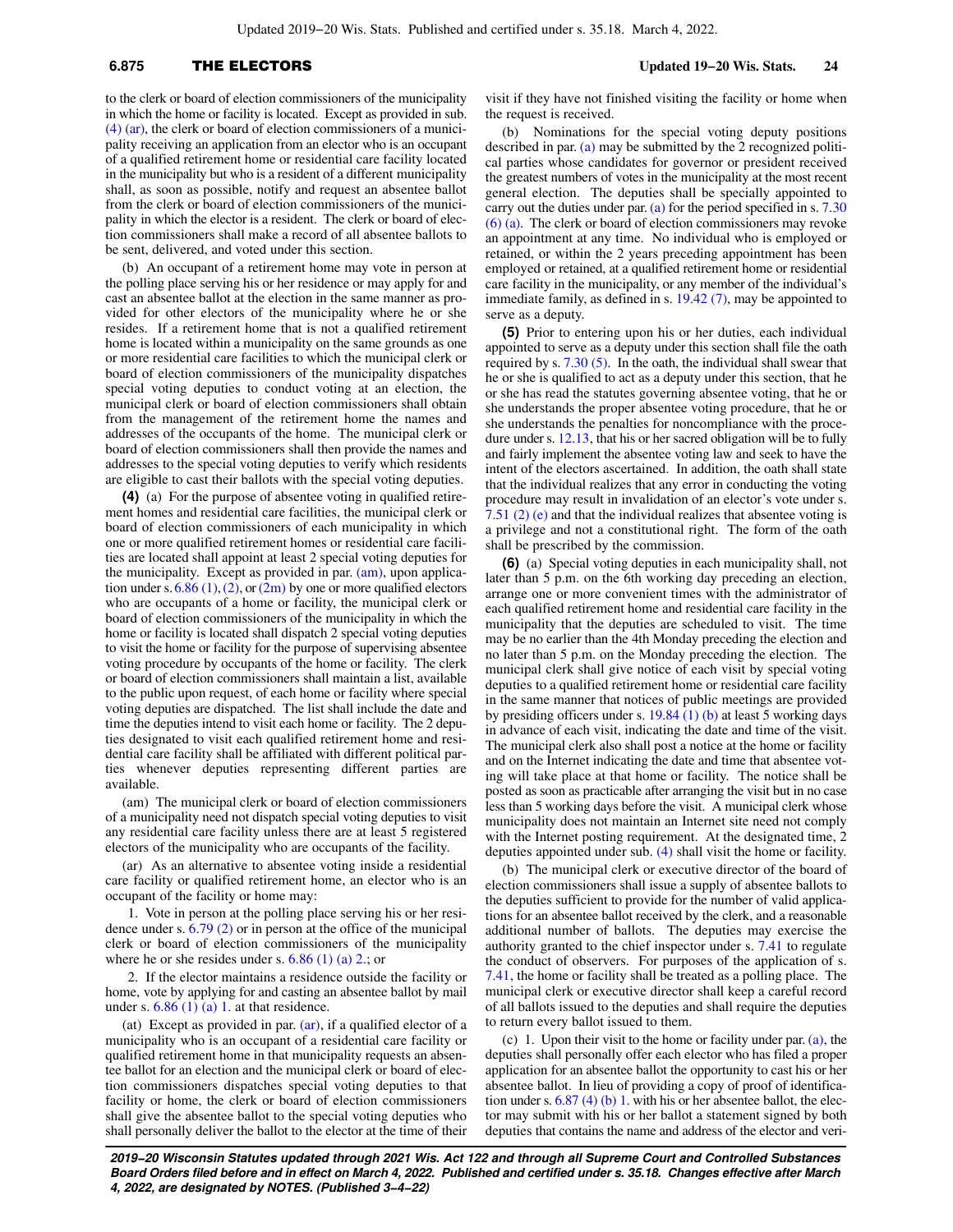to the clerk or board of election commissioners of the municipality in which the home or facility is located. Except as provided in sub. (4) (ar), the clerk or board of election commissioners of a municipality receiving an application from an elector who is an occupant of a qualified retirement home or residential care facility located in the municipality but who is a resident of a different municipality shall, as soon as possible, notify and request an absentee ballot from the clerk or board of election commissioners of the municipality in which the elector is a resident. The clerk or board of election commissioners shall make a record of all absentee ballots to be sent, delivered, and voted under this section.

(b) An occupant of a retirement home may vote in person at the polling place serving his or her residence or may apply for and cast an absentee ballot at the election in the same manner as provided for other electors of the municipality where he or she resides. If a retirement home that is not a qualified retirement home is located within a municipality on the same grounds as one or more residential care facilities to which the municipal clerk or board of election commissioners of the municipality dispatches special voting deputies to conduct voting at an election, the municipal clerk or board of election commissioners shall obtain from the management of the retirement home the names and addresses of the occupants of the home. The municipal clerk or board of election commissioners shall then provide the names and addresses to the special voting deputies to verify which residents are eligible to cast their ballots with the special voting deputies.

**(4)** (a) For the purpose of absentee voting in qualified retirement homes and residential care facilities, the municipal clerk or board of election commissioners of each municipality in which one or more qualified retirement homes or residential care facilities are located shall appoint at least 2 special voting deputies for the municipality. Except as provided in par. (am), upon application under s. 6.86 (1), (2), or (2m) by one or more qualified electors who are occupants of a home or facility, the municipal clerk or board of election commissioners of the municipality in which the home or facility is located shall dispatch 2 special voting deputies to visit the home or facility for the purpose of supervising absentee voting procedure by occupants of the home or facility. The clerk or board of election commissioners shall maintain a list, available to the public upon request, of each home or facility where special voting deputies are dispatched. The list shall include the date and time the deputies intend to visit each home or facility. The 2 deputies designated to visit each qualified retirement home and residential care facility shall be affiliated with different political parties whenever deputies representing different parties are available.

(am) The municipal clerk or board of election commissioners of a municipality need not dispatch special voting deputies to visit any residential care facility unless there are at least 5 registered electors of the municipality who are occupants of the facility.

(ar) As an alternative to absentee voting inside a residential care facility or qualified retirement home, an elector who is an occupant of the facility or home may:

1. Vote in person at the polling place serving his or her residence under s. 6.79 (2) or in person at the office of the municipal clerk or board of election commissioners of the municipality where he or she resides under s. 6.86 (1) (a) 2.; or

2. If the elector maintains a residence outside the facility or home, vote by applying for and casting an absentee ballot by mail under s. 6.86 (1) (a) 1. at that residence.

(at) Except as provided in par. (ar), if a qualified elector of a municipality who is an occupant of a residential care facility or qualified retirement home in that municipality requests an absentee ballot for an election and the municipal clerk or board of election commissioners dispatches special voting deputies to that facility or home, the clerk or board of election commissioners shall give the absentee ballot to the special voting deputies who shall personally deliver the ballot to the elector at the time of their visit if they have not finished visiting the facility or home when the request is received.

(b) Nominations for the special voting deputy positions described in par. (a) may be submitted by the 2 recognized political parties whose candidates for governor or president received the greatest numbers of votes in the municipality at the most recent general election. The deputies shall be specially appointed to carry out the duties under par. (a) for the period specified in s. 7.30 (6) (a). The clerk or board of election commissioners may revoke an appointment at any time. No individual who is employed or retained, or within the 2 years preceding appointment has been employed or retained, at a qualified retirement home or residential care facility in the municipality, or any member of the individual's immediate family, as defined in s. 19.42 (7), may be appointed to serve as a deputy.

**(5)** Prior to entering upon his or her duties, each individual appointed to serve as a deputy under this section shall file the oath required by s. 7.30 (5). In the oath, the individual shall swear that he or she is qualified to act as a deputy under this section, that he or she has read the statutes governing absentee voting, that he or she understands the proper absentee voting procedure, that he or she understands the penalties for noncompliance with the procedure under s. 12.13, that his or her sacred obligation will be to fully and fairly implement the absentee voting law and seek to have the intent of the electors ascertained. In addition, the oath shall state that the individual realizes that any error in conducting the voting procedure may result in invalidation of an elector's vote under s. 7.51 (2) (e) and that the individual realizes that absentee voting is a privilege and not a constitutional right. The form of the oath shall be prescribed by the commission.

**(6)** (a) Special voting deputies in each municipality shall, not later than 5 p.m. on the 6th working day preceding an election, arrange one or more convenient times with the administrator of each qualified retirement home and residential care facility in the municipality that the deputies are scheduled to visit. The time may be no earlier than the 4th Monday preceding the election and no later than 5 p.m. on the Monday preceding the election. The municipal clerk shall give notice of each visit by special voting deputies to a qualified retirement home or residential care facility in the same manner that notices of public meetings are provided by presiding officers under s. 19.84 (1) (b) at least 5 working days in advance of each visit, indicating the date and time of the visit. The municipal clerk also shall post a notice at the home or facility and on the Internet indicating the date and time that absentee voting will take place at that home or facility. The notice shall be posted as soon as practicable after arranging the visit but in no case less than 5 working days before the visit. A municipal clerk whose municipality does not maintain an Internet site need not comply with the Internet posting requirement. At the designated time, 2 deputies appointed under sub. (4) shall visit the home or facility.

(b) The municipal clerk or executive director of the board of election commissioners shall issue a supply of absentee ballots to the deputies sufficient to provide for the number of valid applications for an absentee ballot received by the clerk, and a reasonable additional number of ballots. The deputies may exercise the authority granted to the chief inspector under s. 7.41 to regulate the conduct of observers. For purposes of the application of s. 7.41, the home or facility shall be treated as a polling place. The municipal clerk or executive director shall keep a careful record of all ballots issued to the deputies and shall require the deputies to return every ballot issued to them.

(c) 1. Upon their visit to the home or facility under par. (a), the deputies shall personally offer each elector who has filed a proper application for an absentee ballot the opportunity to cast his or her absentee ballot. In lieu of providing a copy of proof of identification under s. 6.87 (4) (b) 1. with his or her absentee ballot, the elector may submit with his or her ballot a statement signed by both deputies that contains the name and address of the elector and veri-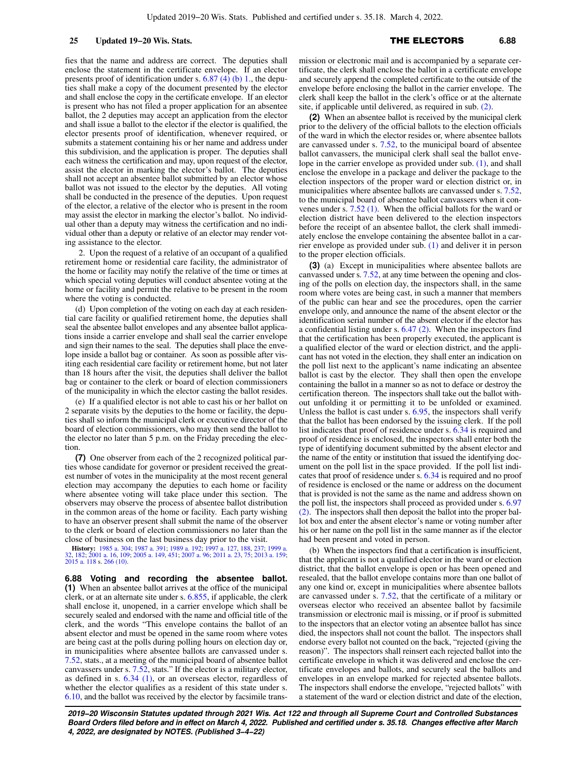fies that the name and address are correct. The deputies shall enclose the statement in the certificate envelope. If an elector presents proof of identification under s. 6.87 (4) (b) 1., the deputies shall make a copy of the document presented by the elector and shall enclose the copy in the certificate envelope. If an elector is present who has not filed a proper application for an absentee ballot, the 2 deputies may accept an application from the elector and shall issue a ballot to the elector if the elector is qualified, the elector presents proof of identification, whenever required, or submits a statement containing his or her name and address under this subdivision, and the application is proper. The deputies shall each witness the certification and may, upon request of the elector, assist the elector in marking the elector's ballot. The deputies shall not accept an absentee ballot submitted by an elector whose ballot was not issued to the elector by the deputies. All voting shall be conducted in the presence of the deputies. Upon request of the elector, a relative of the elector who is present in the room may assist the elector in marking the elector's ballot. No individual other than a deputy may witness the certification and no individual other than a deputy or relative of an elector may render voting assistance to the elector.

2. Upon the request of a relative of an occupant of a qualified retirement home or residential care facility, the administrator of the home or facility may notify the relative of the time or times at which special voting deputies will conduct absentee voting at the home or facility and permit the relative to be present in the room where the voting is conducted.

(d) Upon completion of the voting on each day at each residential care facility or qualified retirement home, the deputies shall seal the absentee ballot envelopes and any absentee ballot applications inside a carrier envelope and shall seal the carrier envelope and sign their names to the seal. The deputies shall place the envelope inside a ballot bag or container. As soon as possible after visiting each residential care facility or retirement home, but not later than 18 hours after the visit, the deputies shall deliver the ballot bag or container to the clerk or board of election commissioners of the municipality in which the elector casting the ballot resides.

(e) If a qualified elector is not able to cast his or her ballot on 2 separate visits by the deputies to the home or facility, the deputies shall so inform the municipal clerk or executive director of the board of election commissioners, who may then send the ballot to the elector no later than 5 p.m. on the Friday preceding the election.

**(7)** One observer from each of the 2 recognized political parties whose candidate for governor or president received the greatest number of votes in the municipality at the most recent general election may accompany the deputies to each home or facility where absentee voting will take place under this section. The observers may observe the process of absentee ballot distribution in the common areas of the home or facility. Each party wishing to have an observer present shall submit the name of the observer to the clerk or board of election commissioners no later than the close of business on the last business day prior to the visit.

**History:** 1985 a. 304; 1987 a. 391; 1989 a. 192; 1997 a. 127, 188, 237; 1999 a. 32, 182; 2001 a. 16, 109; 2005 a. 149, 451; 2007 a. 96; 2011 a. 23, 75; 2013 a. 159; 2015 a. 118 s. 266 (10).

**6.88 Voting and recording the absentee ballot.** **(1)** When an absentee ballot arrives at the office of the municipal clerk, or at an alternate site under s. 6.855, if applicable, the clerk shall enclose it, unopened, in a carrier envelope which shall be securely sealed and endorsed with the name and official title of the clerk, and the words "This envelope contains the ballot of an absent elector and must be opened in the same room where votes are being cast at the polls during polling hours on election day or, in municipalities where absentee ballots are canvassed under s. 7.52, stats., at a meeting of the municipal board of absentee ballot canvassers under s. 7.52, stats." If the elector is a military elector, as defined in s. 6.34 (1), or an overseas elector, regardless of whether the elector qualifies as a resident of this state under s. 6.10, and the ballot was received by the elector by facsimile transmission or electronic mail and is accompanied by a separate certificate, the clerk shall enclose the ballot in a certificate envelope and securely append the completed certificate to the outside of the envelope before enclosing the ballot in the carrier envelope. The clerk shall keep the ballot in the clerk's office or at the alternate site, if applicable until delivered, as required in sub. (2).

**(2)** When an absentee ballot is received by the municipal clerk prior to the delivery of the official ballots to the election officials of the ward in which the elector resides or, where absentee ballots are canvassed under s. 7.52, to the municipal board of absentee ballot canvassers, the municipal clerk shall seal the ballot envelope in the carrier envelope as provided under sub. (1), and shall enclose the envelope in a package and deliver the package to the election inspectors of the proper ward or election district or, in municipalities where absentee ballots are canvassed under s. 7.52, to the municipal board of absentee ballot canvassers when it convenes under s. 7.52 (1). When the official ballots for the ward or election district have been delivered to the election inspectors before the receipt of an absentee ballot, the clerk shall immediately enclose the envelope containing the absentee ballot in a carrier envelope as provided under sub. (1) and deliver it in person to the proper election officials.

**(3)** (a) Except in municipalities where absentee ballots are canvassed under s. 7.52, at any time between the opening and closing of the polls on election day, the inspectors shall, in the same room where votes are being cast, in such a manner that members of the public can hear and see the procedures, open the carrier envelope only, and announce the name of the absent elector or the identification serial number of the absent elector if the elector has a confidential listing under s. 6.47 (2). When the inspectors find that the certification has been properly executed, the applicant is a qualified elector of the ward or election district, and the applicant has not voted in the election, they shall enter an indication on the poll list next to the applicant's name indicating an absentee ballot is cast by the elector. They shall then open the envelope containing the ballot in a manner so as not to deface or destroy the certification thereon. The inspectors shall take out the ballot without unfolding it or permitting it to be unfolded or examined. Unless the ballot is cast under s. 6.95, the inspectors shall verify that the ballot has been endorsed by the issuing clerk. If the poll list indicates that proof of residence under s. 6.34 is required and proof of residence is enclosed, the inspectors shall enter both the type of identifying document submitted by the absent elector and the name of the entity or institution that issued the identifying document on the poll list in the space provided. If the poll list indicates that proof of residence under s. 6.34 is required and no proof of residence is enclosed or the name or address on the document that is provided is not the same as the name and address shown on the poll list, the inspectors shall proceed as provided under s. 6.97 (2). The inspectors shall then deposit the ballot into the proper ballot box and enter the absent elector's name or voting number after his or her name on the poll list in the same manner as if the elector had been present and voted in person.

(b) When the inspectors find that a certification is insufficient, that the applicant is not a qualified elector in the ward or election district, that the ballot envelope is open or has been opened and resealed, that the ballot envelope contains more than one ballot of any one kind or, except in municipalities where absentee ballots are canvassed under s. 7.52, that the certificate of a military or overseas elector who received an absentee ballot by facsimile transmission or electronic mail is missing, or if proof is submitted to the inspectors that an elector voting an absentee ballot has since died, the inspectors shall not count the ballot. The inspectors shall endorse every ballot not counted on the back, "rejected (giving the reason)". The inspectors shall reinsert each rejected ballot into the certificate envelope in which it was delivered and enclose the certificate envelopes and ballots, and securely seal the ballots and envelopes in an envelope marked for rejected absentee ballots. The inspectors shall endorse the envelope, "rejected ballots" with a statement of the ward or election district and date of the election,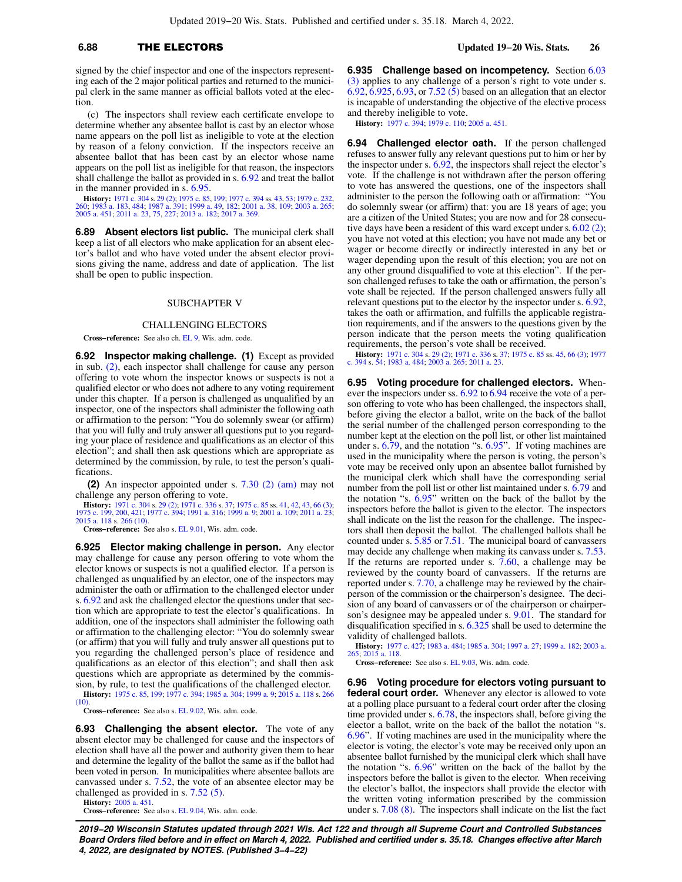signed by the chief inspector and one of the inspectors representing each of the 2 major political parties and returned to the municipal clerk in the same manner as official ballots voted at the election.

(c) The inspectors shall review each certificate envelope to determine whether any absentee ballot is cast by an elector whose name appears on the poll list as ineligible to vote at the election by reason of a felony conviction. If the inspectors receive an absentee ballot that has been cast by an elector whose name appears on the poll list as ineligible for that reason, the inspectors shall challenge the ballot as provided in s. 6.92 and treat the ballot in the manner provided in s. 6.95.

**History:** 1971 c. 304 s. 29 (2); 1975 c. 85, 199; 1977 c. 394 ss. 43, 53; 1979 c. 232, 260; 1983 a. 183, 484; 1987 a. 391; 1999 a. 49, 182; 2001 a. 38, 109; 2003 a. 265; 2005 a. 451; 2011 a. 23, 75, 227; 2013 a. 182; 2017 a. 369.

**6.89 Absent electors list public.** The municipal clerk shall keep a list of all electors who make application for an absent elector's ballot and who have voted under the absent elector provisions giving the name, address and date of application. The list shall be open to public inspection.

## SUBCHAPTER V

## CHALLENGING ELECTORS

**Cross−reference:** See also ch. EL 9, Wis. adm. code.

**6.92 Inspector making challenge. (1)** Except as provided in sub. (2), each inspector shall challenge for cause any person offering to vote whom the inspector knows or suspects is not a qualified elector or who does not adhere to any voting requirement under this chapter. If a person is challenged as unqualified by an inspector, one of the inspectors shall administer the following oath or affirmation to the person: "You do solemnly swear (or affirm) that you will fully and truly answer all questions put to you regarding your place of residence and qualifications as an elector of this election"; and shall then ask questions which are appropriate as determined by the commission, by rule, to test the person's qualifications.

**(2)** An inspector appointed under s. 7.30 (2) (am) may not challenge any person offering to vote.

**History:** 1971 c. 304 s. 29 (2); 1971 c. 336 s. 37; 1975 c. 85 ss. 41, 42, 43, 66 (3); 1975 c. 199, 200, 421; 1977 c. 394; 1991 a. 316; 1999 a. 9; 2001 a. 109; 2011 a. 23; 2015 a. 118 s. 266 (10).

**Cross−reference:** See also s. EL 9.01, Wis. adm. code.

**6.925 Elector making challenge in person.** Any elector may challenge for cause any person offering to vote whom the elector knows or suspects is not a qualified elector. If a person is challenged as unqualified by an elector, one of the inspectors may administer the oath or affirmation to the challenged elector under s. 6.92 and ask the challenged elector the questions under that section which are appropriate to test the elector's qualifications. In addition, one of the inspectors shall administer the following oath or affirmation to the challenging elector: "You do solemnly swear (or affirm) that you will fully and truly answer all questions put to you regarding the challenged person's place of residence and qualifications as an elector of this election"; and shall then ask questions which are appropriate as determined by the commission, by rule, to test the qualifications of the challenged elector.

**History:** 1975 c. 85, 199; 1977 c. 394; 1985 a. 304; 1999 a. 9; 2015 a. 118 s. 266 (10).

**Cross−reference:** See also s. EL 9.02, Wis. adm. code.

**6.93 Challenging the absent elector.** The vote of any absent elector may be challenged for cause and the inspectors of election shall have all the power and authority given them to hear and determine the legality of the ballot the same as if the ballot had been voted in person. In municipalities where absentee ballots are canvassed under s. 7.52, the vote of an absentee elector may be challenged as provided in s. 7.52 (5).

**History:** 2005 a. 451.

**Cross−reference:** See also s. EL 9.04, Wis. adm. code.

**6.935 Challenge based on incompetency.** Section 6.03 (3) applies to any challenge of a person's right to vote under s. 6.92, 6.925, 6.93, or 7.52 (5) based on an allegation that an elector is incapable of understanding the objective of the elective process and thereby ineligible to vote.

**History:** 1977 c. 394; 1979 c. 110; 2005 a. 451.

**6.94 Challenged elector oath.** If the person challenged refuses to answer fully any relevant questions put to him or her by the inspector under s. 6.92, the inspectors shall reject the elector's vote. If the challenge is not withdrawn after the person offering to vote has answered the questions, one of the inspectors shall administer to the person the following oath or affirmation: "You do solemnly swear (or affirm) that: you are 18 years of age; you are a citizen of the United States; you are now and for 28 consecutive days have been a resident of this ward except under s. 6.02 (2); you have not voted at this election; you have not made any bet or wager or become directly or indirectly interested in any bet or wager depending upon the result of this election; you are not on any other ground disqualified to vote at this election". If the person challenged refuses to take the oath or affirmation, the person's vote shall be rejected. If the person challenged answers fully all relevant questions put to the elector by the inspector under s. 6.92, takes the oath or affirmation, and fulfills the applicable registration requirements, and if the answers to the questions given by the person indicate that the person meets the voting qualification requirements, the person's vote shall be received.

**History:** 1971 c. 304 s. 29 (2); 1971 c. 336 s. 37; 1975 c. 85 ss. 45, 66 (3); 1977 c. 394 s. 54; 1983 a. 484; 2003 a. 265; 2011 a. 23.

**6.95 Voting procedure for challenged electors.** Whenever the inspectors under ss. 6.92 to 6.94 receive the vote of a person offering to vote who has been challenged, the inspectors shall, before giving the elector a ballot, write on the back of the ballot the serial number of the challenged person corresponding to the number kept at the election on the poll list, or other list maintained under s. 6.79, and the notation "s. 6.95". If voting machines are used in the municipality where the person is voting, the person's vote may be received only upon an absentee ballot furnished by the municipal clerk which shall have the corresponding serial number from the poll list or other list maintained under s. 6.79 and the notation "s. 6.95" written on the back of the ballot by the inspectors before the ballot is given to the elector. The inspectors shall indicate on the list the reason for the challenge. The inspectors shall then deposit the ballot. The challenged ballots shall be counted under s. 5.85 or 7.51. The municipal board of canvassers may decide any challenge when making its canvass under s. 7.53. If the returns are reported under s. 7.60, a challenge may be reviewed by the county board of canvassers. If the returns are reported under s. 7.70, a challenge may be reviewed by the chairperson of the commission or the chairperson's designee. The decision of any board of canvassers or of the chairperson or chairperson's designee may be appealed under s. 9.01. The standard for disqualification specified in s. 6.325 shall be used to determine the validity of challenged ballots.

**History:** 1977 c. 427; 1983 a. 484; 1985 a. 304; 1997 a. 27; 1999 a. 182; 2003 a. 265; 2015 a. 118.

**Cross−reference:** See also s. EL 9.03, Wis. adm. code.

**6.96 Voting procedure for electors voting pursuant to federal court order.** Whenever any elector is allowed to vote at a polling place pursuant to a federal court order after the closing time provided under s. 6.78, the inspectors shall, before giving the elector a ballot, write on the back of the ballot the notation "s. 6.96". If voting machines are used in the municipality where the elector is voting, the elector's vote may be received only upon an absentee ballot furnished by the municipal clerk which shall have the notation "s. 6.96" written on the back of the ballot by the inspectors before the ballot is given to the elector. When receiving the elector's ballot, the inspectors shall provide the elector with the written voting information prescribed by the commission under s. 7.08 (8). The inspectors shall indicate on the list the fact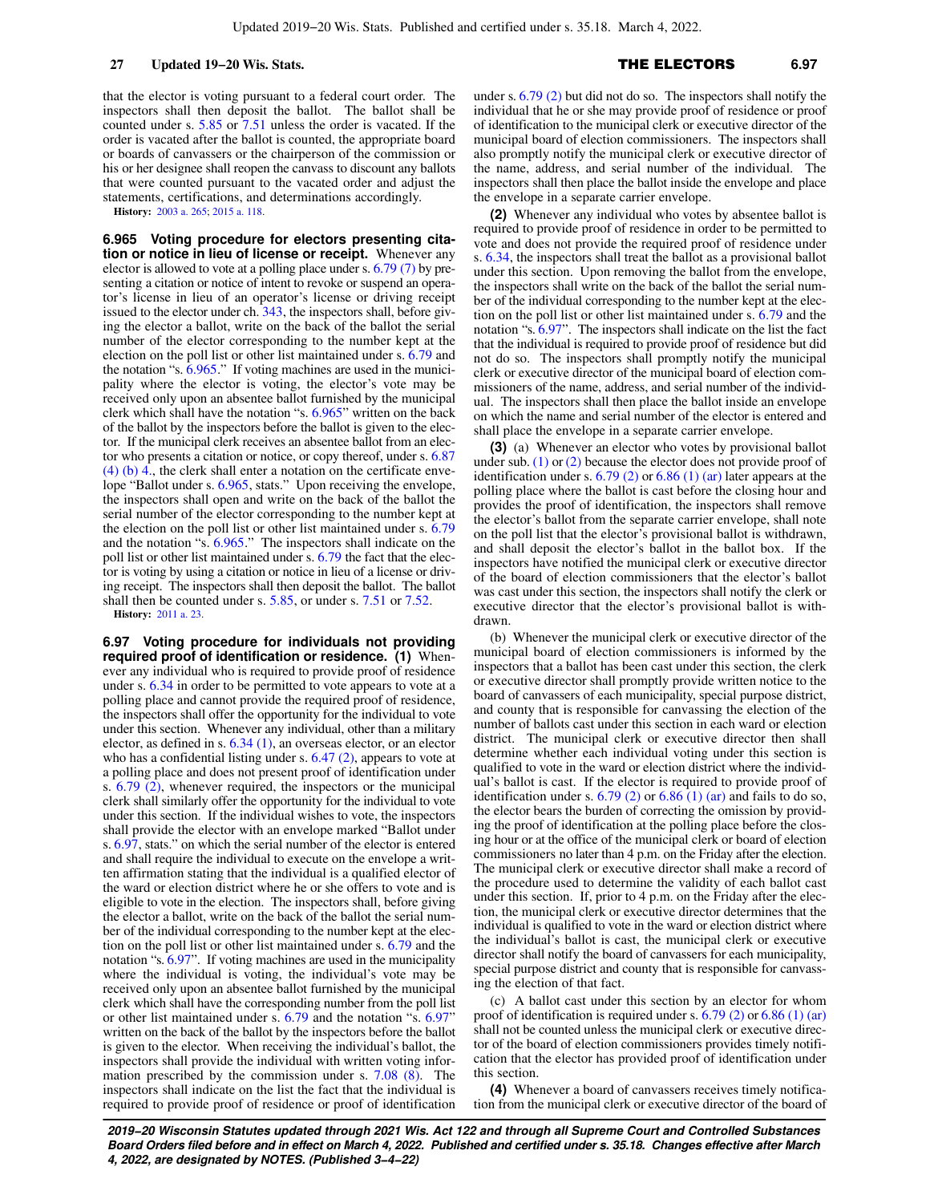that the elector is voting pursuant to a federal court order. The inspectors shall then deposit the ballot. The ballot shall be counted under s. 5.85 or 7.51 unless the order is vacated. If the order is vacated after the ballot is counted, the appropriate board or boards of canvassers or the chairperson of the commission or his or her designee shall reopen the canvass to discount any ballots that were counted pursuant to the vacated order and adjust the statements, certifications, and determinations accordingly.

**History:** 2003 a. 265; 2015 a. 118.

**6.965 Voting procedure for electors presenting citation or notice in lieu of license or receipt.** Whenever any elector is allowed to vote at a polling place under s. 6.79 (7) by presenting a citation or notice of intent to revoke or suspend an operator's license in lieu of an operator's license or driving receipt issued to the elector under ch. 343, the inspectors shall, before giving the elector a ballot, write on the back of the ballot the serial number of the elector corresponding to the number kept at the election on the poll list or other list maintained under s. 6.79 and the notation "s. 6.965." If voting machines are used in the municipality where the elector is voting, the elector's vote may be received only upon an absentee ballot furnished by the municipal clerk which shall have the notation "s. 6.965" written on the back of the ballot by the inspectors before the ballot is given to the elector. If the municipal clerk receives an absentee ballot from an elector who presents a citation or notice, or copy thereof, under s. 6.87 (4) (b) 4., the clerk shall enter a notation on the certificate envelope "Ballot under s. 6.965, stats." Upon receiving the envelope, the inspectors shall open and write on the back of the ballot the serial number of the elector corresponding to the number kept at the election on the poll list or other list maintained under s. 6.79 and the notation "s. 6.965." The inspectors shall indicate on the poll list or other list maintained under s. 6.79 the fact that the elector is voting by using a citation or notice in lieu of a license or driving receipt. The inspectors shall then deposit the ballot. The ballot shall then be counted under s. 5.85, or under s. 7.51 or 7.52.

**History:** 2011 a. 23.

**6.97 Voting procedure for individuals not providing required proof of identification or residence. (1)** Whenever any individual who is required to provide proof of residence under s. 6.34 in order to be permitted to vote appears to vote at a polling place and cannot provide the required proof of residence, the inspectors shall offer the opportunity for the individual to vote under this section. Whenever any individual, other than a military elector, as defined in s. 6.34 (1), an overseas elector, or an elector who has a confidential listing under s. 6.47 (2), appears to vote at a polling place and does not present proof of identification under s. 6.79 (2), whenever required, the inspectors or the municipal clerk shall similarly offer the opportunity for the individual to vote under this section. If the individual wishes to vote, the inspectors shall provide the elector with an envelope marked "Ballot under s. 6.97, stats." on which the serial number of the elector is entered and shall require the individual to execute on the envelope a written affirmation stating that the individual is a qualified elector of the ward or election district where he or she offers to vote and is eligible to vote in the election. The inspectors shall, before giving the elector a ballot, write on the back of the ballot the serial number of the individual corresponding to the number kept at the election on the poll list or other list maintained under s. 6.79 and the notation "s. 6.97". If voting machines are used in the municipality where the individual is voting, the individual's vote may be received only upon an absentee ballot furnished by the municipal clerk which shall have the corresponding number from the poll list or other list maintained under s. 6.79 and the notation "s. 6.97" written on the back of the ballot by the inspectors before the ballot is given to the elector. When receiving the individual's ballot, the inspectors shall provide the individual with written voting information prescribed by the commission under s. 7.08 (8). The inspectors shall indicate on the list the fact that the individual is required to provide proof of residence or proof of identification under s. 6.79 (2) but did not do so. The inspectors shall notify the individual that he or she may provide proof of residence or proof of identification to the municipal clerk or executive director of the municipal board of election commissioners. The inspectors shall also promptly notify the municipal clerk or executive director of the name, address, and serial number of the individual. The inspectors shall then place the ballot inside the envelope and place the envelope in a separate carrier envelope.

**(2)** Whenever any individual who votes by absentee ballot is required to provide proof of residence in order to be permitted to vote and does not provide the required proof of residence under s. 6.34, the inspectors shall treat the ballot as a provisional ballot under this section. Upon removing the ballot from the envelope, the inspectors shall write on the back of the ballot the serial number of the individual corresponding to the number kept at the election on the poll list or other list maintained under s. 6.79 and the notation "s. 6.97". The inspectors shall indicate on the list the fact that the individual is required to provide proof of residence but did not do so. The inspectors shall promptly notify the municipal clerk or executive director of the municipal board of election commissioners of the name, address, and serial number of the individual. The inspectors shall then place the ballot inside an envelope on which the name and serial number of the elector is entered and shall place the envelope in a separate carrier envelope.

**(3)** (a) Whenever an elector who votes by provisional ballot under sub. (1) or (2) because the elector does not provide proof of identification under s. 6.79 (2) or 6.86 (1) (ar) later appears at the polling place where the ballot is cast before the closing hour and provides the proof of identification, the inspectors shall remove the elector's ballot from the separate carrier envelope, shall note on the poll list that the elector's provisional ballot is withdrawn, and shall deposit the elector's ballot in the ballot box. If the inspectors have notified the municipal clerk or executive director of the board of election commissioners that the elector's ballot was cast under this section, the inspectors shall notify the clerk or executive director that the elector's provisional ballot is withdrawn.

(b) Whenever the municipal clerk or executive director of the municipal board of election commissioners is informed by the inspectors that a ballot has been cast under this section, the clerk or executive director shall promptly provide written notice to the board of canvassers of each municipality, special purpose district, and county that is responsible for canvassing the election of the number of ballots cast under this section in each ward or election district. The municipal clerk or executive director then shall determine whether each individual voting under this section is qualified to vote in the ward or election district where the individual's ballot is cast. If the elector is required to provide proof of identification under s. 6.79 (2) or 6.86 (1) (ar) and fails to do so, the elector bears the burden of correcting the omission by providing the proof of identification at the polling place before the closing hour or at the office of the municipal clerk or board of election commissioners no later than 4 p.m. on the Friday after the election. The municipal clerk or executive director shall make a record of the procedure used to determine the validity of each ballot cast under this section. If, prior to 4 p.m. on the Friday after the election, the municipal clerk or executive director determines that the individual is qualified to vote in the ward or election district where the individual's ballot is cast, the municipal clerk or executive director shall notify the board of canvassers for each municipality, special purpose district and county that is responsible for canvassing the election of that fact.

(c) A ballot cast under this section by an elector for whom proof of identification is required under s. 6.79 (2) or 6.86 (1) (ar) shall not be counted unless the municipal clerk or executive director of the board of election commissioners provides timely notification that the elector has provided proof of identification under this section.

**(4)** Whenever a board of canvassers receives timely notification from the municipal clerk or executive director of the board of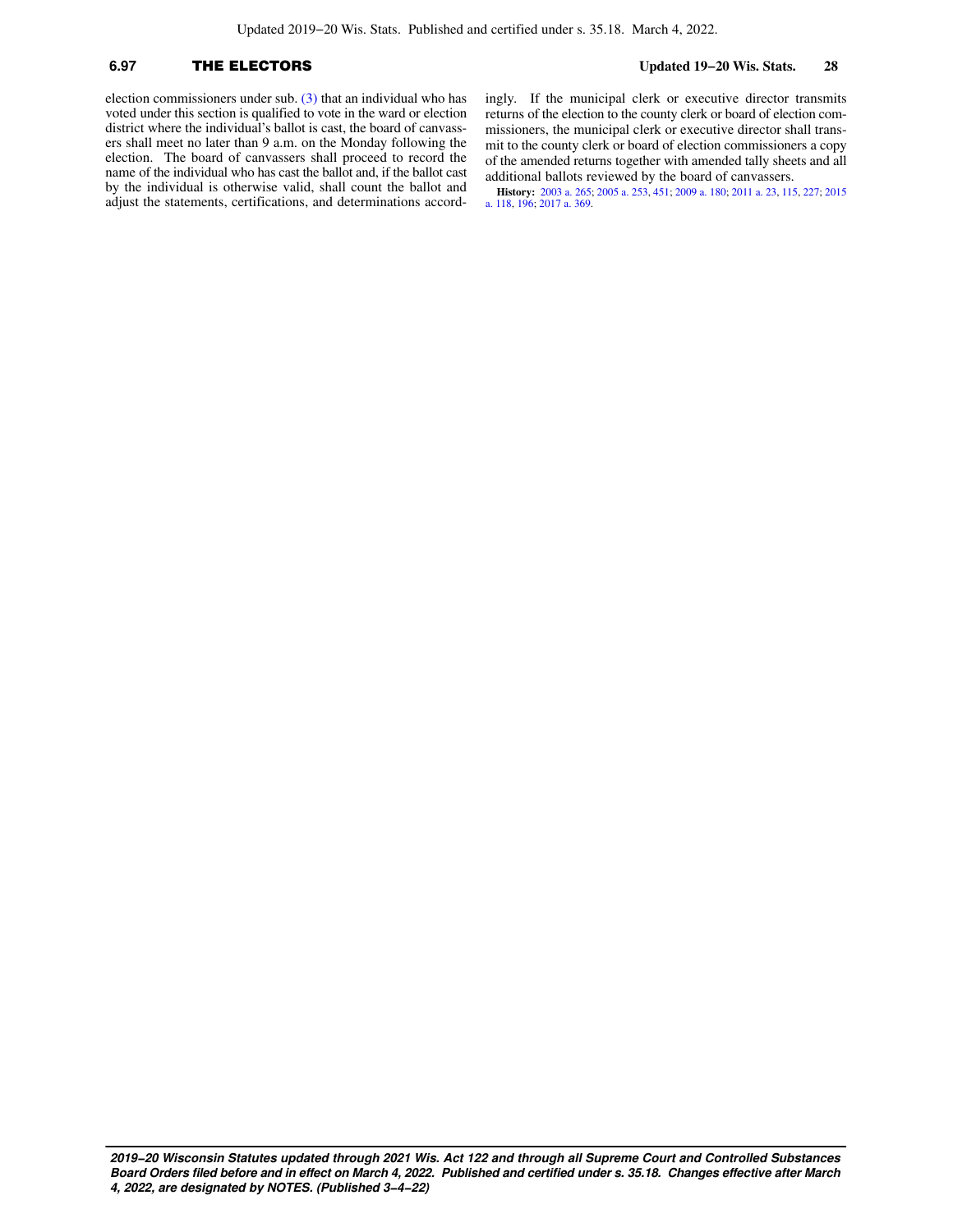election commissioners under sub. (3) that an individual who has voted under this section is qualified to vote in the ward or election district where the individual's ballot is cast, the board of canvassers shall meet no later than 9 a.m. on the Monday following the election. The board of canvassers shall proceed to record the name of the individual who has cast the ballot and, if the ballot cast by the individual is otherwise valid, shall count the ballot and adjust the statements, certifications, and determinations accordingly. If the municipal clerk or executive director transmits returns of the election to the county clerk or board of election commissioners, the municipal clerk or executive director shall transmit to the county clerk or board of election commissioners a copy of the amended returns together with amended tally sheets and all additional ballots reviewed by the board of canvassers.

**History:** 2003 a. 265; 2005 a. 253, 451; 2009 a. 180; 2011 a. 23, 115, 227; 2015 a. 118, 196; 2017 a. 369.